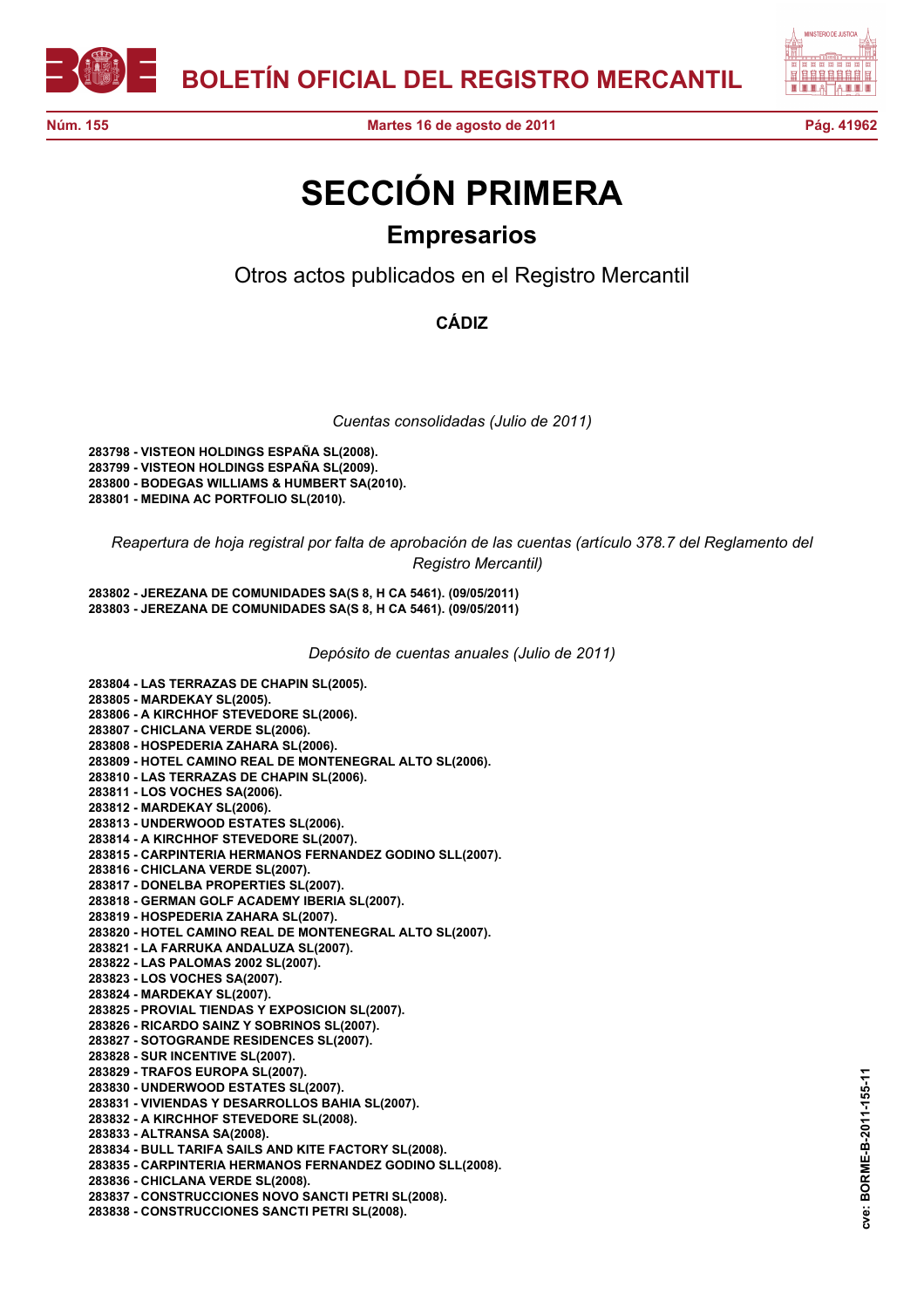# SECCIÓN PRIMERA

## Empresarios

### Otros actos publicados en el Registro Mercantil

### CÁDIZ

*Cuentas consolidadas (Julio de 2011)*

**283798 - VISTEON HOLDINGS ESPAÑA SL(2008).**
**283799 - VISTEON HOLDINGS ESPAÑA SL(2009).**
**283800 - BODEGAS WILLIAMS & HUMBERT SA(2010).**
**283801 - MEDINA AC PORTFOLIO SL(2010).**

*Reapertura de hoja registral por falta de aprobación de las cuentas (artículo 378.7 del Reglamento del Registro Mercantil)*

**283802 - JEREZANA DE COMUNIDADES SA(S 8, H CA 5461). (09/05/2011)**
**283803 - JEREZANA DE COMUNIDADES SA(S 8, H CA 5461). (09/05/2011)**

*Depósito de cuentas anuales (Julio de 2011)*

**283804 - LAS TERRAZAS DE CHAPIN SL(2005).**
**283805 - MARDEKAY SL(2005).**
**283806 - A KIRCHHOF STEVEDORE SL(2006).**
**283807 - CHICLANA VERDE SL(2006).**
**283808 - HOSPEDERIA ZAHARA SL(2006).**
**283809 - HOTEL CAMINO REAL DE MONTENEGRAL ALTO SL(2006).**
**283810 - LAS TERRAZAS DE CHAPIN SL(2006).**
**283811 - LOS VOCHES SA(2006).**
**283812 - MARDEKAY SL(2006).**
**283813 - UNDERWOOD ESTATES SL(2006).**
**283814 - A KIRCHHOF STEVEDORE SL(2007).**
**283815 - CARPINTERIA HERMANOS FERNANDEZ GODINO SLL(2007).**
**283816 - CHICLANA VERDE SL(2007).**
**283817 - DONELBA PROPERTIES SL(2007).**
**283818 - GERMAN GOLF ACADEMY IBERIA SL(2007).**
**283819 - HOSPEDERIA ZAHARA SL(2007).**
**283820 - HOTEL CAMINO REAL DE MONTENEGRAL ALTO SL(2007).**
**283821 - LA FARRUKA ANDALUZA SL(2007).**
**283822 - LAS PALOMAS 2002 SL(2007).**
**283823 - LOS VOCHES SA(2007).**
**283824 - MARDEKAY SL(2007).**
**283825 - PROVIAL TIENDAS Y EXPOSICION SL(2007).**
**283826 - RICARDO SAINZ Y SOBRINOS SL(2007).**
**283827 - SOTOGRANDE RESIDENCES SL(2007).**
**283828 - SUR INCENTIVE SL(2007).**
**283829 - TRAFOS EUROPA SL(2007).**
**283830 - UNDERWOOD ESTATES SL(2007).**
**283831 - VIVIENDAS Y DESARROLLOS BAHIA SL(2007).**
**283832 - A KIRCHHOF STEVEDORE SL(2008).**
**283833 - ALTRANSA SA(2008).**
**283834 - BULL TARIFA SAILS AND KITE FACTORY SL(2008).**
**283835 - CARPINTERIA HERMANOS FERNANDEZ GODINO SLL(2008).**
**283836 - CHICLANA VERDE SL(2008).**
**283837 - CONSTRUCCIONES NOVO SANCTI PETRI SL(2008).**
**283838 - CONSTRUCCIONES SANCTI PETRI SL(2008).**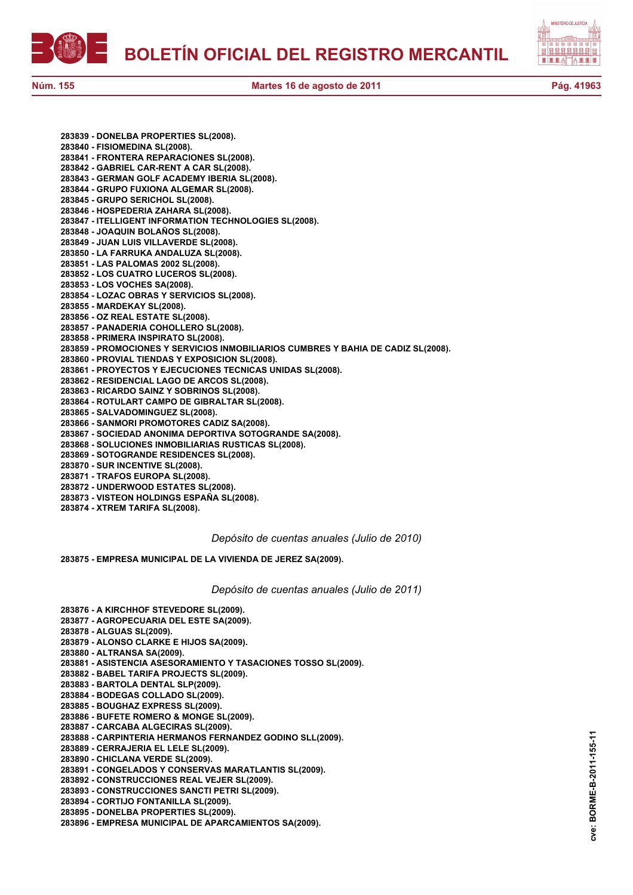**283839 - DONELBA PROPERTIES SL(2008).**
**283840 - FISIOMEDINA SL(2008).**
**283841 - FRONTERA REPARACIONES SL(2008).**
**283842 - GABRIEL CAR-RENT A CAR SL(2008).**
**283843 - GERMAN GOLF ACADEMY IBERIA SL(2008).**
**283844 - GRUPO FUXIONA ALGEMAR SL(2008).**
**283845 - GRUPO SERICHOL SL(2008).**
**283846 - HOSPEDERIA ZAHARA SL(2008).**
**283847 - ITELLIGENT INFORMATION TECHNOLOGIES SL(2008).**
**283848 - JOAQUIN BOLAÑOS SL(2008).**
**283849 - JUAN LUIS VILLAVERDE SL(2008).**
**283850 - LA FARRUKA ANDALUZA SL(2008).**
**283851 - LAS PALOMAS 2002 SL(2008).**
**283852 - LOS CUATRO LUCEROS SL(2008).**
**283853 - LOS VOCHES SA(2008).**
**283854 - LOZAC OBRAS Y SERVICIOS SL(2008).**
**283855 - MARDEKAY SL(2008).**
**283856 - OZ REAL ESTATE SL(2008).**
**283857 - PANADERIA COHOLLERO SL(2008).**
**283858 - PRIMERA INSPIRATO SL(2008).**
**283859 - PROMOCIONES Y SERVICIOS INMOBILIARIOS CUMBRES Y BAHIA DE CADIZ SL(2008).**
**283860 - PROVIAL TIENDAS Y EXPOSICION SL(2008).**
**283861 - PROYECTOS Y EJECUCIONES TECNICAS UNIDAS SL(2008).**
**283862 - RESIDENCIAL LAGO DE ARCOS SL(2008).**
**283863 - RICARDO SAINZ Y SOBRINOS SL(2008).**
**283864 - ROTULART CAMPO DE GIBRALTAR SL(2008).**
**283865 - SALVADOMINGUEZ SL(2008).**
**283866 - SANMORI PROMOTORES CADIZ SA(2008).**
**283867 - SOCIEDAD ANONIMA DEPORTIVA SOTOGRANDE SA(2008).**
**283868 - SOLUCIONES INMOBILIARIAS RUSTICAS SL(2008).**
**283869 - SOTOGRANDE RESIDENCES SL(2008).**
**283870 - SUR INCENTIVE SL(2008).**
**283871 - TRAFOS EUROPA SL(2008).**
**283872 - UNDERWOOD ESTATES SL(2008).**
**283873 - VISTEON HOLDINGS ESPAÑA SL(2008).**
**283874 - XTREM TARIFA SL(2008).**

*Depósito de cuentas anuales (Julio de 2010)*

**283875 - EMPRESA MUNICIPAL DE LA VIVIENDA DE JEREZ SA(2009).**

*Depósito de cuentas anuales (Julio de 2011)*

**283876 - A KIRCHHOF STEVEDORE SL(2009).**
**283877 - AGROPECUARIA DEL ESTE SA(2009).**
**283878 - ALGUAS SL(2009).**
**283879 - ALONSO CLARKE E HIJOS SA(2009).**
**283880 - ALTRANSA SA(2009).**
**283881 - ASISTENCIA ASESORAMIENTO Y TASACIONES TOSSO SL(2009).**
**283882 - BABEL TARIFA PROJECTS SL(2009).**
**283883 - BARTOLA DENTAL SLP(2009).**
**283884 - BODEGAS COLLADO SL(2009).**
**283885 - BOUGHAZ EXPRESS SL(2009).**
**283886 - BUFETE ROMERO & MONGE SL(2009).**
**283887 - CARCABA ALGECIRAS SL(2009).**
**283888 - CARPINTERIA HERMANOS FERNANDEZ GODINO SLL(2009).**
**283889 - CERRAJERIA EL LELE SL(2009).**
**283890 - CHICLANA VERDE SL(2009).**
**283891 - CONGELADOS Y CONSERVAS MARATLANTIS SL(2009).**
**283892 - CONSTRUCCIONES REAL VEJER SL(2009).**
**283893 - CONSTRUCCIONES SANCTI PETRI SL(2009).**
**283894 - CORTIJO FONTANILLA SL(2009).**
**283895 - DONELBA PROPERTIES SL(2009).**
**283896 - EMPRESA MUNICIPAL DE APARCAMIENTOS SA(2009).**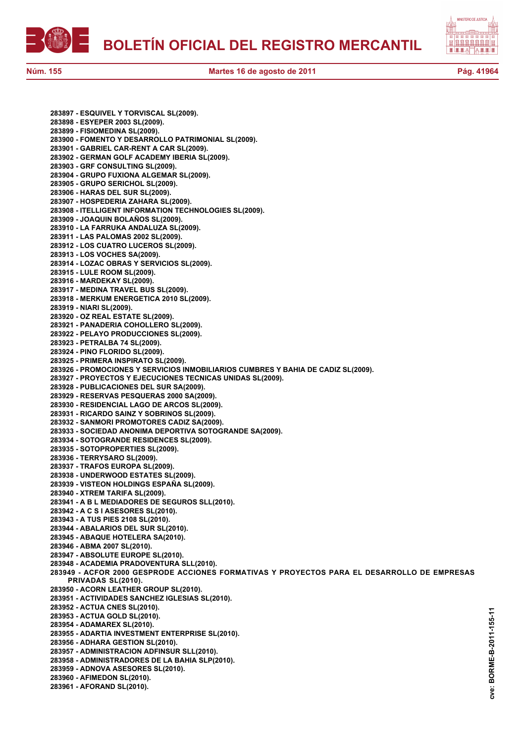**283897 - ESQUIVEL Y TORVISCAL SL(2009).**
**283898 - ESYEPER 2003 SL(2009).**
**283899 - FISIOMEDINA SL(2009).**
**283900 - FOMENTO Y DESARROLLO PATRIMONIAL SL(2009).**
**283901 - GABRIEL CAR-RENT A CAR SL(2009).**
**283902 - GERMAN GOLF ACADEMY IBERIA SL(2009).**
**283903 - GRF CONSULTING SL(2009).**
**283904 - GRUPO FUXIONA ALGEMAR SL(2009).**
**283905 - GRUPO SERICHOL SL(2009).**
**283906 - HARAS DEL SUR SL(2009).**
**283907 - HOSPEDERIA ZAHARA SL(2009).**
**283908 - ITELLIGENT INFORMATION TECHNOLOGIES SL(2009).**
**283909 - JOAQUIN BOLAÑOS SL(2009).**
**283910 - LA FARRUKA ANDALUZA SL(2009).**
**283911 - LAS PALOMAS 2002 SL(2009).**
**283912 - LOS CUATRO LUCEROS SL(2009).**
**283913 - LOS VOCHES SA(2009).**
**283914 - LOZAC OBRAS Y SERVICIOS SL(2009).**
**283915 - LULE ROOM SL(2009).**
**283916 - MARDEKAY SL(2009).**
**283917 - MEDINA TRAVEL BUS SL(2009).**
**283918 - MERKUM ENERGETICA 2010 SL(2009).**
**283919 - NIARI SL(2009).**
**283920 - OZ REAL ESTATE SL(2009).**
**283921 - PANADERIA COHOLLERO SL(2009).**
**283922 - PELAYO PRODUCCIONES SL(2009).**
**283923 - PETRALBA 74 SL(2009).**
**283924 - PINO FLORIDO SL(2009).**
**283925 - PRIMERA INSPIRATO SL(2009).**
**283926 - PROMOCIONES Y SERVICIOS INMOBILIARIOS CUMBRES Y BAHIA DE CADIZ SL(2009).**
**283927 - PROYECTOS Y EJECUCIONES TECNICAS UNIDAS SL(2009).**
**283928 - PUBLICACIONES DEL SUR SA(2009).**
**283929 - RESERVAS PESQUERAS 2000 SA(2009).**
**283930 - RESIDENCIAL LAGO DE ARCOS SL(2009).**
**283931 - RICARDO SAINZ Y SOBRINOS SL(2009).**
**283932 - SANMORI PROMOTORES CADIZ SA(2009).**
**283933 - SOCIEDAD ANONIMA DEPORTIVA SOTOGRANDE SA(2009).**
**283934 - SOTOGRANDE RESIDENCES SL(2009).**
**283935 - SOTOPROPERTIES SL(2009).**
**283936 - TERRYSARO SL(2009).**
**283937 - TRAFOS EUROPA SL(2009).**
**283938 - UNDERWOOD ESTATES SL(2009).**
**283939 - VISTEON HOLDINGS ESPAÑA SL(2009).**
**283940 - XTREM TARIFA SL(2009).**
**283941 - A B L MEDIADORES DE SEGUROS SLL(2010).**
**283942 - A C S I ASESORES SL(2010).**
**283943 - A TUS PIES 2108 SL(2010).**
**283944 - ABALARIOS DEL SUR SL(2010).**
**283945 - ABAQUE HOTELERA SA(2010).**
**283946 - ABMA 2007 SL(2010).**
**283947 - ABSOLUTE EUROPE SL(2010).**
**283948 - ACADEMIA PRADOVENTURA SLL(2010).**
**283949 - ACFOR 2000 GESPRODE ACCIONES FORMATIVAS Y PROYECTOS PARA EL DESARROLLO DE EMPRESAS PRIVADAS SL(2010).**
**283950 - ACORN LEATHER GROUP SL(2010).**
**283951 - ACTIVIDADES SANCHEZ IGLESIAS SL(2010).**
**283952 - ACTUA CNES SL(2010).**
**283953 - ACTUA GOLD SL(2010).**
**283954 - ADAMAREX SL(2010).**
**283955 - ADARTIA INVESTMENT ENTERPRISE SL(2010).**
**283956 - ADHARA GESTION SL(2010).**
**283957 - ADMINISTRACION ADFINSUR SLL(2010).**
**283958 - ADMINISTRADORES DE LA BAHIA SLP(2010).**
**283959 - ADNOVA ASESORES SL(2010).**
**283960 - AFIMEDON SL(2010).**
**283961 - AFORAND SL(2010).**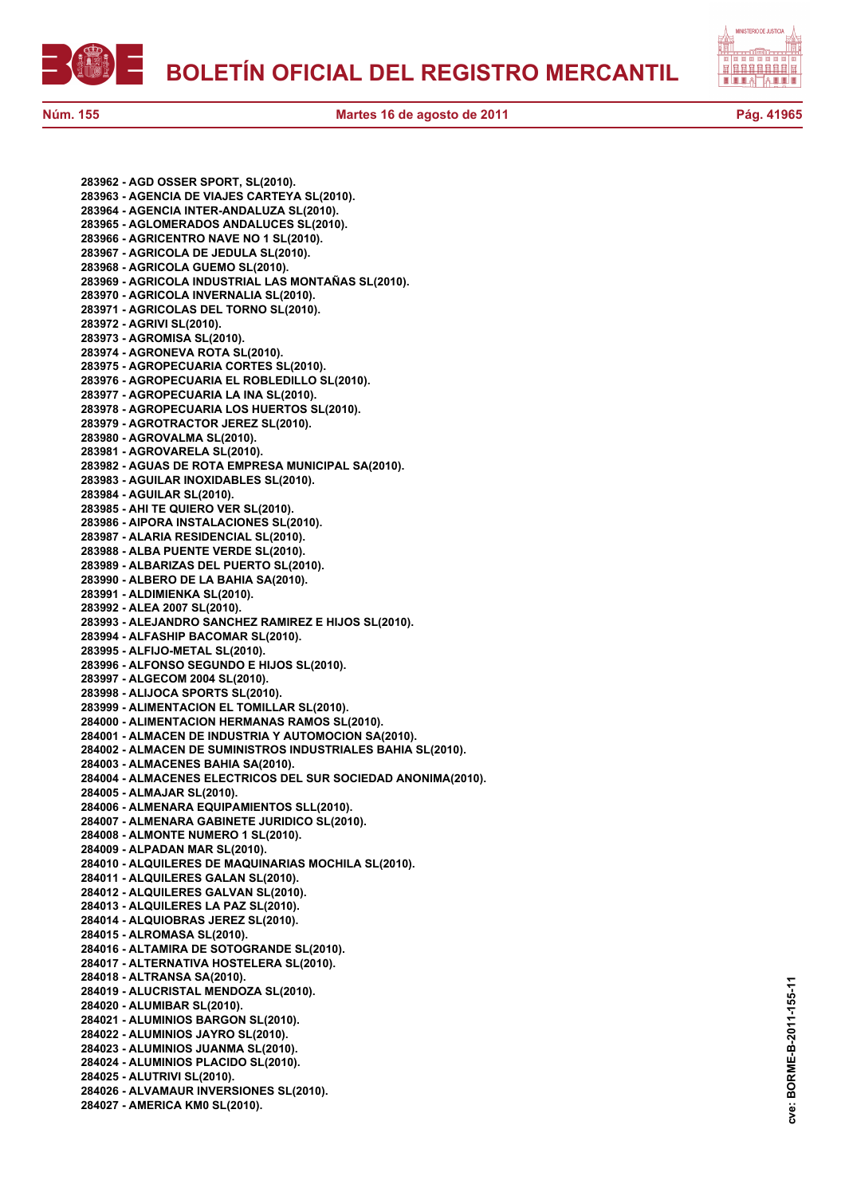**283962 - AGD OSSER SPORT, SL(2010).**
**283963 - AGENCIA DE VIAJES CARTEYA SL(2010).**
**283964 - AGENCIA INTER-ANDALUZA SL(2010).**
**283965 - AGLOMERADOS ANDALUCES SL(2010).**
**283966 - AGRICENTRO NAVE NO 1 SL(2010).**
**283967 - AGRICOLA DE JEDULA SL(2010).**
**283968 - AGRICOLA GUEMO SL(2010).**
**283969 - AGRICOLA INDUSTRIAL LAS MONTAÑAS SL(2010).**
**283970 - AGRICOLA INVERNALIA SL(2010).**
**283971 - AGRICOLAS DEL TORNO SL(2010).**
**283972 - AGRIVI SL(2010).**
**283973 - AGROMISA SL(2010).**
**283974 - AGRONEVA ROTA SL(2010).**
**283975 - AGROPECUARIA CORTES SL(2010).**
**283976 - AGROPECUARIA EL ROBLEDILLO SL(2010).**
**283977 - AGROPECUARIA LA INA SL(2010).**
**283978 - AGROPECUARIA LOS HUERTOS SL(2010).**
**283979 - AGROTRACTOR JEREZ SL(2010).**
**283980 - AGROVALMA SL(2010).**
**283981 - AGROVARELA SL(2010).**
**283982 - AGUAS DE ROTA EMPRESA MUNICIPAL SA(2010).**
**283983 - AGUILAR INOXIDABLES SL(2010).**
**283984 - AGUILAR SL(2010).**
**283985 - AHI TE QUIERO VER SL(2010).**
**283986 - AIPORA INSTALACIONES SL(2010).**
**283987 - ALARIA RESIDENCIAL SL(2010).**
**283988 - ALBA PUENTE VERDE SL(2010).**
**283989 - ALBARIZAS DEL PUERTO SL(2010).**
**283990 - ALBERO DE LA BAHIA SA(2010).**
**283991 - ALDIMIENKA SL(2010).**
**283992 - ALEA 2007 SL(2010).**
**283993 - ALEJANDRO SANCHEZ RAMIREZ E HIJOS SL(2010).**
**283994 - ALFASHIP BACOMAR SL(2010).**
**283995 - ALFIJO-METAL SL(2010).**
**283996 - ALFONSO SEGUNDO E HIJOS SL(2010).**
**283997 - ALGECOM 2004 SL(2010).**
**283998 - ALIJOCA SPORTS SL(2010).**
**283999 - ALIMENTACION EL TOMILLAR SL(2010).**
**284000 - ALIMENTACION HERMANAS RAMOS SL(2010).**
**284001 - ALMACEN DE INDUSTRIA Y AUTOMOCION SA(2010).**
**284002 - ALMACEN DE SUMINISTROS INDUSTRIALES BAHIA SL(2010).**
**284003 - ALMACENES BAHIA SA(2010).**
**284004 - ALMACENES ELECTRICOS DEL SUR SOCIEDAD ANONIMA(2010).**
**284005 - ALMAJAR SL(2010).**
**284006 - ALMENARA EQUIPAMIENTOS SLL(2010).**
**284007 - ALMENARA GABINETE JURIDICO SL(2010).**
**284008 - ALMONTE NUMERO 1 SL(2010).**
**284009 - ALPADAN MAR SL(2010).**
**284010 - ALQUILERES DE MAQUINARIAS MOCHILA SL(2010).**
**284011 - ALQUILERES GALAN SL(2010).**
**284012 - ALQUILERES GALVAN SL(2010).**
**284013 - ALQUILERES LA PAZ SL(2010).**
**284014 - ALQUIOBRAS JEREZ SL(2010).**
**284015 - ALROMASA SL(2010).**
**284016 - ALTAMIRA DE SOTOGRANDE SL(2010).**
**284017 - ALTERNATIVA HOSTELERA SL(2010).**
**284018 - ALTRANSA SA(2010).**
**284019 - ALUCRISTAL MENDOZA SL(2010).**
**284020 - ALUMIBAR SL(2010).**
**284021 - ALUMINIOS BARGON SL(2010).**
**284022 - ALUMINIOS JAYRO SL(2010).**
**284023 - ALUMINIOS JUANMA SL(2010).**
**284024 - ALUMINIOS PLACIDO SL(2010).**
**284025 - ALUTRIVI SL(2010).**
**284026 - ALVAMAUR INVERSIONES SL(2010).**
**284027 - AMERICA KM0 SL(2010).**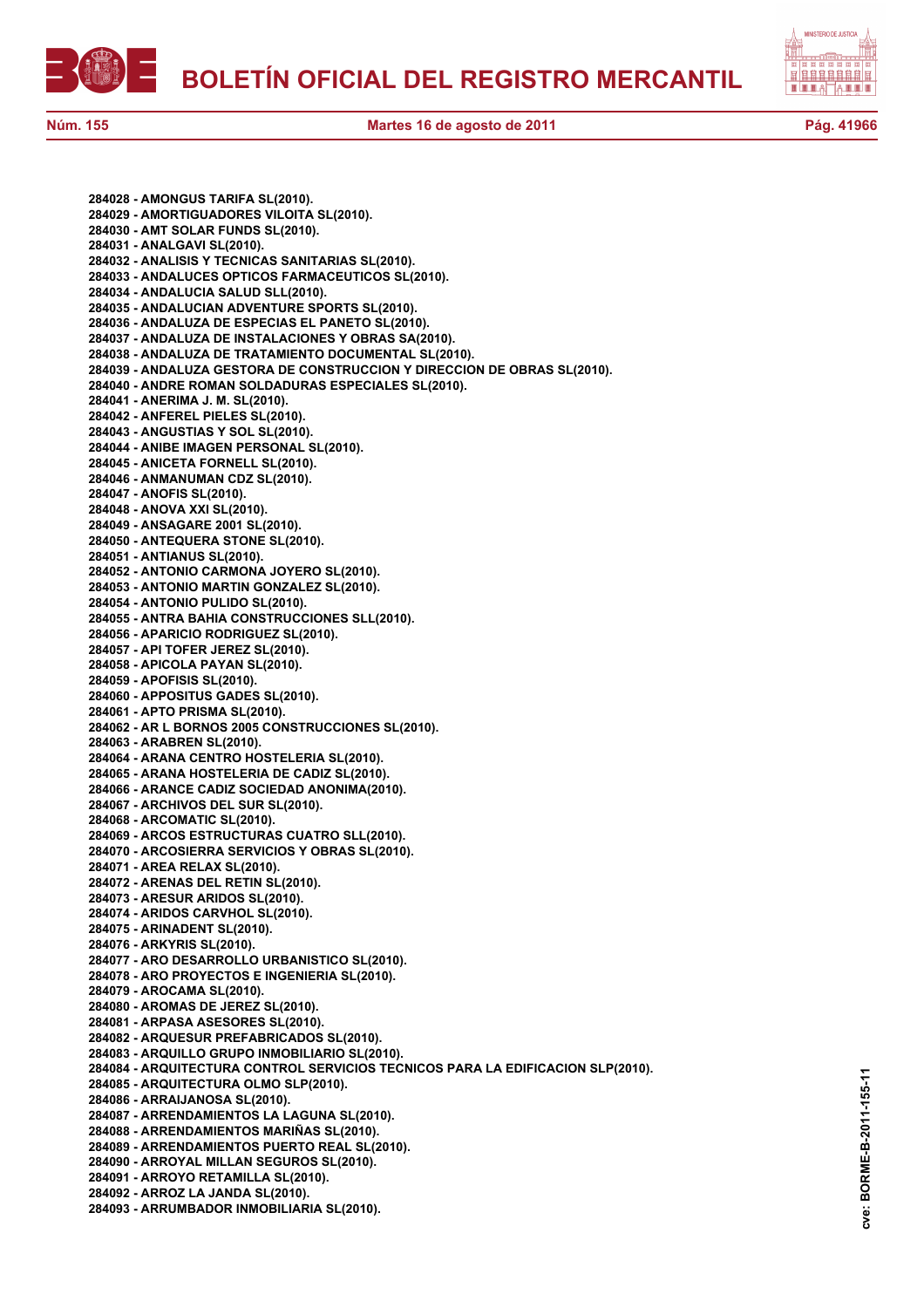**284028 - AMONGUS TARIFA SL(2010).**
**284029 - AMORTIGUADORES VILOITA SL(2010).**
**284030 - AMT SOLAR FUNDS SL(2010).**
**284031 - ANALGAVI SL(2010).**
**284032 - ANALISIS Y TECNICAS SANITARIAS SL(2010).**
**284033 - ANDALUCES OPTICOS FARMACEUTICOS SL(2010).**
**284034 - ANDALUCIA SALUD SLL(2010).**
**284035 - ANDALUCIAN ADVENTURE SPORTS SL(2010).**
**284036 - ANDALUZA DE ESPECIAS EL PANETO SL(2010).**
**284037 - ANDALUZA DE INSTALACIONES Y OBRAS SA(2010).**
**284038 - ANDALUZA DE TRATAMIENTO DOCUMENTAL SL(2010).**
**284039 - ANDALUZA GESTORA DE CONSTRUCCION Y DIRECCION DE OBRAS SL(2010).**
**284040 - ANDRE ROMAN SOLDADURAS ESPECIALES SL(2010).**
**284041 - ANERIMA J. M. SL(2010).**
**284042 - ANFEREL PIELES SL(2010).**
**284043 - ANGUSTIAS Y SOL SL(2010).**
**284044 - ANIBE IMAGEN PERSONAL SL(2010).**
**284045 - ANICETA FORNELL SL(2010).**
**284046 - ANMANUMAN CDZ SL(2010).**
**284047 - ANOFIS SL(2010).**
**284048 - ANOVA XXI SL(2010).**
**284049 - ANSAGARE 2001 SL(2010).**
**284050 - ANTEQUERA STONE SL(2010).**
**284051 - ANTIANUS SL(2010).**
**284052 - ANTONIO CARMONA JOYERO SL(2010).**
**284053 - ANTONIO MARTIN GONZALEZ SL(2010).**
**284054 - ANTONIO PULIDO SL(2010).**
**284055 - ANTRA BAHIA CONSTRUCCIONES SLL(2010).**
**284056 - APARICIO RODRIGUEZ SL(2010).**
**284057 - API TOFER JEREZ SL(2010).**
**284058 - APICOLA PAYAN SL(2010).**
**284059 - APOFISIS SL(2010).**
**284060 - APPOSITUS GADES SL(2010).**
**284061 - APTO PRISMA SL(2010).**
**284062 - AR L BORNOS 2005 CONSTRUCCIONES SL(2010).**
**284063 - ARABREN SL(2010).**
**284064 - ARANA CENTRO HOSTELERIA SL(2010).**
**284065 - ARANA HOSTELERIA DE CADIZ SL(2010).**
**284066 - ARANCE CADIZ SOCIEDAD ANONIMA(2010).**
**284067 - ARCHIVOS DEL SUR SL(2010).**
**284068 - ARCOMATIC SL(2010).**
**284069 - ARCOS ESTRUCTURAS CUATRO SLL(2010).**
**284070 - ARCOSIERRA SERVICIOS Y OBRAS SL(2010).**
**284071 - AREA RELAX SL(2010).**
**284072 - ARENAS DEL RETIN SL(2010).**
**284073 - ARESUR ARIDOS SL(2010).**
**284074 - ARIDOS CARVHOL SL(2010).**
**284075 - ARINADENT SL(2010).**
**284076 - ARKYRIS SL(2010).**
**284077 - ARO DESARROLLO URBANISTICO SL(2010).**
**284078 - ARO PROYECTOS E INGENIERIA SL(2010).**
**284079 - AROCAMA SL(2010).**
**284080 - AROMAS DE JEREZ SL(2010).**
**284081 - ARPASA ASESORES SL(2010).**
**284082 - ARQUESUR PREFABRICADOS SL(2010).**
**284083 - ARQUILLO GRUPO INMOBILIARIO SL(2010).**
**284084 - ARQUITECTURA CONTROL SERVICIOS TECNICOS PARA LA EDIFICACION SLP(2010).**
**284085 - ARQUITECTURA OLMO SLP(2010).**
**284086 - ARRAIJANOSA SL(2010).**
**284087 - ARRENDAMIENTOS LA LAGUNA SL(2010).**
**284088 - ARRENDAMIENTOS MARIÑAS SL(2010).**
**284089 - ARRENDAMIENTOS PUERTO REAL SL(2010).**
**284090 - ARROYAL MILLAN SEGUROS SL(2010).**
**284091 - ARROYO RETAMILLA SL(2010).**
**284092 - ARROZ LA JANDA SL(2010).**
**284093 - ARRUMBADOR INMOBILIARIA SL(2010).**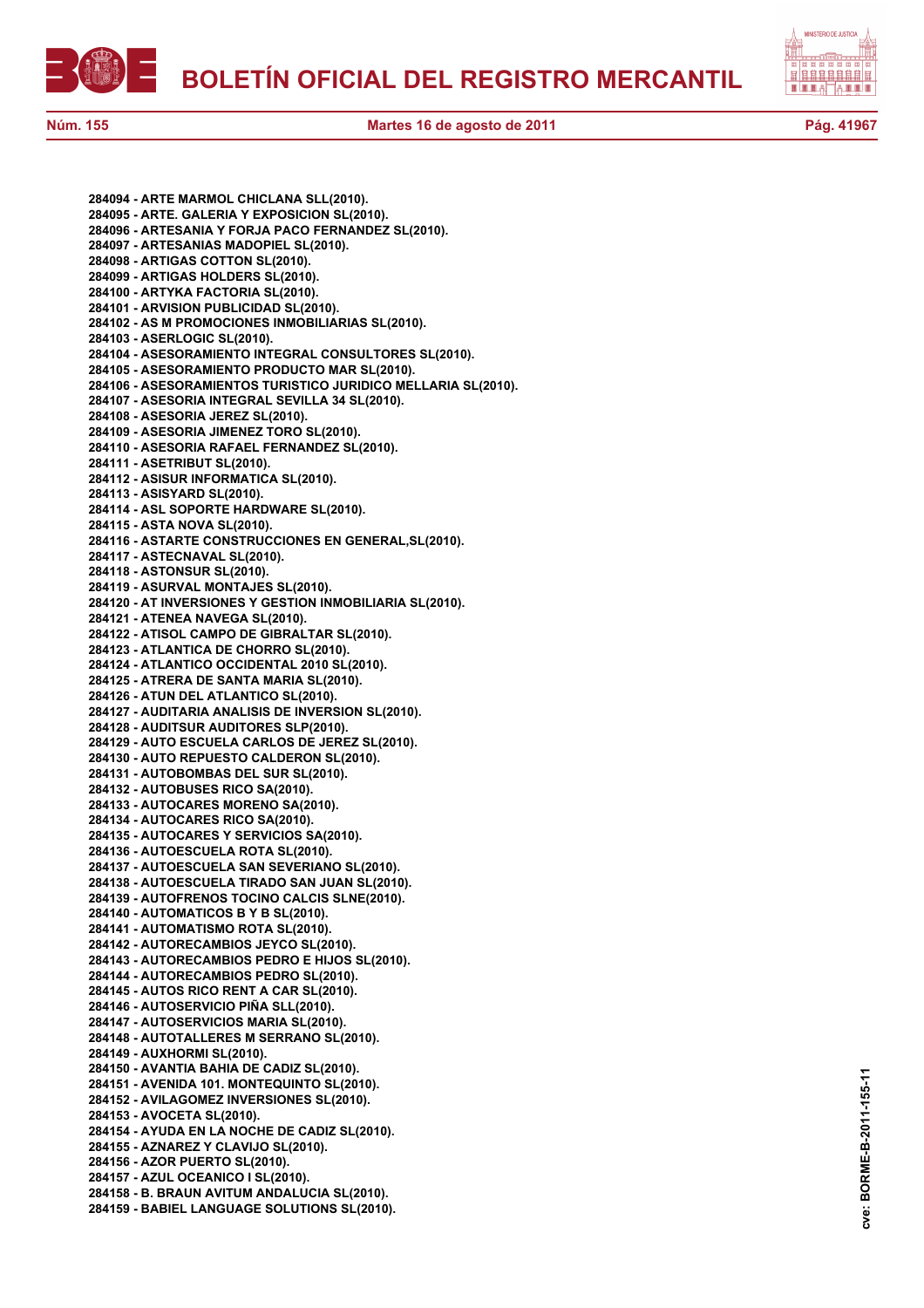**284094 - ARTE MARMOL CHICLANA SLL(2010).**
**284095 - ARTE. GALERIA Y EXPOSICION SL(2010).**
**284096 - ARTESANIA Y FORJA PACO FERNANDEZ SL(2010).**
**284097 - ARTESANIAS MADOPIEL SL(2010).**
**284098 - ARTIGAS COTTON SL(2010).**
**284099 - ARTIGAS HOLDERS SL(2010).**
**284100 - ARTYKA FACTORIA SL(2010).**
**284101 - ARVISION PUBLICIDAD SL(2010).**
**284102 - AS M PROMOCIONES INMOBILIARIAS SL(2010).**
**284103 - ASERLOGIC SL(2010).**
**284104 - ASESORAMIENTO INTEGRAL CONSULTORES SL(2010).**
**284105 - ASESORAMIENTO PRODUCTO MAR SL(2010).**
**284106 - ASESORAMIENTOS TURISTICO JURIDICO MELLARIA SL(2010).**
**284107 - ASESORIA INTEGRAL SEVILLA 34 SL(2010).**
**284108 - ASESORIA JEREZ SL(2010).**
**284109 - ASESORIA JIMENEZ TORO SL(2010).**
**284110 - ASESORIA RAFAEL FERNANDEZ SL(2010).**
**284111 - ASETRIBUT SL(2010).**
**284112 - ASISUR INFORMATICA SL(2010).**
**284113 - ASISYARD SL(2010).**
**284114 - ASL SOPORTE HARDWARE SL(2010).**
**284115 - ASTA NOVA SL(2010).**
**284116 - ASTARTE CONSTRUCCIONES EN GENERAL,SL(2010).**
**284117 - ASTECNAVAL SL(2010).**
**284118 - ASTONSUR SL(2010).**
**284119 - ASURVAL MONTAJES SL(2010).**
**284120 - AT INVERSIONES Y GESTION INMOBILIARIA SL(2010).**
**284121 - ATENEA NAVEGA SL(2010).**
**284122 - ATISOL CAMPO DE GIBRALTAR SL(2010).**
**284123 - ATLANTICA DE CHORRO SL(2010).**
**284124 - ATLANTICO OCCIDENTAL 2010 SL(2010).**
**284125 - ATRERA DE SANTA MARIA SL(2010).**
**284126 - ATUN DEL ATLANTICO SL(2010).**
**284127 - AUDITARIA ANALISIS DE INVERSION SL(2010).**
**284128 - AUDITSUR AUDITORES SLP(2010).**
**284129 - AUTO ESCUELA CARLOS DE JEREZ SL(2010).**
**284130 - AUTO REPUESTO CALDERON SL(2010).**
**284131 - AUTOBOMBAS DEL SUR SL(2010).**
**284132 - AUTOBUSES RICO SA(2010).**
**284133 - AUTOCARES MORENO SA(2010).**
**284134 - AUTOCARES RICO SA(2010).**
**284135 - AUTOCARES Y SERVICIOS SA(2010).**
**284136 - AUTOESCUELA ROTA SL(2010).**
**284137 - AUTOESCUELA SAN SEVERIANO SL(2010).**
**284138 - AUTOESCUELA TIRADO SAN JUAN SL(2010).**
**284139 - AUTOFRENOS TOCINO CALCIS SLNE(2010).**
**284140 - AUTOMATICOS B Y B SL(2010).**
**284141 - AUTOMATISMO ROTA SL(2010).**
**284142 - AUTORECAMBIOS JEYCO SL(2010).**
**284143 - AUTORECAMBIOS PEDRO E HIJOS SL(2010).**
**284144 - AUTORECAMBIOS PEDRO SL(2010).**
**284145 - AUTOS RICO RENT A CAR SL(2010).**
**284146 - AUTOSERVICIO PIÑA SLL(2010).**
**284147 - AUTOSERVICIOS MARIA SL(2010).**
**284148 - AUTOTALLERES M SERRANO SL(2010).**
**284149 - AUXHORMI SL(2010).**
**284150 - AVANTIA BAHIA DE CADIZ SL(2010).**
**284151 - AVENIDA 101. MONTEQUINTO SL(2010).**
**284152 - AVILAGOMEZ INVERSIONES SL(2010).**
**284153 - AVOCETA SL(2010).**
**284154 - AYUDA EN LA NOCHE DE CADIZ SL(2010).**
**284155 - AZNAREZ Y CLAVIJO SL(2010).**
**284156 - AZOR PUERTO SL(2010).**
**284157 - AZUL OCEANICO I SL(2010).**
**284158 - B. BRAUN AVITUM ANDALUCIA SL(2010).**
**284159 - BABIEL LANGUAGE SOLUTIONS SL(2010).**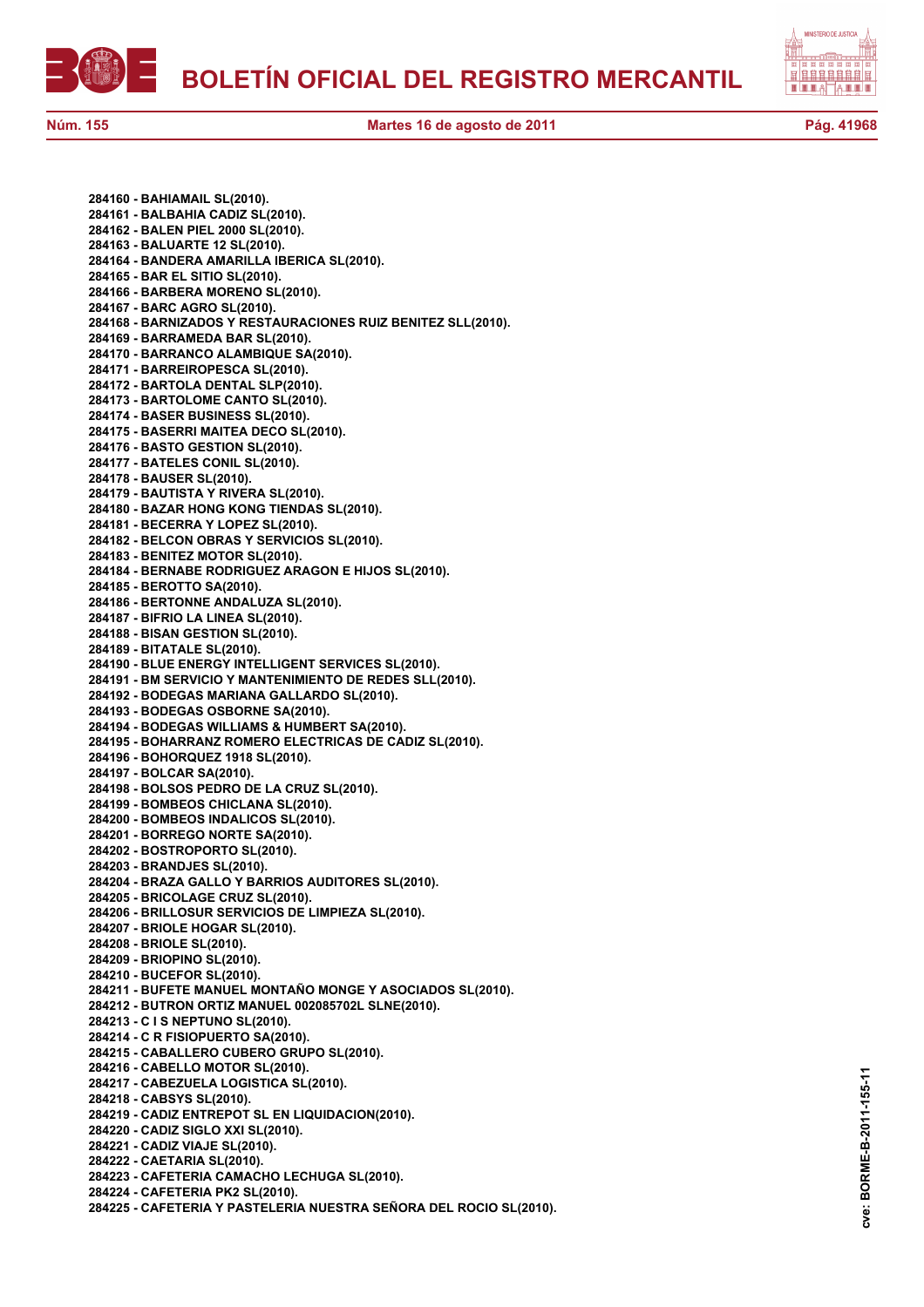**284160 - BAHIAMAIL SL(2010).**
**284161 - BALBAHIA CADIZ SL(2010).**
**284162 - BALEN PIEL 2000 SL(2010).**
**284163 - BALUARTE 12 SL(2010).**
**284164 - BANDERA AMARILLA IBERICA SL(2010).**
**284165 - BAR EL SITIO SL(2010).**
**284166 - BARBERA MORENO SL(2010).**
**284167 - BARC AGRO SL(2010).**
**284168 - BARNIZADOS Y RESTAURACIONES RUIZ BENITEZ SLL(2010).**
**284169 - BARRAMEDA BAR SL(2010).**
**284170 - BARRANCO ALAMBIQUE SA(2010).**
**284171 - BARREIROPESCA SL(2010).**
**284172 - BARTOLA DENTAL SLP(2010).**
**284173 - BARTOLOME CANTO SL(2010).**
**284174 - BASER BUSINESS SL(2010).**
**284175 - BASERRI MAITEA DECO SL(2010).**
**284176 - BASTO GESTION SL(2010).**
**284177 - BATELES CONIL SL(2010).**
**284178 - BAUSER SL(2010).**
**284179 - BAUTISTA Y RIVERA SL(2010).**
**284180 - BAZAR HONG KONG TIENDAS SL(2010).**
**284181 - BECERRA Y LOPEZ SL(2010).**
**284182 - BELCON OBRAS Y SERVICIOS SL(2010).**
**284183 - BENITEZ MOTOR SL(2010).**
**284184 - BERNABE RODRIGUEZ ARAGON E HIJOS SL(2010).**
**284185 - BEROTTO SA(2010).**
**284186 - BERTONNE ANDALUZA SL(2010).**
**284187 - BIFRIO LA LINEA SL(2010).**
**284188 - BISAN GESTION SL(2010).**
**284189 - BITATALE SL(2010).**
**284190 - BLUE ENERGY INTELLIGENT SERVICES SL(2010).**
**284191 - BM SERVICIO Y MANTENIMIENTO DE REDES SLL(2010).**
**284192 - BODEGAS MARIANA GALLARDO SL(2010).**
**284193 - BODEGAS OSBORNE SA(2010).**
**284194 - BODEGAS WILLIAMS & HUMBERT SA(2010).**
**284195 - BOHARRANZ ROMERO ELECTRICAS DE CADIZ SL(2010).**
**284196 - BOHORQUEZ 1918 SL(2010).**
**284197 - BOLCAR SA(2010).**
**284198 - BOLSOS PEDRO DE LA CRUZ SL(2010).**
**284199 - BOMBEOS CHICLANA SL(2010).**
**284200 - BOMBEOS INDALICOS SL(2010).**
**284201 - BORREGO NORTE SA(2010).**
**284202 - BOSTROPORTO SL(2010).**
**284203 - BRANDJES SL(2010).**
**284204 - BRAZA GALLO Y BARRIOS AUDITORES SL(2010).**
**284205 - BRICOLAGE CRUZ SL(2010).**
**284206 - BRILLOSUR SERVICIOS DE LIMPIEZA SL(2010).**
**284207 - BRIOLE HOGAR SL(2010).**
**284208 - BRIOLE SL(2010).**
**284209 - BRIOPINO SL(2010).**
**284210 - BUCEFOR SL(2010).**
**284211 - BUFETE MANUEL MONTAÑO MONGE Y ASOCIADOS SL(2010).**
**284212 - BUTRON ORTIZ MANUEL 002085702L SLNE(2010).**
**284213 - C I S NEPTUNO SL(2010).**
**284214 - C R FISIOPUERTO SA(2010).**
**284215 - CABALLERO CUBERO GRUPO SL(2010).**
**284216 - CABELLO MOTOR SL(2010).**
**284217 - CABEZUELA LOGISTICA SL(2010).**
**284218 - CABSYS SL(2010).**
**284219 - CADIZ ENTREPOT SL EN LIQUIDACION(2010).**
**284220 - CADIZ SIGLO XXI SL(2010).**
**284221 - CADIZ VIAJE SL(2010).**
**284222 - CAETARIA SL(2010).**
**284223 - CAFETERIA CAMACHO LECHUGA SL(2010).**
**284224 - CAFETERIA PK2 SL(2010).**
**284225 - CAFETERIA Y PASTELERIA NUESTRA SEÑORA DEL ROCIO SL(2010).**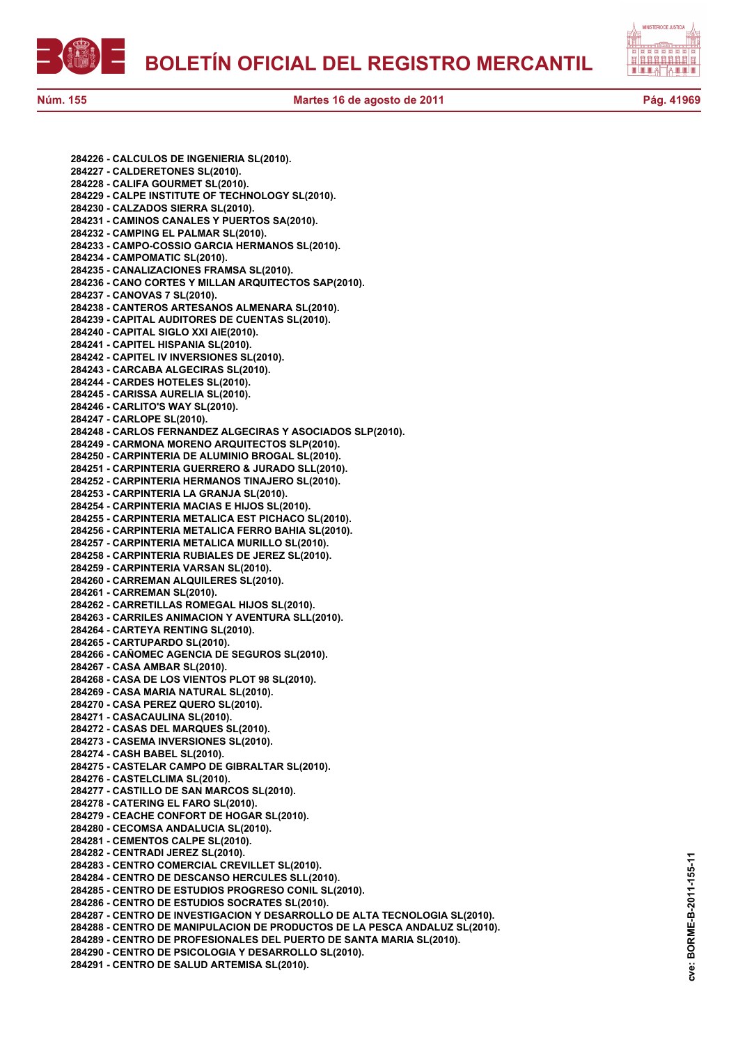**284226 - CALCULOS DE INGENIERIA SL(2010).**
**284227 - CALDERETONES SL(2010).**
**284228 - CALIFA GOURMET SL(2010).**
**284229 - CALPE INSTITUTE OF TECHNOLOGY SL(2010).**
**284230 - CALZADOS SIERRA SL(2010).**
**284231 - CAMINOS CANALES Y PUERTOS SA(2010).**
**284232 - CAMPING EL PALMAR SL(2010).**
**284233 - CAMPO-COSSIO GARCIA HERMANOS SL(2010).**
**284234 - CAMPOMATIC SL(2010).**
**284235 - CANALIZACIONES FRAMSA SL(2010).**
**284236 - CANO CORTES Y MILLAN ARQUITECTOS SAP(2010).**
**284237 - CANOVAS 7 SL(2010).**
**284238 - CANTEROS ARTESANOS ALMENARA SL(2010).**
**284239 - CAPITAL AUDITORES DE CUENTAS SL(2010).**
**284240 - CAPITAL SIGLO XXI AIE(2010).**
**284241 - CAPITEL HISPANIA SL(2010).**
**284242 - CAPITEL IV INVERSIONES SL(2010).**
**284243 - CARCABA ALGECIRAS SL(2010).**
**284244 - CARDES HOTELES SL(2010).**
**284245 - CARISSA AURELIA SL(2010).**
**284246 - CARLITO'S WAY SL(2010).**
**284247 - CARLOPE SL(2010).**
**284248 - CARLOS FERNANDEZ ALGECIRAS Y ASOCIADOS SLP(2010).**
**284249 - CARMONA MORENO ARQUITECTOS SLP(2010).**
**284250 - CARPINTERIA DE ALUMINIO BROGAL SL(2010).**
**284251 - CARPINTERIA GUERRERO & JURADO SLL(2010).**
**284252 - CARPINTERIA HERMANOS TINAJERO SL(2010).**
**284253 - CARPINTERIA LA GRANJA SL(2010).**
**284254 - CARPINTERIA MACIAS E HIJOS SL(2010).**
**284255 - CARPINTERIA METALICA EST PICHACO SL(2010).**
**284256 - CARPINTERIA METALICA FERRO BAHIA SL(2010).**
**284257 - CARPINTERIA METALICA MURILLO SL(2010).**
**284258 - CARPINTERIA RUBIALES DE JEREZ SL(2010).**
**284259 - CARPINTERIA VARSAN SL(2010).**
**284260 - CARREMAN ALQUILERES SL(2010).**
**284261 - CARREMAN SL(2010).**
**284262 - CARRETILLAS ROMEGAL HIJOS SL(2010).**
**284263 - CARRILES ANIMACION Y AVENTURA SLL(2010).**
**284264 - CARTEYA RENTING SL(2010).**
**284265 - CARTUPARDO SL(2010).**
**284266 - CAÑOMEC AGENCIA DE SEGUROS SL(2010).**
**284267 - CASA AMBAR SL(2010).**
**284268 - CASA DE LOS VIENTOS PLOT 98 SL(2010).**
**284269 - CASA MARIA NATURAL SL(2010).**
**284270 - CASA PEREZ QUERO SL(2010).**
**284271 - CASACAULINA SL(2010).**
**284272 - CASAS DEL MARQUES SL(2010).**
**284273 - CASEMA INVERSIONES SL(2010).**
**284274 - CASH BABEL SL(2010).**
**284275 - CASTELAR CAMPO DE GIBRALTAR SL(2010).**
**284276 - CASTELCLIMA SL(2010).**
**284277 - CASTILLO DE SAN MARCOS SL(2010).**
**284278 - CATERING EL FARO SL(2010).**
**284279 - CEACHE CONFORT DE HOGAR SL(2010).**
**284280 - CECOMSA ANDALUCIA SL(2010).**
**284281 - CEMENTOS CALPE SL(2010).**
**284282 - CENTRADI JEREZ SL(2010).**
**284283 - CENTRO COMERCIAL CREVILLET SL(2010).**
**284284 - CENTRO DE DESCANSO HERCULES SLL(2010).**
**284285 - CENTRO DE ESTUDIOS PROGRESO CONIL SL(2010).**
**284286 - CENTRO DE ESTUDIOS SOCRATES SL(2010).**
**284287 - CENTRO DE INVESTIGACION Y DESARROLLO DE ALTA TECNOLOGIA SL(2010).**
**284288 - CENTRO DE MANIPULACION DE PRODUCTOS DE LA PESCA ANDALUZ SL(2010).**
**284289 - CENTRO DE PROFESIONALES DEL PUERTO DE SANTA MARIA SL(2010).**
**284290 - CENTRO DE PSICOLOGIA Y DESARROLLO SL(2010).**
**284291 - CENTRO DE SALUD ARTEMISA SL(2010).**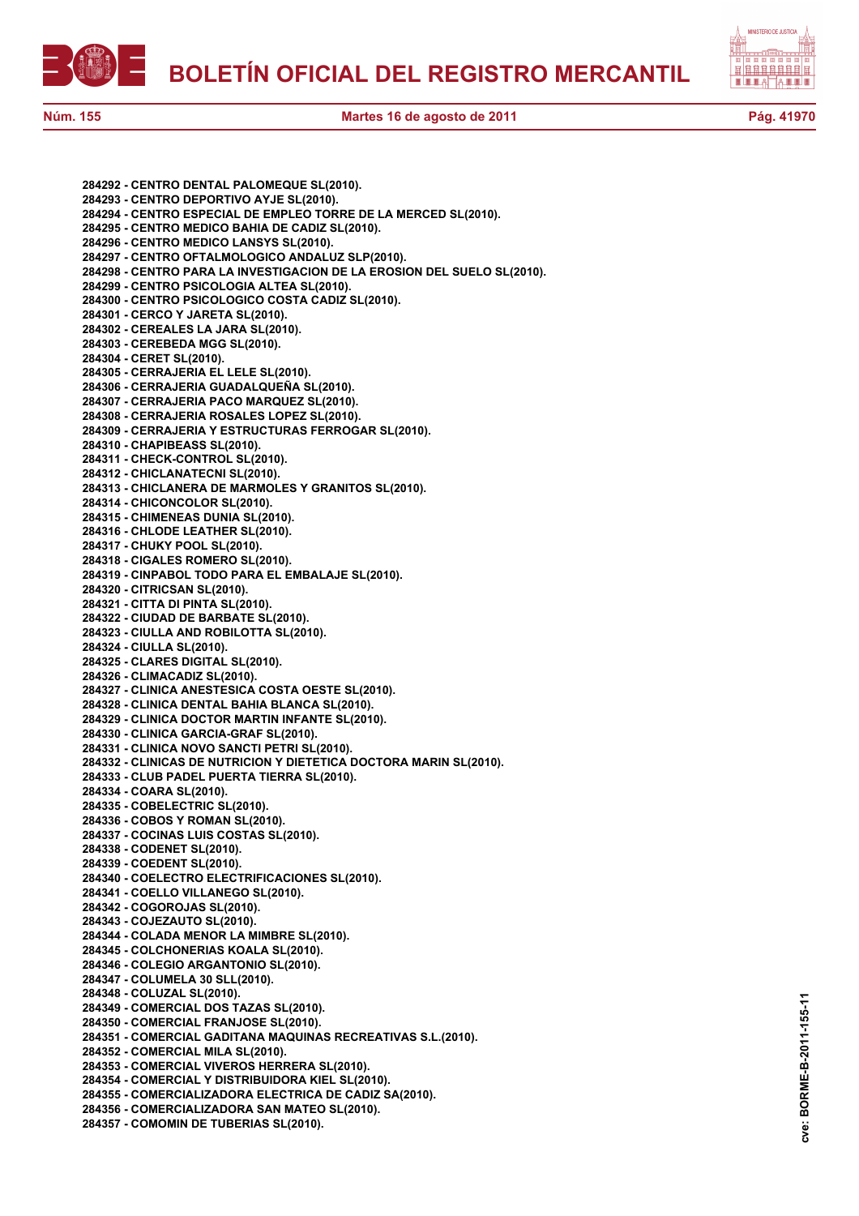**284292 - CENTRO DENTAL PALOMEQUE SL(2010).**
**284293 - CENTRO DEPORTIVO AYJE SL(2010).**
**284294 - CENTRO ESPECIAL DE EMPLEO TORRE DE LA MERCED SL(2010).**
**284295 - CENTRO MEDICO BAHIA DE CADIZ SL(2010).**
**284296 - CENTRO MEDICO LANSYS SL(2010).**
**284297 - CENTRO OFTALMOLOGICO ANDALUZ SLP(2010).**
**284298 - CENTRO PARA LA INVESTIGACION DE LA EROSION DEL SUELO SL(2010).**
**284299 - CENTRO PSICOLOGIA ALTEA SL(2010).**
**284300 - CENTRO PSICOLOGICO COSTA CADIZ SL(2010).**
**284301 - CERCO Y JARETA SL(2010).**
**284302 - CEREALES LA JARA SL(2010).**
**284303 - CEREBEDA MGG SL(2010).**
**284304 - CERET SL(2010).**
**284305 - CERRAJERIA EL LELE SL(2010).**
**284306 - CERRAJERIA GUADALQUEÑA SL(2010).**
**284307 - CERRAJERIA PACO MARQUEZ SL(2010).**
**284308 - CERRAJERIA ROSALES LOPEZ SL(2010).**
**284309 - CERRAJERIA Y ESTRUCTURAS FERROGAR SL(2010).**
**284310 - CHAPIBEASS SL(2010).**
**284311 - CHECK-CONTROL SL(2010).**
**284312 - CHICLANATECNI SL(2010).**
**284313 - CHICLANERA DE MARMOLES Y GRANITOS SL(2010).**
**284314 - CHICONCOLOR SL(2010).**
**284315 - CHIMENEAS DUNIA SL(2010).**
**284316 - CHLODE LEATHER SL(2010).**
**284317 - CHUKY POOL SL(2010).**
**284318 - CIGALES ROMERO SL(2010).**
**284319 - CINPABOL TODO PARA EL EMBALAJE SL(2010).**
**284320 - CITRICSAN SL(2010).**
**284321 - CITTA DI PINTA SL(2010).**
**284322 - CIUDAD DE BARBATE SL(2010).**
**284323 - CIULLA AND ROBILOTTA SL(2010).**
**284324 - CIULLA SL(2010).**
**284325 - CLARES DIGITAL SL(2010).**
**284326 - CLIMACADIZ SL(2010).**
**284327 - CLINICA ANESTESICA COSTA OESTE SL(2010).**
**284328 - CLINICA DENTAL BAHIA BLANCA SL(2010).**
**284329 - CLINICA DOCTOR MARTIN INFANTE SL(2010).**
**284330 - CLINICA GARCIA-GRAF SL(2010).**
**284331 - CLINICA NOVO SANCTI PETRI SL(2010).**
**284332 - CLINICAS DE NUTRICION Y DIETETICA DOCTORA MARIN SL(2010).**
**284333 - CLUB PADEL PUERTA TIERRA SL(2010).**
**284334 - COARA SL(2010).**
**284335 - COBELECTRIC SL(2010).**
**284336 - COBOS Y ROMAN SL(2010).**
**284337 - COCINAS LUIS COSTAS SL(2010).**
**284338 - CODENET SL(2010).**
**284339 - COEDENT SL(2010).**
**284340 - COELECTRO ELECTRIFICACIONES SL(2010).**
**284341 - COELLO VILLANEGO SL(2010).**
**284342 - COGOROJAS SL(2010).**
**284343 - COJEZAUTO SL(2010).**
**284344 - COLADA MENOR LA MIMBRE SL(2010).**
**284345 - COLCHONERIAS KOALA SL(2010).**
**284346 - COLEGIO ARGANTONIO SL(2010).**
**284347 - COLUMELA 30 SLL(2010).**
**284348 - COLUZAL SL(2010).**
**284349 - COMERCIAL DOS TAZAS SL(2010).**
**284350 - COMERCIAL FRANJOSE SL(2010).**
**284351 - COMERCIAL GADITANA MAQUINAS RECREATIVAS S.L.(2010).**
**284352 - COMERCIAL MILA SL(2010).**
**284353 - COMERCIAL VIVEROS HERRERA SL(2010).**
**284354 - COMERCIAL Y DISTRIBUIDORA KIEL SL(2010).**
**284355 - COMERCIALIZADORA ELECTRICA DE CADIZ SA(2010).**
**284356 - COMERCIALIZADORA SAN MATEO SL(2010).**
**284357 - COMOMIN DE TUBERIAS SL(2010).**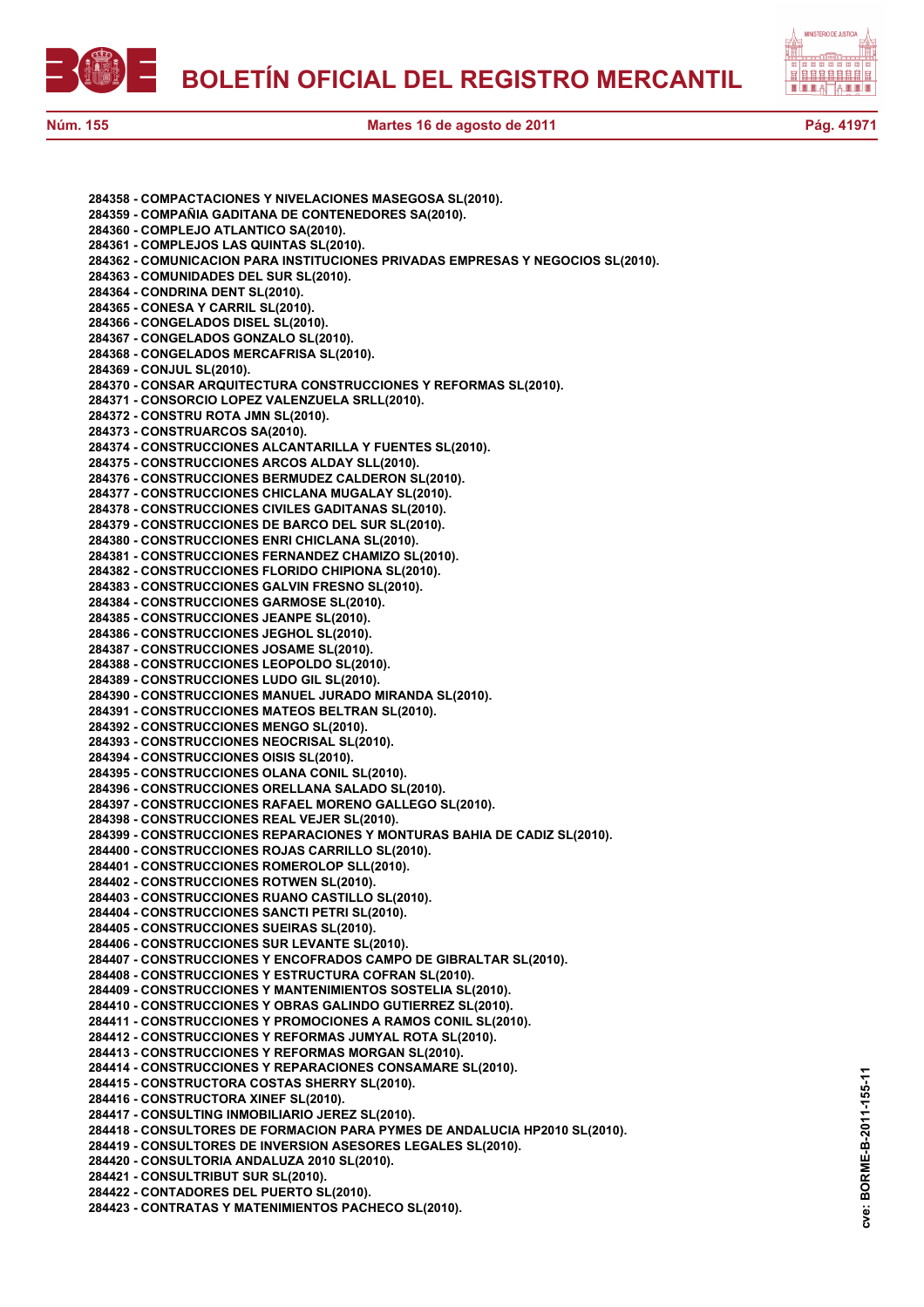284358 - COMPACTACIONES Y NIVELACIONES MASEGOSA SL(2010).
284359 - COMPAÑIA GADITANA DE CONTENEDORES SA(2010).
284360 - COMPLEJO ATLANTICO SA(2010).
284361 - COMPLEJOS LAS QUINTAS SL(2010).
284362 - COMUNICACION PARA INSTITUCIONES PRIVADAS EMPRESAS Y NEGOCIOS SL(2010).
284363 - COMUNIDADES DEL SUR SL(2010).
284364 - CONDRINA DENT SL(2010).
284365 - CONESA Y CARRIL SL(2010).
284366 - CONGELADOS DISEL SL(2010).
284367 - CONGELADOS GONZALO SL(2010).
284368 - CONGELADOS MERCAFRISA SL(2010).
284369 - CONJUL SL(2010).
284370 - CONSAR ARQUITECTURA CONSTRUCCIONES Y REFORMAS SL(2010).
284371 - CONSORCIO LOPEZ VALENZUELA SRLL(2010).
284372 - CONSTRU ROTA JMN SL(2010).
284373 - CONSTRUARCOS SA(2010).
284374 - CONSTRUCCIONES ALCANTARILLA Y FUENTES SL(2010).
284375 - CONSTRUCCIONES ARCOS ALDAY SLL(2010).
284376 - CONSTRUCCIONES BERMUDEZ CALDERON SL(2010).
284377 - CONSTRUCCIONES CHICLANA MUGALAY SL(2010).
284378 - CONSTRUCCIONES CIVILES GADITANAS SL(2010).
284379 - CONSTRUCCIONES DE BARCO DEL SUR SL(2010).
284380 - CONSTRUCCIONES ENRI CHICLANA SL(2010).
284381 - CONSTRUCCIONES FERNANDEZ CHAMIZO SL(2010).
284382 - CONSTRUCCIONES FLORIDO CHIPIONA SL(2010).
284383 - CONSTRUCCIONES GALVIN FRESNO SL(2010).
284384 - CONSTRUCCIONES GARMOSE SL(2010).
284385 - CONSTRUCCIONES JEANPE SL(2010).
284386 - CONSTRUCCIONES JEGHOL SL(2010).
284387 - CONSTRUCCIONES JOSAME SL(2010).
284388 - CONSTRUCCIONES LEOPOLDO SL(2010).
284389 - CONSTRUCCIONES LUDO GIL SL(2010).
284390 - CONSTRUCCIONES MANUEL JURADO MIRANDA SL(2010).
284391 - CONSTRUCCIONES MATEOS BELTRAN SL(2010).
284392 - CONSTRUCCIONES MENGO SL(2010).
284393 - CONSTRUCCIONES NEOCRISAL SL(2010).
284394 - CONSTRUCCIONES OISIS SL(2010).
284395 - CONSTRUCCIONES OLANA CONIL SL(2010).
284396 - CONSTRUCCIONES ORELLANA SALADO SL(2010).
284397 - CONSTRUCCIONES RAFAEL MORENO GALLEGO SL(2010).
284398 - CONSTRUCCIONES REAL VEJER SL(2010).
284399 - CONSTRUCCIONES REPARACIONES Y MONTURAS BAHIA DE CADIZ SL(2010).
284400 - CONSTRUCCIONES ROJAS CARRILLO SL(2010).
284401 - CONSTRUCCIONES ROMEROLOP SLL(2010).
284402 - CONSTRUCCIONES ROTWEN SL(2010).
284403 - CONSTRUCCIONES RUANO CASTILLO SL(2010).
284404 - CONSTRUCCIONES SANCTI PETRI SL(2010).
284405 - CONSTRUCCIONES SUEIRAS SL(2010).
284406 - CONSTRUCCIONES SUR LEVANTE SL(2010).
284407 - CONSTRUCCIONES Y ENCOFRADOS CAMPO DE GIBRALTAR SL(2010).
284408 - CONSTRUCCIONES Y ESTRUCTURA COFRAN SL(2010).
284409 - CONSTRUCCIONES Y MANTENIMIENTOS SOSTELIA SL(2010).
284410 - CONSTRUCCIONES Y OBRAS GALINDO GUTIERREZ SL(2010).
284411 - CONSTRUCCIONES Y PROMOCIONES A RAMOS CONIL SL(2010).
284412 - CONSTRUCCIONES Y REFORMAS JUMYAL ROTA SL(2010).
284413 - CONSTRUCCIONES Y REFORMAS MORGAN SL(2010).
284414 - CONSTRUCCIONES Y REPARACIONES CONSAMARE SL(2010).
284415 - CONSTRUCTORA COSTAS SHERRY SL(2010).
284416 - CONSTRUCTORA XINEF SL(2010).
284417 - CONSULTING INMOBILIARIO JEREZ SL(2010).
284418 - CONSULTORES DE FORMACION PARA PYMES DE ANDALUCIA HP2010 SL(2010).
284419 - CONSULTORES DE INVERSION ASESORES LEGALES SL(2010).
284420 - CONSULTORIA ANDALUZA 2010 SL(2010).
284421 - CONSULTRIBUT SUR SL(2010).
284422 - CONTADORES DEL PUERTO SL(2010).
284423 - CONTRATAS Y MATENIMIENTOS PACHECO SL(2010).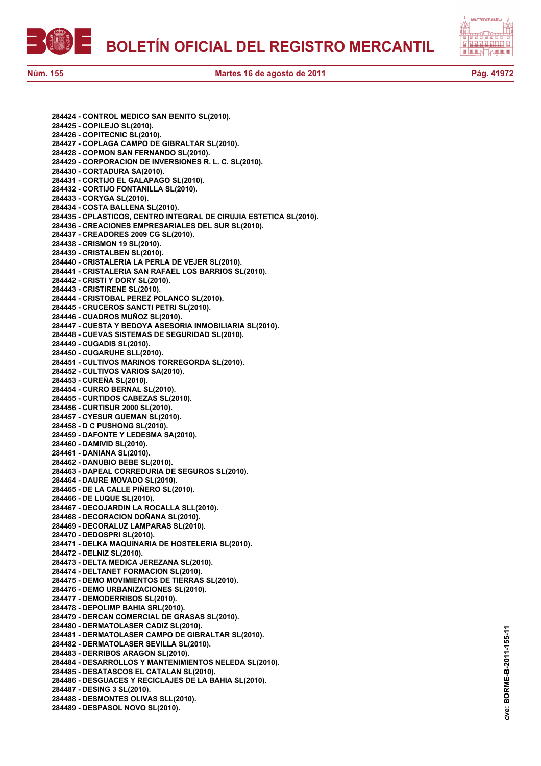**284424 - CONTROL MEDICO SAN BENITO SL(2010).**
**284425 - COPILEJO SL(2010).**
**284426 - COPITECNIC SL(2010).**
**284427 - COPLAGA CAMPO DE GIBRALTAR SL(2010).**
**284428 - COPMON SAN FERNANDO SL(2010).**
**284429 - CORPORACION DE INVERSIONES R. L. C. SL(2010).**
**284430 - CORTADURA SA(2010).**
**284431 - CORTIJO EL GALAPAGO SL(2010).**
**284432 - CORTIJO FONTANILLA SL(2010).**
**284433 - CORYGA SL(2010).**
**284434 - COSTA BALLENA SL(2010).**
**284435 - CPLASTICOS, CENTRO INTEGRAL DE CIRUJIA ESTETICA SL(2010).**
**284436 - CREACIONES EMPRESARIALES DEL SUR SL(2010).**
**284437 - CREADORES 2009 CG SL(2010).**
**284438 - CRISMON 19 SL(2010).**
**284439 - CRISTALBEN SL(2010).**
**284440 - CRISTALERIA LA PERLA DE VEJER SL(2010).**
**284441 - CRISTALERIA SAN RAFAEL LOS BARRIOS SL(2010).**
**284442 - CRISTI Y DORY SL(2010).**
**284443 - CRISTIRENE SL(2010).**
**284444 - CRISTOBAL PEREZ POLANCO SL(2010).**
**284445 - CRUCEROS SANCTI PETRI SL(2010).**
**284446 - CUADROS MUÑOZ SL(2010).**
**284447 - CUESTA Y BEDOYA ASESORIA INMOBILIARIA SL(2010).**
**284448 - CUEVAS SISTEMAS DE SEGURIDAD SL(2010).**
**284449 - CUGADIS SL(2010).**
**284450 - CUGARUHE SLL(2010).**
**284451 - CULTIVOS MARINOS TORREGORDA SL(2010).**
**284452 - CULTIVOS VARIOS SA(2010).**
**284453 - CUREÑA SL(2010).**
**284454 - CURRO BERNAL SL(2010).**
**284455 - CURTIDOS CABEZAS SL(2010).**
**284456 - CURTISUR 2000 SL(2010).**
**284457 - CYESUR GUEMAN SL(2010).**
**284458 - D C PUSHONG SL(2010).**
**284459 - DAFONTE Y LEDESMA SA(2010).**
**284460 - DAMIVID SL(2010).**
**284461 - DANIANA SL(2010).**
**284462 - DANUBIO BEBE SL(2010).**
**284463 - DAPEAL CORREDURIA DE SEGUROS SL(2010).**
**284464 - DAURE MOVADO SL(2010).**
**284465 - DE LA CALLE PIÑERO SL(2010).**
**284466 - DE LUQUE SL(2010).**
**284467 - DECOJARDIN LA ROCALLA SLL(2010).**
**284468 - DECORACION DOÑANA SL(2010).**
**284469 - DECORALUZ LAMPARAS SL(2010).**
**284470 - DEDOSPRI SL(2010).**
**284471 - DELKA MAQUINARIA DE HOSTELERIA SL(2010).**
**284472 - DELNIZ SL(2010).**
**284473 - DELTA MEDICA JEREZANA SL(2010).**
**284474 - DELTANET FORMACION SL(2010).**
**284475 - DEMO MOVIMIENTOS DE TIERRAS SL(2010).**
**284476 - DEMO URBANIZACIONES SL(2010).**
**284477 - DEMODERRIBOS SL(2010).**
**284478 - DEPOLIMP BAHIA SRL(2010).**
**284479 - DERCAN COMERCIAL DE GRASAS SL(2010).**
**284480 - DERMATOLASER CADIZ SL(2010).**
**284481 - DERMATOLASER CAMPO DE GIBRALTAR SL(2010).**
**284482 - DERMATOLASER SEVILLA SL(2010).**
**284483 - DERRIBOS ARAGON SL(2010).**
**284484 - DESARROLLOS Y MANTENIMIENTOS NELEDA SL(2010).**
**284485 - DESATASCOS EL CATALAN SL(2010).**
**284486 - DESGUACES Y RECICLAJES DE LA BAHIA SL(2010).**
**284487 - DESING 3 SL(2010).**
**284488 - DESMONTES OLIVAS SLL(2010).**
**284489 - DESPASOL NOVO SL(2010).**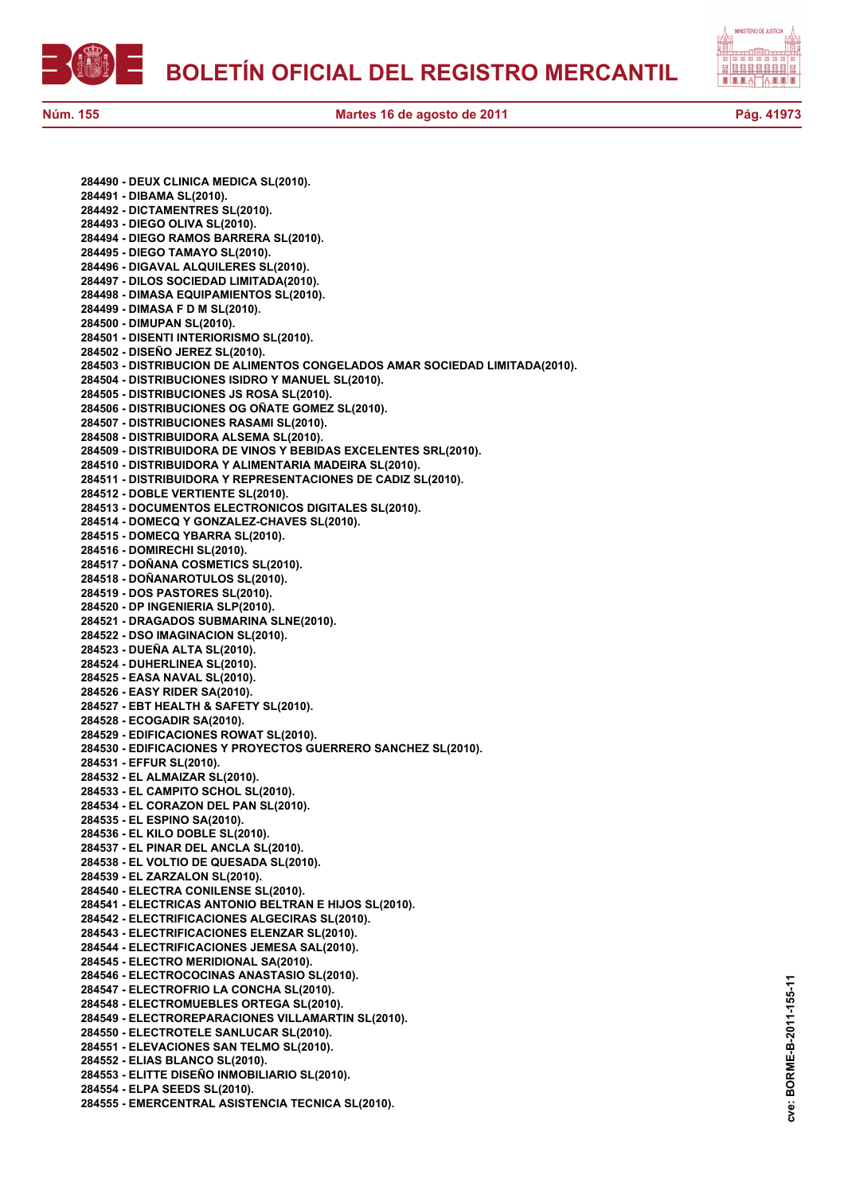**284490 - DEUX CLINICA MEDICA SL(2010).**
**284491 - DIBAMA SL(2010).**
**284492 - DICTAMENTRES SL(2010).**
**284493 - DIEGO OLIVA SL(2010).**
**284494 - DIEGO RAMOS BARRERA SL(2010).**
**284495 - DIEGO TAMAYO SL(2010).**
**284496 - DIGAVAL ALQUILERES SL(2010).**
**284497 - DILOS SOCIEDAD LIMITADA(2010).**
**284498 - DIMASA EQUIPAMIENTOS SL(2010).**
**284499 - DIMASA F D M SL(2010).**
**284500 - DIMUPAN SL(2010).**
**284501 - DISENTI INTERIORISMO SL(2010).**
**284502 - DISEÑO JEREZ SL(2010).**
**284503 - DISTRIBUCION DE ALIMENTOS CONGELADOS AMAR SOCIEDAD LIMITADA(2010).**
**284504 - DISTRIBUCIONES ISIDRO Y MANUEL SL(2010).**
**284505 - DISTRIBUCIONES JS ROSA SL(2010).**
**284506 - DISTRIBUCIONES OG OÑATE GOMEZ SL(2010).**
**284507 - DISTRIBUCIONES RASAMI SL(2010).**
**284508 - DISTRIBUIDORA ALSEMA SL(2010).**
**284509 - DISTRIBUIDORA DE VINOS Y BEBIDAS EXCELENTES SRL(2010).**
**284510 - DISTRIBUIDORA Y ALIMENTARIA MADEIRA SL(2010).**
**284511 - DISTRIBUIDORA Y REPRESENTACIONES DE CADIZ SL(2010).**
**284512 - DOBLE VERTIENTE SL(2010).**
**284513 - DOCUMENTOS ELECTRONICOS DIGITALES SL(2010).**
**284514 - DOMECQ Y GONZALEZ-CHAVES SL(2010).**
**284515 - DOMECQ YBARRA SL(2010).**
**284516 - DOMIRECHI SL(2010).**
**284517 - DOÑANA COSMETICS SL(2010).**
**284518 - DOÑANAROTULOS SL(2010).**
**284519 - DOS PASTORES SL(2010).**
**284520 - DP INGENIERIA SLP(2010).**
**284521 - DRAGADOS SUBMARINA SLNE(2010).**
**284522 - DSO IMAGINACION SL(2010).**
**284523 - DUEÑA ALTA SL(2010).**
**284524 - DUHERLINEA SL(2010).**
**284525 - EASA NAVAL SL(2010).**
**284526 - EASY RIDER SA(2010).**
**284527 - EBT HEALTH & SAFETY SL(2010).**
**284528 - ECOGADIR SA(2010).**
**284529 - EDIFICACIONES ROWAT SL(2010).**
**284530 - EDIFICACIONES Y PROYECTOS GUERRERO SANCHEZ SL(2010).**
**284531 - EFFUR SL(2010).**
**284532 - EL ALMAIZAR SL(2010).**
**284533 - EL CAMPITO SCHOL SL(2010).**
**284534 - EL CORAZON DEL PAN SL(2010).**
**284535 - EL ESPINO SA(2010).**
**284536 - EL KILO DOBLE SL(2010).**
**284537 - EL PINAR DEL ANCLA SL(2010).**
**284538 - EL VOLTIO DE QUESADA SL(2010).**
**284539 - EL ZARZALON SL(2010).**
**284540 - ELECTRA CONILENSE SL(2010).**
**284541 - ELECTRICAS ANTONIO BELTRAN E HIJOS SL(2010).**
**284542 - ELECTRIFICACIONES ALGECIRAS SL(2010).**
**284543 - ELECTRIFICACIONES ELENZAR SL(2010).**
**284544 - ELECTRIFICACIONES JEMESA SAL(2010).**
**284545 - ELECTRO MERIDIONAL SA(2010).**
**284546 - ELECTROCOCINAS ANASTASIO SL(2010).**
**284547 - ELECTROFRIO LA CONCHA SL(2010).**
**284548 - ELECTROMUEBLES ORTEGA SL(2010).**
**284549 - ELECTROREPARACIONES VILLAMARTIN SL(2010).**
**284550 - ELECTROTELE SANLUCAR SL(2010).**
**284551 - ELEVACIONES SAN TELMO SL(2010).**
**284552 - ELIAS BLANCO SL(2010).**
**284553 - ELITTE DISEÑO INMOBILIARIO SL(2010).**
**284554 - ELPA SEEDS SL(2010).**
**284555 - EMERCENTRAL ASISTENCIA TECNICA SL(2010).**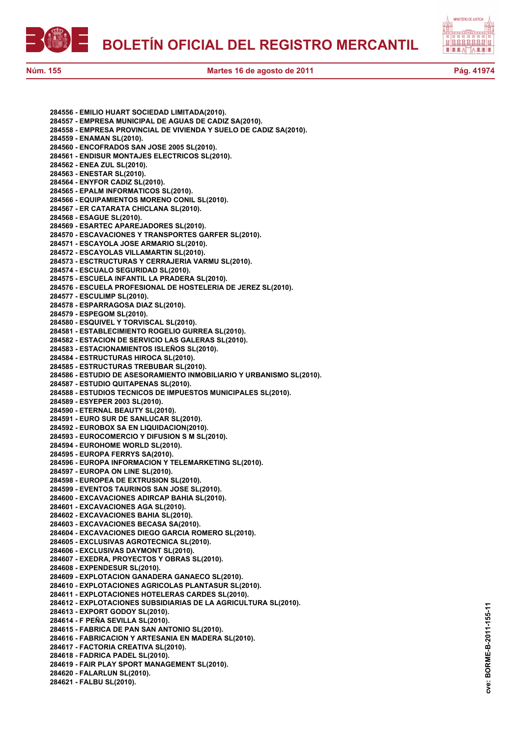**284556 - EMILIO HUART SOCIEDAD LIMITADA(2010).**
**284557 - EMPRESA MUNICIPAL DE AGUAS DE CADIZ SA(2010).**
**284558 - EMPRESA PROVINCIAL DE VIVIENDA Y SUELO DE CADIZ SA(2010).**
**284559 - ENAMAN SL(2010).**
**284560 - ENCOFRADOS SAN JOSE 2005 SL(2010).**
**284561 - ENDISUR MONTAJES ELECTRICOS SL(2010).**
**284562 - ENEA ZUL SL(2010).**
**284563 - ENESTAR SL(2010).**
**284564 - ENYFOR CADIZ SL(2010).**
**284565 - EPALM INFORMATICOS SL(2010).**
**284566 - EQUIPAMIENTOS MORENO CONIL SL(2010).**
**284567 - ER CATARATA CHICLANA SL(2010).**
**284568 - ESAGUE SL(2010).**
**284569 - ESARTEC APAREJADORES SL(2010).**
**284570 - ESCAVACIONES Y TRANSPORTES GARFER SL(2010).**
**284571 - ESCAYOLA JOSE ARMARIO SL(2010).**
**284572 - ESCAYOLAS VILLAMARTIN SL(2010).**
**284573 - ESCTRUCTURAS Y CERRAJERIA VARMU SL(2010).**
**284574 - ESCUALO SEGURIDAD SL(2010).**
**284575 - ESCUELA INFANTIL LA PRADERA SL(2010).**
**284576 - ESCUELA PROFESIONAL DE HOSTELERIA DE JEREZ SL(2010).**
**284577 - ESCULIMP SL(2010).**
**284578 - ESPARRAGOSA DIAZ SL(2010).**
**284579 - ESPEGOM SL(2010).**
**284580 - ESQUIVEL Y TORVISCAL SL(2010).**
**284581 - ESTABLECIMIENTO ROGELIO GURREA SL(2010).**
**284582 - ESTACION DE SERVICIO LAS GALERAS SL(2010).**
**284583 - ESTACIONAMIENTOS ISLEÑOS SL(2010).**
**284584 - ESTRUCTURAS HIROCA SL(2010).**
**284585 - ESTRUCTURAS TREBUBAR SL(2010).**
**284586 - ESTUDIO DE ASESORAMIENTO INMOBILIARIO Y URBANISMO SL(2010).**
**284587 - ESTUDIO QUITAPENAS SL(2010).**
**284588 - ESTUDIOS TECNICOS DE IMPUESTOS MUNICIPALES SL(2010).**
**284589 - ESYEPER 2003 SL(2010).**
**284590 - ETERNAL BEAUTY SL(2010).**
**284591 - EURO SUR DE SANLUCAR SL(2010).**
**284592 - EUROBOX SA EN LIQUIDACION(2010).**
**284593 - EUROCOMERCIO Y DIFUSION S M SL(2010).**
**284594 - EUROHOME WORLD SL(2010).**
**284595 - EUROPA FERRYS SA(2010).**
**284596 - EUROPA INFORMACION Y TELEMARKETING SL(2010).**
**284597 - EUROPA ON LINE SL(2010).**
**284598 - EUROPEA DE EXTRUSION SL(2010).**
**284599 - EVENTOS TAURINOS SAN JOSE SL(2010).**
**284600 - EXCAVACIONES ADIRCAP BAHIA SL(2010).**
**284601 - EXCAVACIONES AGA SL(2010).**
**284602 - EXCAVACIONES BAHIA SL(2010).**
**284603 - EXCAVACIONES BECASA SA(2010).**
**284604 - EXCAVACIONES DIEGO GARCIA ROMERO SL(2010).**
**284605 - EXCLUSIVAS AGROTECNICA SL(2010).**
**284606 - EXCLUSIVAS DAYMONT SL(2010).**
**284607 - EXEDRA, PROYECTOS Y OBRAS SL(2010).**
**284608 - EXPENDESUR SL(2010).**
**284609 - EXPLOTACION GANADERA GANAECO SL(2010).**
**284610 - EXPLOTACIONES AGRICOLAS PLANTASUR SL(2010).**
**284611 - EXPLOTACIONES HOTELERAS CARDES SL(2010).**
**284612 - EXPLOTACIONES SUBSIDIARIAS DE LA AGRICULTURA SL(2010).**
**284613 - EXPORT GODOY SL(2010).**
**284614 - F PEÑA SEVILLA SL(2010).**
**284615 - FABRICA DE PAN SAN ANTONIO SL(2010).**
**284616 - FABRICACION Y ARTESANIA EN MADERA SL(2010).**
**284617 - FACTORIA CREATIVA SL(2010).**
**284618 - FADRICA PADEL SL(2010).**
**284619 - FAIR PLAY SPORT MANAGEMENT SL(2010).**
**284620 - FALARLUN SL(2010).**
**284621 - FALBU SL(2010).**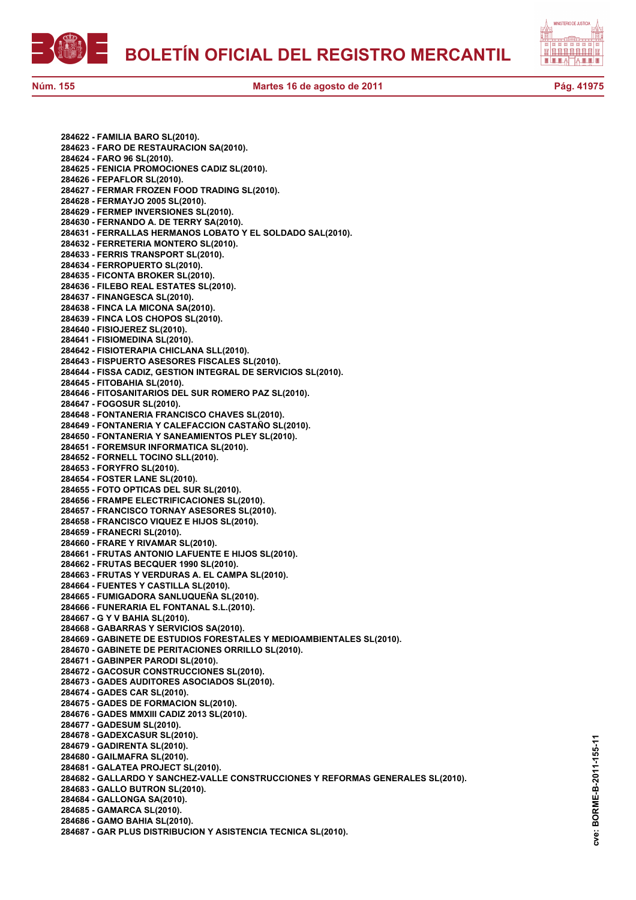**284622 - FAMILIA BARO SL(2010).**
**284623 - FARO DE RESTAURACION SA(2010).**
**284624 - FARO 96 SL(2010).**
**284625 - FENICIA PROMOCIONES CADIZ SL(2010).**
**284626 - FEPAFLOR SL(2010).**
**284627 - FERMAR FROZEN FOOD TRADING SL(2010).**
**284628 - FERMAYJO 2005 SL(2010).**
**284629 - FERMEP INVERSIONES SL(2010).**
**284630 - FERNANDO A. DE TERRY SA(2010).**
**284631 - FERRALLAS HERMANOS LOBATO Y EL SOLDADO SAL(2010).**
**284632 - FERRETERIA MONTERO SL(2010).**
**284633 - FERRIS TRANSPORT SL(2010).**
**284634 - FERROPUERTO SL(2010).**
**284635 - FICONTA BROKER SL(2010).**
**284636 - FILEBO REAL ESTATES SL(2010).**
**284637 - FINANGESCA SL(2010).**
**284638 - FINCA LA MICONA SA(2010).**
**284639 - FINCA LOS CHOPOS SL(2010).**
**284640 - FISIOJEREZ SL(2010).**
**284641 - FISIOMEDINA SL(2010).**
**284642 - FISIOTERAPIA CHICLANA SLL(2010).**
**284643 - FISPUERTO ASESORES FISCALES SL(2010).**
**284644 - FISSA CADIZ, GESTION INTEGRAL DE SERVICIOS SL(2010).**
**284645 - FITOBAHIA SL(2010).**
**284646 - FITOSANITARIOS DEL SUR ROMERO PAZ SL(2010).**
**284647 - FOGOSUR SL(2010).**
**284648 - FONTANERIA FRANCISCO CHAVES SL(2010).**
**284649 - FONTANERIA Y CALEFACCION CASTAÑO SL(2010).**
**284650 - FONTANERIA Y SANEAMIENTOS PLEY SL(2010).**
**284651 - FOREMSUR INFORMATICA SL(2010).**
**284652 - FORNELL TOCINO SLL(2010).**
**284653 - FORYFRO SL(2010).**
**284654 - FOSTER LANE SL(2010).**
**284655 - FOTO OPTICAS DEL SUR SL(2010).**
**284656 - FRAMPE ELECTRIFICACIONES SL(2010).**
**284657 - FRANCISCO TORNAY ASESORES SL(2010).**
**284658 - FRANCISCO VIQUEZ E HIJOS SL(2010).**
**284659 - FRANECRI SL(2010).**
**284660 - FRARE Y RIVAMAR SL(2010).**
**284661 - FRUTAS ANTONIO LAFUENTE E HIJOS SL(2010).**
**284662 - FRUTAS BECQUER 1990 SL(2010).**
**284663 - FRUTAS Y VERDURAS A. EL CAMPA SL(2010).**
**284664 - FUENTES Y CASTILLA SL(2010).**
**284665 - FUMIGADORA SANLUQUEÑA SL(2010).**
**284666 - FUNERARIA EL FONTANAL S.L.(2010).**
**284667 - G Y V BAHIA SL(2010).**
**284668 - GABARRAS Y SERVICIOS SA(2010).**
**284669 - GABINETE DE ESTUDIOS FORESTALES Y MEDIOAMBIENTALES SL(2010).**
**284670 - GABINETE DE PERITACIONES ORRILLO SL(2010).**
**284671 - GABINPER PARODI SL(2010).**
**284672 - GACOSUR CONSTRUCCIONES SL(2010).**
**284673 - GADES AUDITORES ASOCIADOS SL(2010).**
**284674 - GADES CAR SL(2010).**
**284675 - GADES DE FORMACION SL(2010).**
**284676 - GADES MMXIII CADIZ 2013 SL(2010).**
**284677 - GADESUM SL(2010).**
**284678 - GADEXCASUR SL(2010).**
**284679 - GADIRENTA SL(2010).**
**284680 - GAILMAFRA SL(2010).**
**284681 - GALATEA PROJECT SL(2010).**
**284682 - GALLARDO Y SANCHEZ-VALLE CONSTRUCCIONES Y REFORMAS GENERALES SL(2010).**
**284683 - GALLO BUTRON SL(2010).**
**284684 - GALLONGA SA(2010).**
**284685 - GAMARCA SL(2010).**
**284686 - GAMO BAHIA SL(2010).**
**284687 - GAR PLUS DISTRIBUCION Y ASISTENCIA TECNICA SL(2010).**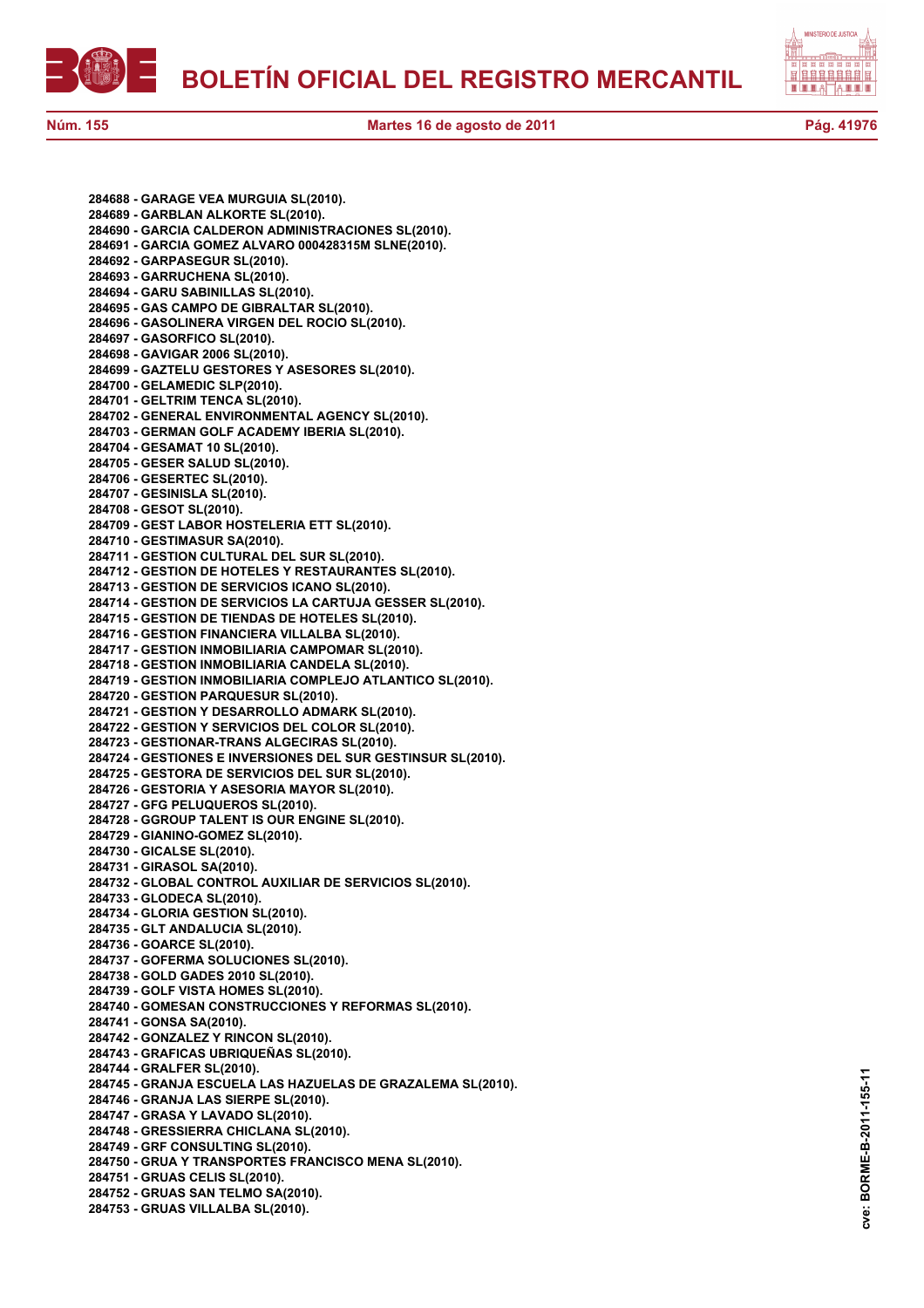**284688 - GARAGE VEA MURGUIA SL(2010).**
**284689 - GARBLAN ALKORTE SL(2010).**
**284690 - GARCIA CALDERON ADMINISTRACIONES SL(2010).**
**284691 - GARCIA GOMEZ ALVARO 000428315M SLNE(2010).**
**284692 - GARPASEGUR SL(2010).**
**284693 - GARRUCHENA SL(2010).**
**284694 - GARU SABINILLAS SL(2010).**
**284695 - GAS CAMPO DE GIBRALTAR SL(2010).**
**284696 - GASOLINERA VIRGEN DEL ROCIO SL(2010).**
**284697 - GASORFICO SL(2010).**
**284698 - GAVIGAR 2006 SL(2010).**
**284699 - GAZTELU GESTORES Y ASESORES SL(2010).**
**284700 - GELAMEDIC SLP(2010).**
**284701 - GELTRIM TENCA SL(2010).**
**284702 - GENERAL ENVIRONMENTAL AGENCY SL(2010).**
**284703 - GERMAN GOLF ACADEMY IBERIA SL(2010).**
**284704 - GESAMAT 10 SL(2010).**
**284705 - GESER SALUD SL(2010).**
**284706 - GESERTEC SL(2010).**
**284707 - GESINISLA SL(2010).**
**284708 - GESOT SL(2010).**
**284709 - GEST LABOR HOSTELERIA ETT SL(2010).**
**284710 - GESTIMASUR SA(2010).**
**284711 - GESTION CULTURAL DEL SUR SL(2010).**
**284712 - GESTION DE HOTELES Y RESTAURANTES SL(2010).**
**284713 - GESTION DE SERVICIOS ICANO SL(2010).**
**284714 - GESTION DE SERVICIOS LA CARTUJA GESSER SL(2010).**
**284715 - GESTION DE TIENDAS DE HOTELES SL(2010).**
**284716 - GESTION FINANCIERA VILLALBA SL(2010).**
**284717 - GESTION INMOBILIARIA CAMPOMAR SL(2010).**
**284718 - GESTION INMOBILIARIA CANDELA SL(2010).**
**284719 - GESTION INMOBILIARIA COMPLEJO ATLANTICO SL(2010).**
**284720 - GESTION PARQUESUR SL(2010).**
**284721 - GESTION Y DESARROLLO ADMARK SL(2010).**
**284722 - GESTION Y SERVICIOS DEL COLOR SL(2010).**
**284723 - GESTIONAR-TRANS ALGECIRAS SL(2010).**
**284724 - GESTIONES E INVERSIONES DEL SUR GESTINSUR SL(2010).**
**284725 - GESTORA DE SERVICIOS DEL SUR SL(2010).**
**284726 - GESTORIA Y ASESORIA MAYOR SL(2010).**
**284727 - GFG PELUQUEROS SL(2010).**
**284728 - GGROUP TALENT IS OUR ENGINE SL(2010).**
**284729 - GIANINO-GOMEZ SL(2010).**
**284730 - GICALSE SL(2010).**
**284731 - GIRASOL SA(2010).**
**284732 - GLOBAL CONTROL AUXILIAR DE SERVICIOS SL(2010).**
**284733 - GLODECA SL(2010).**
**284734 - GLORIA GESTION SL(2010).**
**284735 - GLT ANDALUCIA SL(2010).**
**284736 - GOARCE SL(2010).**
**284737 - GOFERMA SOLUCIONES SL(2010).**
**284738 - GOLD GADES 2010 SL(2010).**
**284739 - GOLF VISTA HOMES SL(2010).**
**284740 - GOMESAN CONSTRUCCIONES Y REFORMAS SL(2010).**
**284741 - GONSA SA(2010).**
**284742 - GONZALEZ Y RINCON SL(2010).**
**284743 - GRAFICAS UBRIQUEÑAS SL(2010).**
**284744 - GRALFER SL(2010).**
**284745 - GRANJA ESCUELA LAS HAZUELAS DE GRAZALEMA SL(2010).**
**284746 - GRANJA LAS SIERPE SL(2010).**
**284747 - GRASA Y LAVADO SL(2010).**
**284748 - GRESSIERRA CHICLANA SL(2010).**
**284749 - GRF CONSULTING SL(2010).**
**284750 - GRUA Y TRANSPORTES FRANCISCO MENA SL(2010).**
**284751 - GRUAS CELIS SL(2010).**
**284752 - GRUAS SAN TELMO SA(2010).**
**284753 - GRUAS VILLALBA SL(2010).**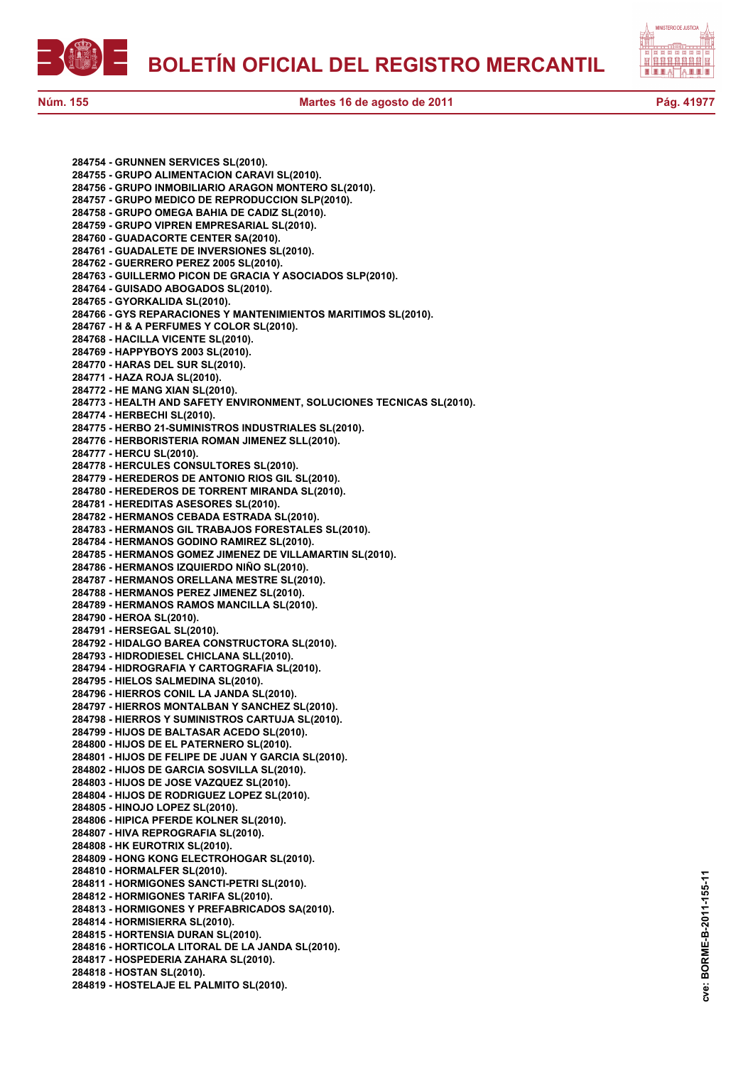**284754 - GRUNNEN SERVICES SL(2010).**
**284755 - GRUPO ALIMENTACION CARAVI SL(2010).**
**284756 - GRUPO INMOBILIARIO ARAGON MONTERO SL(2010).**
**284757 - GRUPO MEDICO DE REPRODUCCION SLP(2010).**
**284758 - GRUPO OMEGA BAHIA DE CADIZ SL(2010).**
**284759 - GRUPO VIPREN EMPRESARIAL SL(2010).**
**284760 - GUADACORTE CENTER SA(2010).**
**284761 - GUADALETE DE INVERSIONES SL(2010).**
**284762 - GUERRERO PEREZ 2005 SL(2010).**
**284763 - GUILLERMO PICON DE GRACIA Y ASOCIADOS SLP(2010).**
**284764 - GUISADO ABOGADOS SL(2010).**
**284765 - GYORKALIDA SL(2010).**
**284766 - GYS REPARACIONES Y MANTENIMIENTOS MARITIMOS SL(2010).**
**284767 - H & A PERFUMES Y COLOR SL(2010).**
**284768 - HACILLA VICENTE SL(2010).**
**284769 - HAPPYBOYS 2003 SL(2010).**
**284770 - HARAS DEL SUR SL(2010).**
**284771 - HAZA ROJA SL(2010).**
**284772 - HE MANG XIAN SL(2010).**
**284773 - HEALTH AND SAFETY ENVIRONMENT, SOLUCIONES TECNICAS SL(2010).**
**284774 - HERBECHI SL(2010).**
**284775 - HERBO 21-SUMINISTROS INDUSTRIALES SL(2010).**
**284776 - HERBORISTERIA ROMAN JIMENEZ SLL(2010).**
**284777 - HERCU SL(2010).**
**284778 - HERCULES CONSULTORES SL(2010).**
**284779 - HEREDEROS DE ANTONIO RIOS GIL SL(2010).**
**284780 - HEREDEROS DE TORRENT MIRANDA SL(2010).**
**284781 - HEREDITAS ASESORES SL(2010).**
**284782 - HERMANOS CEBADA ESTRADA SL(2010).**
**284783 - HERMANOS GIL TRABAJOS FORESTALES SL(2010).**
**284784 - HERMANOS GODINO RAMIREZ SL(2010).**
**284785 - HERMANOS GOMEZ JIMENEZ DE VILLAMARTIN SL(2010).**
**284786 - HERMANOS IZQUIERDO NIÑO SL(2010).**
**284787 - HERMANOS ORELLANA MESTRE SL(2010).**
**284788 - HERMANOS PEREZ JIMENEZ SL(2010).**
**284789 - HERMANOS RAMOS MANCILLA SL(2010).**
**284790 - HEROA SL(2010).**
**284791 - HERSEGAL SL(2010).**
**284792 - HIDALGO BAREA CONSTRUCTORA SL(2010).**
**284793 - HIDRODIESEL CHICLANA SLL(2010).**
**284794 - HIDROGRAFIA Y CARTOGRAFIA SL(2010).**
**284795 - HIELOS SALMEDINA SL(2010).**
**284796 - HIERROS CONIL LA JANDA SL(2010).**
**284797 - HIERROS MONTALBAN Y SANCHEZ SL(2010).**
**284798 - HIERROS Y SUMINISTROS CARTUJA SL(2010).**
**284799 - HIJOS DE BALTASAR ACEDO SL(2010).**
**284800 - HIJOS DE EL PATERNERO SL(2010).**
**284801 - HIJOS DE FELIPE DE JUAN Y GARCIA SL(2010).**
**284802 - HIJOS DE GARCIA SOSVILLA SL(2010).**
**284803 - HIJOS DE JOSE VAZQUEZ SL(2010).**
**284804 - HIJOS DE RODRIGUEZ LOPEZ SL(2010).**
**284805 - HINOJO LOPEZ SL(2010).**
**284806 - HIPICA PFERDE KOLNER SL(2010).**
**284807 - HIVA REPROGRAFIA SL(2010).**
**284808 - HK EUROTRIX SL(2010).**
**284809 - HONG KONG ELECTROHOGAR SL(2010).**
**284810 - HORMALFER SL(2010).**
**284811 - HORMIGONES SANCTI-PETRI SL(2010).**
**284812 - HORMIGONES TARIFA SL(2010).**
**284813 - HORMIGONES Y PREFABRICADOS SA(2010).**
**284814 - HORMISIERRA SL(2010).**
**284815 - HORTENSIA DURAN SL(2010).**
**284816 - HORTICOLA LITORAL DE LA JANDA SL(2010).**
**284817 - HOSPEDERIA ZAHARA SL(2010).**
**284818 - HOSTAN SL(2010).**
**284819 - HOSTELAJE EL PALMITO SL(2010).**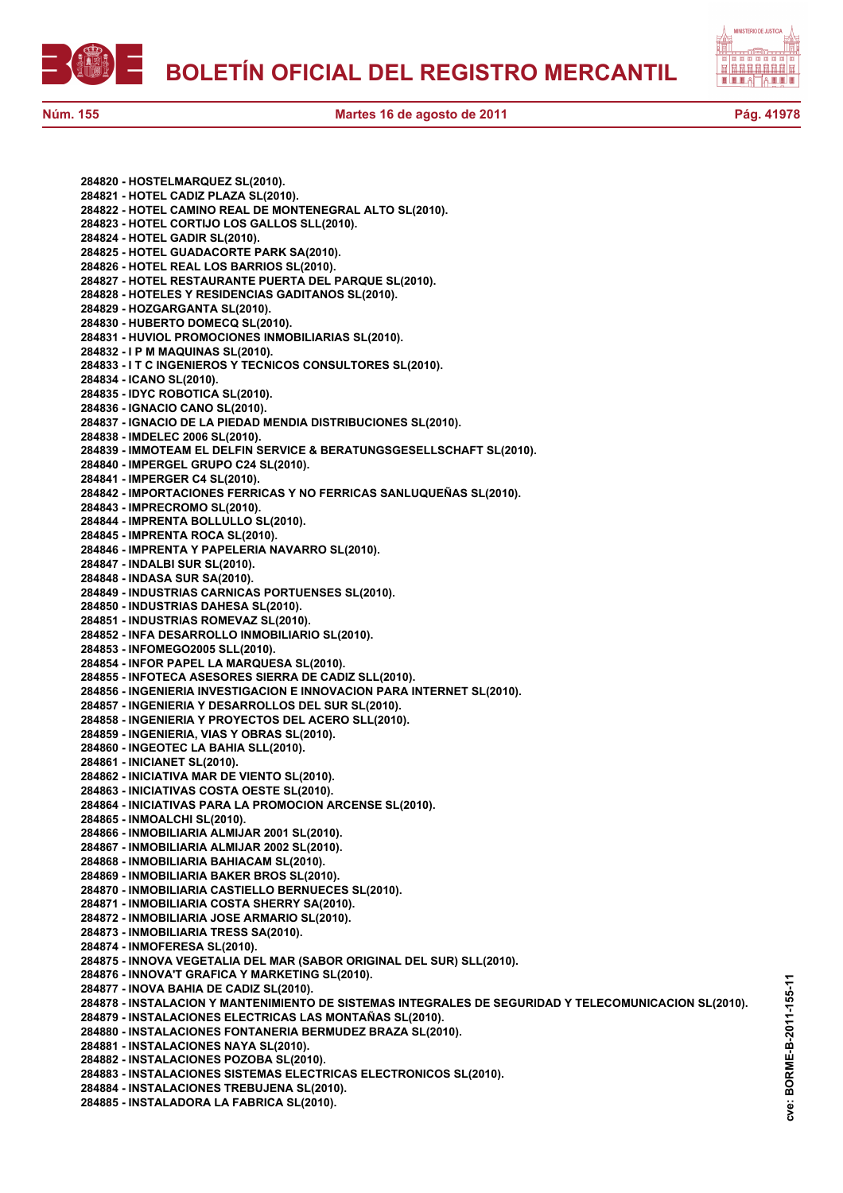**284820 - HOSTELMARQUEZ SL(2010).**
**284821 - HOTEL CADIZ PLAZA SL(2010).**
**284822 - HOTEL CAMINO REAL DE MONTENEGRAL ALTO SL(2010).**
**284823 - HOTEL CORTIJO LOS GALLOS SLL(2010).**
**284824 - HOTEL GADIR SL(2010).**
**284825 - HOTEL GUADACORTE PARK SA(2010).**
**284826 - HOTEL REAL LOS BARRIOS SL(2010).**
**284827 - HOTEL RESTAURANTE PUERTA DEL PARQUE SL(2010).**
**284828 - HOTELES Y RESIDENCIAS GADITANOS SL(2010).**
**284829 - HOZGARGANTA SL(2010).**
**284830 - HUBERTO DOMECQ SL(2010).**
**284831 - HUVIOL PROMOCIONES INMOBILIARIAS SL(2010).**
**284832 - I P M MAQUINAS SL(2010).**
**284833 - I T C INGENIEROS Y TECNICOS CONSULTORES SL(2010).**
**284834 - ICANO SL(2010).**
**284835 - IDYC ROBOTICA SL(2010).**
**284836 - IGNACIO CANO SL(2010).**
**284837 - IGNACIO DE LA PIEDAD MENDIA DISTRIBUCIONES SL(2010).**
**284838 - IMDELEC 2006 SL(2010).**
**284839 - IMMOTEAM EL DELFIN SERVICE & BERATUNGSGESELLSCHAFT SL(2010).**
**284840 - IMPERGEL GRUPO C24 SL(2010).**
**284841 - IMPERGER C4 SL(2010).**
**284842 - IMPORTACIONES FERRICAS Y NO FERRICAS SANLUQUEÑAS SL(2010).**
**284843 - IMPRECROMO SL(2010).**
**284844 - IMPRENTA BOLLULLO SL(2010).**
**284845 - IMPRENTA ROCA SL(2010).**
**284846 - IMPRENTA Y PAPELERIA NAVARRO SL(2010).**
**284847 - INDALBI SUR SL(2010).**
**284848 - INDASA SUR SA(2010).**
**284849 - INDUSTRIAS CARNICAS PORTUENSES SL(2010).**
**284850 - INDUSTRIAS DAHESA SL(2010).**
**284851 - INDUSTRIAS ROMEVAZ SL(2010).**
**284852 - INFA DESARROLLO INMOBILIARIO SL(2010).**
**284853 - INFOMEGO2005 SLL(2010).**
**284854 - INFOR PAPEL LA MARQUESA SL(2010).**
**284855 - INFOTECA ASESORES SIERRA DE CADIZ SLL(2010).**
**284856 - INGENIERIA INVESTIGACION E INNOVACION PARA INTERNET SL(2010).**
**284857 - INGENIERIA Y DESARROLLOS DEL SUR SL(2010).**
**284858 - INGENIERIA Y PROYECTOS DEL ACERO SLL(2010).**
**284859 - INGENIERIA, VIAS Y OBRAS SL(2010).**
**284860 - INGEOTEC LA BAHIA SLL(2010).**
**284861 - INICIANET SL(2010).**
**284862 - INICIATIVA MAR DE VIENTO SL(2010).**
**284863 - INICIATIVAS COSTA OESTE SL(2010).**
**284864 - INICIATIVAS PARA LA PROMOCION ARCENSE SL(2010).**
**284865 - INMOALCHI SL(2010).**
**284866 - INMOBILIARIA ALMIJAR 2001 SL(2010).**
**284867 - INMOBILIARIA ALMIJAR 2002 SL(2010).**
**284868 - INMOBILIARIA BAHIACAM SL(2010).**
**284869 - INMOBILIARIA BAKER BROS SL(2010).**
**284870 - INMOBILIARIA CASTIELLO BERNUECES SL(2010).**
**284871 - INMOBILIARIA COSTA SHERRY SA(2010).**
**284872 - INMOBILIARIA JOSE ARMARIO SL(2010).**
**284873 - INMOBILIARIA TRESS SA(2010).**
**284874 - INMOFERESA SL(2010).**
**284875 - INNOVA VEGETALIA DEL MAR (SABOR ORIGINAL DEL SUR) SLL(2010).**
**284876 - INNOVA'T GRAFICA Y MARKETING SL(2010).**
**284877 - INOVA BAHIA DE CADIZ SL(2010).**
**284878 - INSTALACION Y MANTENIMIENTO DE SISTEMAS INTEGRALES DE SEGURIDAD Y TELECOMUNICACION SL(2010).**
**284879 - INSTALACIONES ELECTRICAS LAS MONTAÑAS SL(2010).**
**284880 - INSTALACIONES FONTANERIA BERMUDEZ BRAZA SL(2010).**
**284881 - INSTALACIONES NAYA SL(2010).**
**284882 - INSTALACIONES POZOBA SL(2010).**
**284883 - INSTALACIONES SISTEMAS ELECTRICAS ELECTRONICOS SL(2010).**
**284884 - INSTALACIONES TREBUJENA SL(2010).**
**284885 - INSTALADORA LA FABRICA SL(2010).**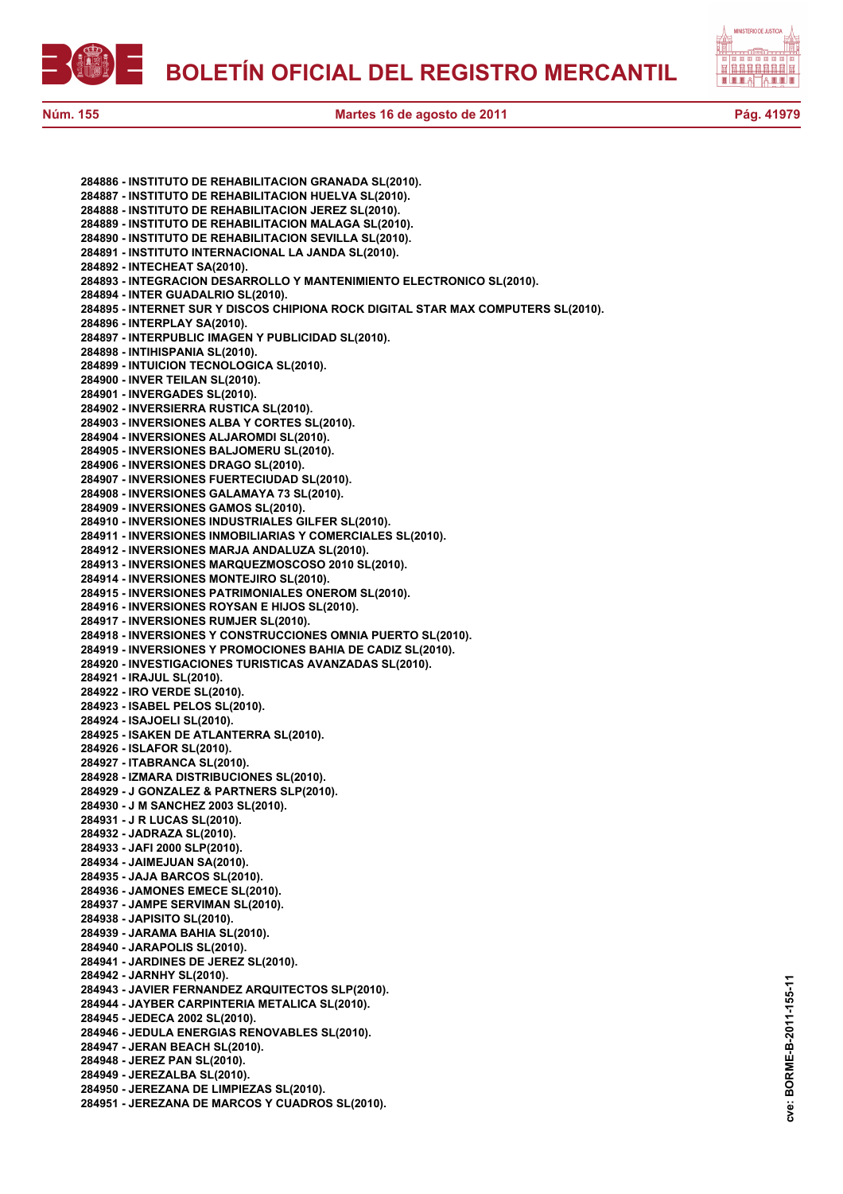**284886 - INSTITUTO DE REHABILITACION GRANADA SL(2010).**
**284887 - INSTITUTO DE REHABILITACION HUELVA SL(2010).**
**284888 - INSTITUTO DE REHABILITACION JEREZ SL(2010).**
**284889 - INSTITUTO DE REHABILITACION MALAGA SL(2010).**
**284890 - INSTITUTO DE REHABILITACION SEVILLA SL(2010).**
**284891 - INSTITUTO INTERNACIONAL LA JANDA SL(2010).**
**284892 - INTECHEAT SA(2010).**
**284893 - INTEGRACION DESARROLLO Y MANTENIMIENTO ELECTRONICO SL(2010).**
**284894 - INTER GUADALRIO SL(2010).**
**284895 - INTERNET SUR Y DISCOS CHIPIONA ROCK DIGITAL STAR MAX COMPUTERS SL(2010).**
**284896 - INTERPLAY SA(2010).**
**284897 - INTERPUBLIC IMAGEN Y PUBLICIDAD SL(2010).**
**284898 - INTIHISPANIA SL(2010).**
**284899 - INTUICION TECNOLOGICA SL(2010).**
**284900 - INVER TEILAN SL(2010).**
**284901 - INVERGADES SL(2010).**
**284902 - INVERSIERRA RUSTICA SL(2010).**
**284903 - INVERSIONES ALBA Y CORTES SL(2010).**
**284904 - INVERSIONES ALJAROMDI SL(2010).**
**284905 - INVERSIONES BALJOMERU SL(2010).**
**284906 - INVERSIONES DRAGO SL(2010).**
**284907 - INVERSIONES FUERTECIUDAD SL(2010).**
**284908 - INVERSIONES GALAMAYA 73 SL(2010).**
**284909 - INVERSIONES GAMOS SL(2010).**
**284910 - INVERSIONES INDUSTRIALES GILFER SL(2010).**
**284911 - INVERSIONES INMOBILIARIAS Y COMERCIALES SL(2010).**
**284912 - INVERSIONES MARJA ANDALUZA SL(2010).**
**284913 - INVERSIONES MARQUEZMOSCOSO 2010 SL(2010).**
**284914 - INVERSIONES MONTEJIRO SL(2010).**
**284915 - INVERSIONES PATRIMONIALES ONEROM SL(2010).**
**284916 - INVERSIONES ROYSAN E HIJOS SL(2010).**
**284917 - INVERSIONES RUMJER SL(2010).**
**284918 - INVERSIONES Y CONSTRUCCIONES OMNIA PUERTO SL(2010).**
**284919 - INVERSIONES Y PROMOCIONES BAHIA DE CADIZ SL(2010).**
**284920 - INVESTIGACIONES TURISTICAS AVANZADAS SL(2010).**
**284921 - IRAJUL SL(2010).**
**284922 - IRO VERDE SL(2010).**
**284923 - ISABEL PELOS SL(2010).**
**284924 - ISAJOELI SL(2010).**
**284925 - ISAKEN DE ATLANTERRA SL(2010).**
**284926 - ISLAFOR SL(2010).**
**284927 - ITABRANCA SL(2010).**
**284928 - IZMARA DISTRIBUCIONES SL(2010).**
**284929 - J GONZALEZ & PARTNERS SLP(2010).**
**284930 - J M SANCHEZ 2003 SL(2010).**
**284931 - J R LUCAS SL(2010).**
**284932 - JADRAZA SL(2010).**
**284933 - JAFI 2000 SLP(2010).**
**284934 - JAIMEJUAN SA(2010).**
**284935 - JAJA BARCOS SL(2010).**
**284936 - JAMONES EMECE SL(2010).**
**284937 - JAMPE SERVIMAN SL(2010).**
**284938 - JAPISITO SL(2010).**
**284939 - JARAMA BAHIA SL(2010).**
**284940 - JARAPOLIS SL(2010).**
**284941 - JARDINES DE JEREZ SL(2010).**
**284942 - JARNHY SL(2010).**
**284943 - JAVIER FERNANDEZ ARQUITECTOS SLP(2010).**
**284944 - JAYBER CARPINTERIA METALICA SL(2010).**
**284945 - JEDECA 2002 SL(2010).**
**284946 - JEDULA ENERGIAS RENOVABLES SL(2010).**
**284947 - JERAN BEACH SL(2010).**
**284948 - JEREZ PAN SL(2010).**
**284949 - JEREZALBA SL(2010).**
**284950 - JEREZANA DE LIMPIEZAS SL(2010).**
**284951 - JEREZANA DE MARCOS Y CUADROS SL(2010).**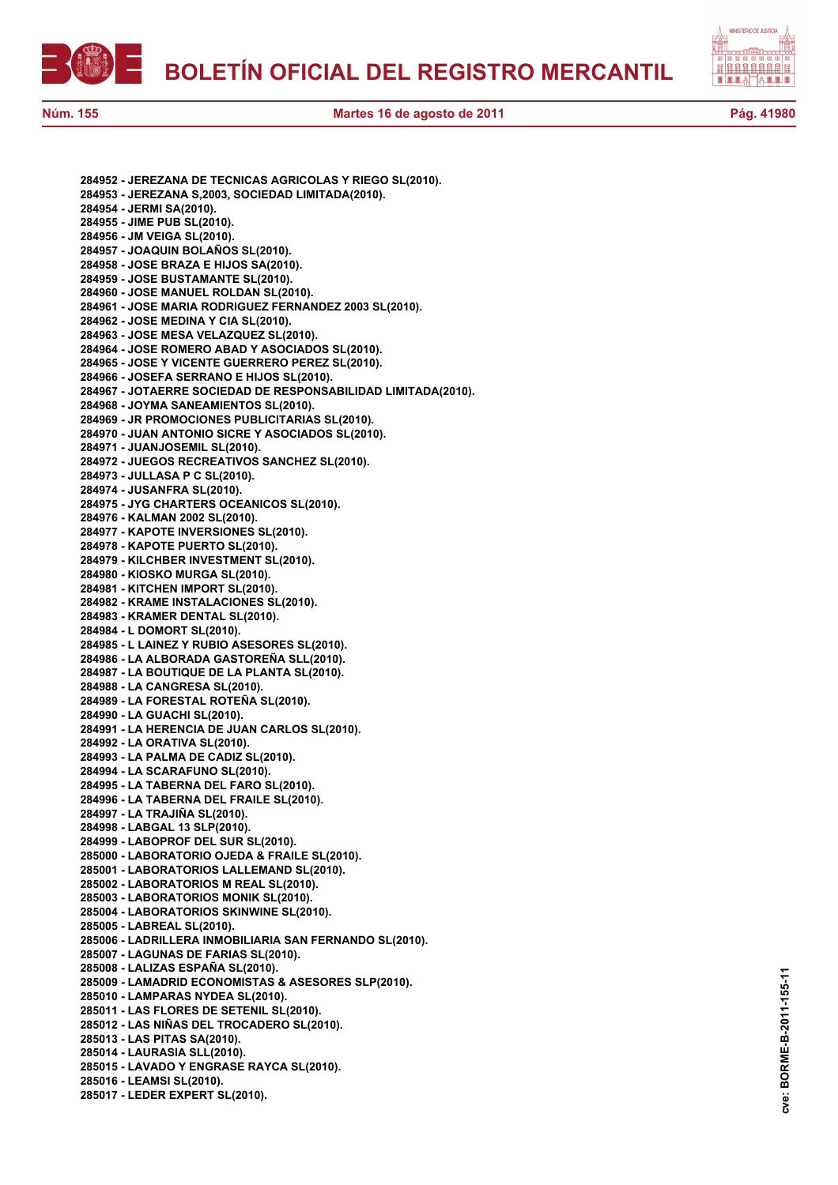**284952 - JEREZANA DE TECNICAS AGRICOLAS Y RIEGO SL(2010).**
**284953 - JEREZANA S,2003, SOCIEDAD LIMITADA(2010).**
**284954 - JERMI SA(2010).**
**284955 - JIME PUB SL(2010).**
**284956 - JM VEIGA SL(2010).**
**284957 - JOAQUIN BOLAÑOS SL(2010).**
**284958 - JOSE BRAZA E HIJOS SA(2010).**
**284959 - JOSE BUSTAMANTE SL(2010).**
**284960 - JOSE MANUEL ROLDAN SL(2010).**
**284961 - JOSE MARIA RODRIGUEZ FERNANDEZ 2003 SL(2010).**
**284962 - JOSE MEDINA Y CIA SL(2010).**
**284963 - JOSE MESA VELAZQUEZ SL(2010).**
**284964 - JOSE ROMERO ABAD Y ASOCIADOS SL(2010).**
**284965 - JOSE Y VICENTE GUERRERO PEREZ SL(2010).**
**284966 - JOSEFA SERRANO E HIJOS SL(2010).**
**284967 - JOTAERRE SOCIEDAD DE RESPONSABILIDAD LIMITADA(2010).**
**284968 - JOYMA SANEAMIENTOS SL(2010).**
**284969 - JR PROMOCIONES PUBLICITARIAS SL(2010).**
**284970 - JUAN ANTONIO SICRE Y ASOCIADOS SL(2010).**
**284971 - JUANJOSEMIL SL(2010).**
**284972 - JUEGOS RECREATIVOS SANCHEZ SL(2010).**
**284973 - JULLASA P C SL(2010).**
**284974 - JUSANFRA SL(2010).**
**284975 - JYG CHARTERS OCEANICOS SL(2010).**
**284976 - KALMAN 2002 SL(2010).**
**284977 - KAPOTE INVERSIONES SL(2010).**
**284978 - KAPOTE PUERTO SL(2010).**
**284979 - KILCHBER INVESTMENT SL(2010).**
**284980 - KIOSKO MURGA SL(2010).**
**284981 - KITCHEN IMPORT SL(2010).**
**284982 - KRAME INSTALACIONES SL(2010).**
**284983 - KRAMER DENTAL SL(2010).**
**284984 - L DOMORT SL(2010).**
**284985 - L LAINEZ Y RUBIO ASESORES SL(2010).**
**284986 - LA ALBORADA GASTOREÑA SLL(2010).**
**284987 - LA BOUTIQUE DE LA PLANTA SL(2010).**
**284988 - LA CANGRESA SL(2010).**
**284989 - LA FORESTAL ROTEÑA SL(2010).**
**284990 - LA GUACHI SL(2010).**
**284991 - LA HERENCIA DE JUAN CARLOS SL(2010).**
**284992 - LA ORATIVA SL(2010).**
**284993 - LA PALMA DE CADIZ SL(2010).**
**284994 - LA SCARAFUNO SL(2010).**
**284995 - LA TABERNA DEL FARO SL(2010).**
**284996 - LA TABERNA DEL FRAILE SL(2010).**
**284997 - LA TRAJIÑA SL(2010).**
**284998 - LABGAL 13 SLP(2010).**
**284999 - LABOPROF DEL SUR SL(2010).**
**285000 - LABORATORIO OJEDA & FRAILE SL(2010).**
**285001 - LABORATORIOS LALLEMAND SL(2010).**
**285002 - LABORATORIOS M REAL SL(2010).**
**285003 - LABORATORIOS MONIK SL(2010).**
**285004 - LABORATORIOS SKINWINE SL(2010).**
**285005 - LABREAL SL(2010).**
**285006 - LADRILLERA INMOBILIARIA SAN FERNANDO SL(2010).**
**285007 - LAGUNAS DE FARIAS SL(2010).**
**285008 - LALIZAS ESPAÑA SL(2010).**
**285009 - LAMADRID ECONOMISTAS & ASESORES SLP(2010).**
**285010 - LAMPARAS NYDEA SL(2010).**
**285011 - LAS FLORES DE SETENIL SL(2010).**
**285012 - LAS NIÑAS DEL TROCADERO SL(2010).**
**285013 - LAS PITAS SA(2010).**
**285014 - LAURASIA SLL(2010).**
**285015 - LAVADO Y ENGRASE RAYCA SL(2010).**
**285016 - LEAMSI SL(2010).**
**285017 - LEDER EXPERT SL(2010).**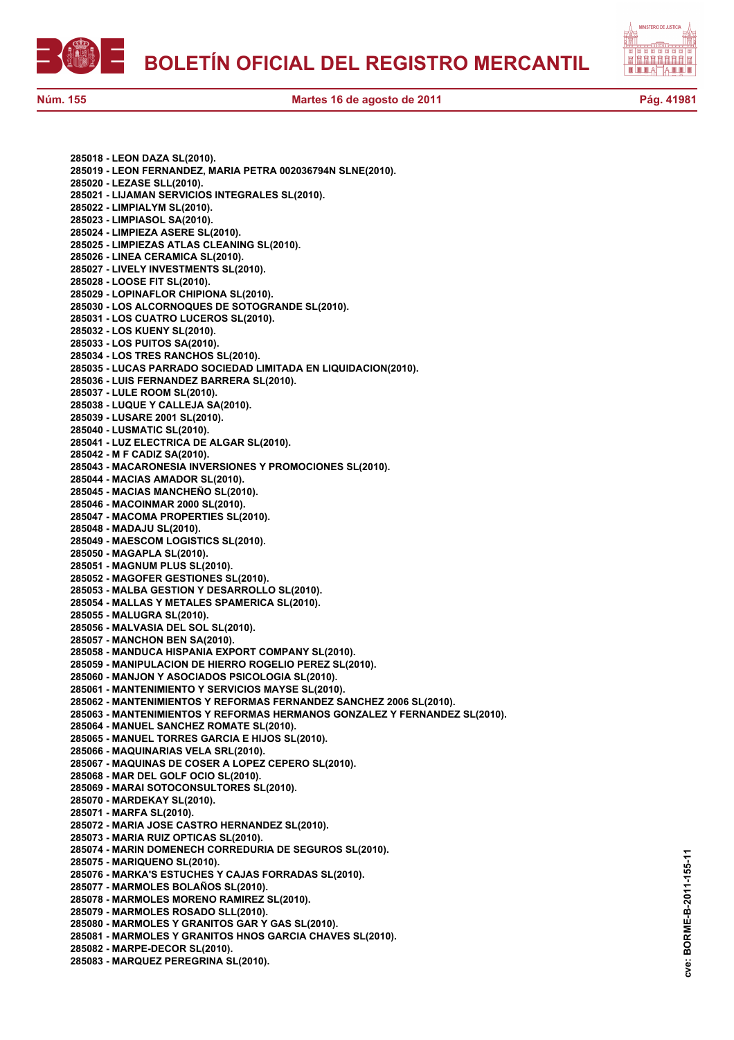285018 - LEON DAZA SL(2010).
285019 - LEON FERNANDEZ, MARIA PETRA 002036794N SLNE(2010).
285020 - LEZASE SLL(2010).
285021 - LIJAMAN SERVICIOS INTEGRALES SL(2010).
285022 - LIMPIALYM SL(2010).
285023 - LIMPIASOL SA(2010).
285024 - LIMPIEZA ASERE SL(2010).
285025 - LIMPIEZAS ATLAS CLEANING SL(2010).
285026 - LINEA CERAMICA SL(2010).
285027 - LIVELY INVESTMENTS SL(2010).
285028 - LOOSE FIT SL(2010).
285029 - LOPINAFLOR CHIPIONA SL(2010).
285030 - LOS ALCORNOQUES DE SOTOGRANDE SL(2010).
285031 - LOS CUATRO LUCEROS SL(2010).
285032 - LOS KUENY SL(2010).
285033 - LOS PUITOS SA(2010).
285034 - LOS TRES RANCHOS SL(2010).
285035 - LUCAS PARRADO SOCIEDAD LIMITADA EN LIQUIDACION(2010).
285036 - LUIS FERNANDEZ BARRERA SL(2010).
285037 - LULE ROOM SL(2010).
285038 - LUQUE Y CALLEJA SA(2010).
285039 - LUSARE 2001 SL(2010).
285040 - LUSMATIC SL(2010).
285041 - LUZ ELECTRICA DE ALGAR SL(2010).
285042 - M F CADIZ SA(2010).
285043 - MACARONESIA INVERSIONES Y PROMOCIONES SL(2010).
285044 - MACIAS AMADOR SL(2010).
285045 - MACIAS MANCHEÑO SL(2010).
285046 - MACOINMAR 2000 SL(2010).
285047 - MACOMA PROPERTIES SL(2010).
285048 - MADAJU SL(2010).
285049 - MAESCOM LOGISTICS SL(2010).
285050 - MAGAPLA SL(2010).
285051 - MAGNUM PLUS SL(2010).
285052 - MAGOFER GESTIONES SL(2010).
285053 - MALBA GESTION Y DESARROLLO SL(2010).
285054 - MALLAS Y METALES SPAMERICA SL(2010).
285055 - MALUGRA SL(2010).
285056 - MALVASIA DEL SOL SL(2010).
285057 - MANCHON BEN SA(2010).
285058 - MANDUCA HISPANIA EXPORT COMPANY SL(2010).
285059 - MANIPULACION DE HIERRO ROGELIO PEREZ SL(2010).
285060 - MANJON Y ASOCIADOS PSICOLOGIA SL(2010).
285061 - MANTENIMIENTO Y SERVICIOS MAYSE SL(2010).
285062 - MANTENIMIENTOS Y REFORMAS FERNANDEZ SANCHEZ 2006 SL(2010).
285063 - MANTENIMIENTOS Y REFORMAS HERMANOS GONZALEZ Y FERNANDEZ SL(2010).
285064 - MANUEL SANCHEZ ROMATE SL(2010).
285065 - MANUEL TORRES GARCIA E HIJOS SL(2010).
285066 - MAQUINARIAS VELA SRL(2010).
285067 - MAQUINAS DE COSER A LOPEZ CEPERO SL(2010).
285068 - MAR DEL GOLF OCIO SL(2010).
285069 - MARAI SOTOCONSULTORES SL(2010).
285070 - MARDEKAY SL(2010).
285071 - MARFA SL(2010).
285072 - MARIA JOSE CASTRO HERNANDEZ SL(2010).
285073 - MARIA RUIZ OPTICAS SL(2010).
285074 - MARIN DOMENECH CORREDURIA DE SEGUROS SL(2010).
285075 - MARIQUENO SL(2010).
285076 - MARKA'S ESTUCHES Y CAJAS FORRADAS SL(2010).
285077 - MARMOLES BOLAÑOS SL(2010).
285078 - MARMOLES MORENO RAMIREZ SL(2010).
285079 - MARMOLES ROSADO SLL(2010).
285080 - MARMOLES Y GRANITOS GAR Y GAS SL(2010).
285081 - MARMOLES Y GRANITOS HNOS GARCIA CHAVES SL(2010).
285082 - MARPE-DECOR SL(2010).
285083 - MARQUEZ PEREGRINA SL(2010).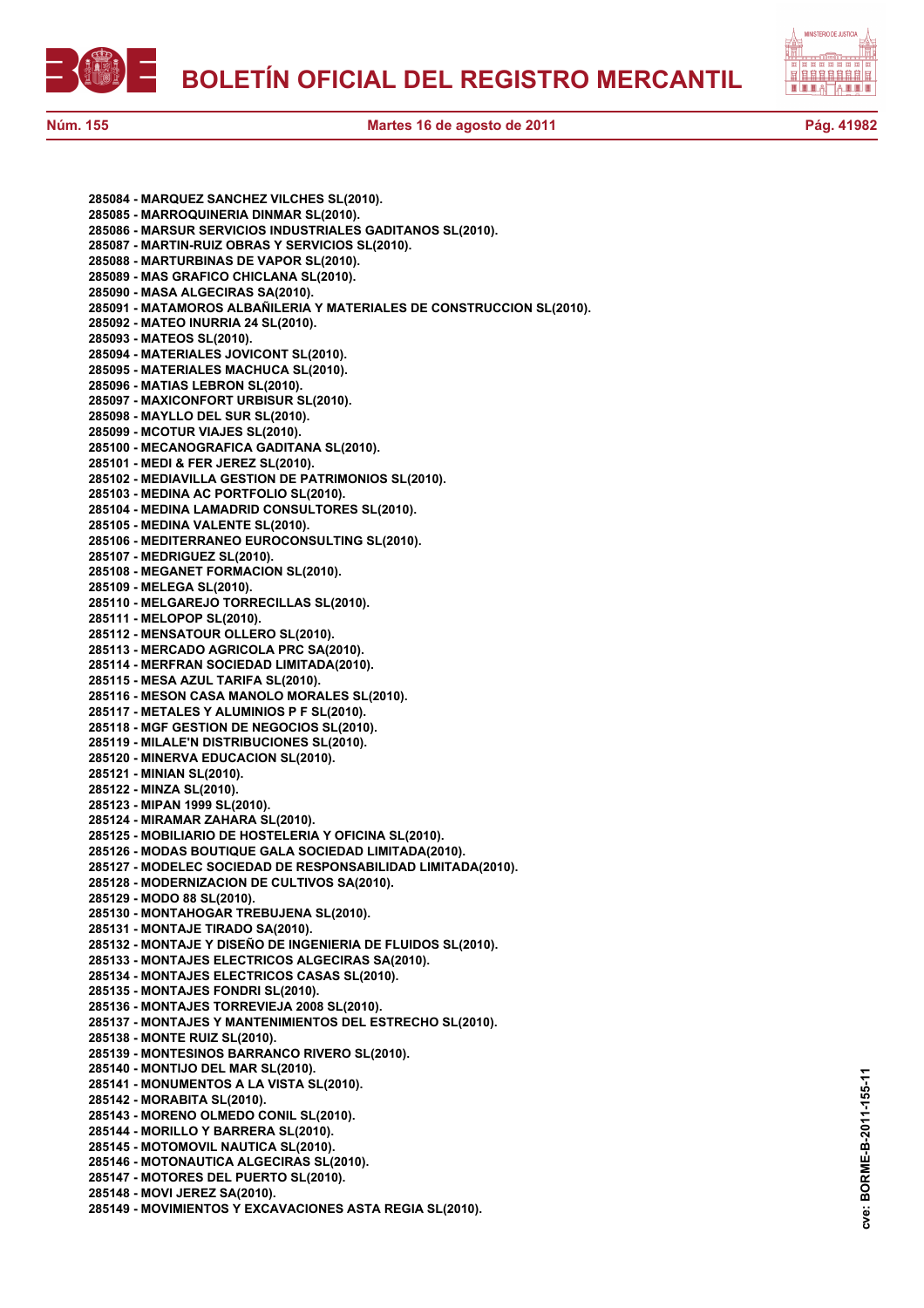**285084 - MARQUEZ SANCHEZ VILCHES SL(2010).**
**285085 - MARROQUINERIA DINMAR SL(2010).**
**285086 - MARSUR SERVICIOS INDUSTRIALES GADITANOS SL(2010).**
**285087 - MARTIN-RUIZ OBRAS Y SERVICIOS SL(2010).**
**285088 - MARTURBINAS DE VAPOR SL(2010).**
**285089 - MAS GRAFICO CHICLANA SL(2010).**
**285090 - MASA ALGECIRAS SA(2010).**
**285091 - MATAMOROS ALBAÑILERIA Y MATERIALES DE CONSTRUCCION SL(2010).**
**285092 - MATEO INURRIA 24 SL(2010).**
**285093 - MATEOS SL(2010).**
**285094 - MATERIALES JOVICONT SL(2010).**
**285095 - MATERIALES MACHUCA SL(2010).**
**285096 - MATIAS LEBRON SL(2010).**
**285097 - MAXICONFORT URBISUR SL(2010).**
**285098 - MAYLLO DEL SUR SL(2010).**
**285099 - MCOTUR VIAJES SL(2010).**
**285100 - MECANOGRAFICA GADITANA SL(2010).**
**285101 - MEDI & FER JEREZ SL(2010).**
**285102 - MEDIAVILLA GESTION DE PATRIMONIOS SL(2010).**
**285103 - MEDINA AC PORTFOLIO SL(2010).**
**285104 - MEDINA LAMADRID CONSULTORES SL(2010).**
**285105 - MEDINA VALENTE SL(2010).**
**285106 - MEDITERRANEO EUROCONSULTING SL(2010).**
**285107 - MEDRIGUEZ SL(2010).**
**285108 - MEGANET FORMACION SL(2010).**
**285109 - MELEGA SL(2010).**
**285110 - MELGAREJO TORRECILLAS SL(2010).**
**285111 - MELOPOP SL(2010).**
**285112 - MENSATOUR OLLERO SL(2010).**
**285113 - MERCADO AGRICOLA PRC SA(2010).**
**285114 - MERFRAN SOCIEDAD LIMITADA(2010).**
**285115 - MESA AZUL TARIFA SL(2010).**
**285116 - MESON CASA MANOLO MORALES SL(2010).**
**285117 - METALES Y ALUMINIOS P F SL(2010).**
**285118 - MGF GESTION DE NEGOCIOS SL(2010).**
**285119 - MILALE'N DISTRIBUCIONES SL(2010).**
**285120 - MINERVA EDUCACION SL(2010).**
**285121 - MINIAN SL(2010).**
**285122 - MINZA SL(2010).**
**285123 - MIPAN 1999 SL(2010).**
**285124 - MIRAMAR ZAHARA SL(2010).**
**285125 - MOBILIARIO DE HOSTELERIA Y OFICINA SL(2010).**
**285126 - MODAS BOUTIQUE GALA SOCIEDAD LIMITADA(2010).**
**285127 - MODELEC SOCIEDAD DE RESPONSABILIDAD LIMITADA(2010).**
**285128 - MODERNIZACION DE CULTIVOS SA(2010).**
**285129 - MODO 88 SL(2010).**
**285130 - MONTAHOGAR TREBUJENA SL(2010).**
**285131 - MONTAJE TIRADO SA(2010).**
**285132 - MONTAJE Y DISEÑO DE INGENIERIA DE FLUIDOS SL(2010).**
**285133 - MONTAJES ELECTRICOS ALGECIRAS SA(2010).**
**285134 - MONTAJES ELECTRICOS CASAS SL(2010).**
**285135 - MONTAJES FONDRI SL(2010).**
**285136 - MONTAJES TORREVIEJA 2008 SL(2010).**
**285137 - MONTAJES Y MANTENIMIENTOS DEL ESTRECHO SL(2010).**
**285138 - MONTE RUIZ SL(2010).**
**285139 - MONTESINOS BARRANCO RIVERO SL(2010).**
**285140 - MONTIJO DEL MAR SL(2010).**
**285141 - MONUMENTOS A LA VISTA SL(2010).**
**285142 - MORABITA SL(2010).**
**285143 - MORENO OLMEDO CONIL SL(2010).**
**285144 - MORILLO Y BARRERA SL(2010).**
**285145 - MOTOMOVIL NAUTICA SL(2010).**
**285146 - MOTONAUTICA ALGECIRAS SL(2010).**
**285147 - MOTORES DEL PUERTO SL(2010).**
**285148 - MOVI JEREZ SA(2010).**
**285149 - MOVIMIENTOS Y EXCAVACIONES ASTA REGIA SL(2010).**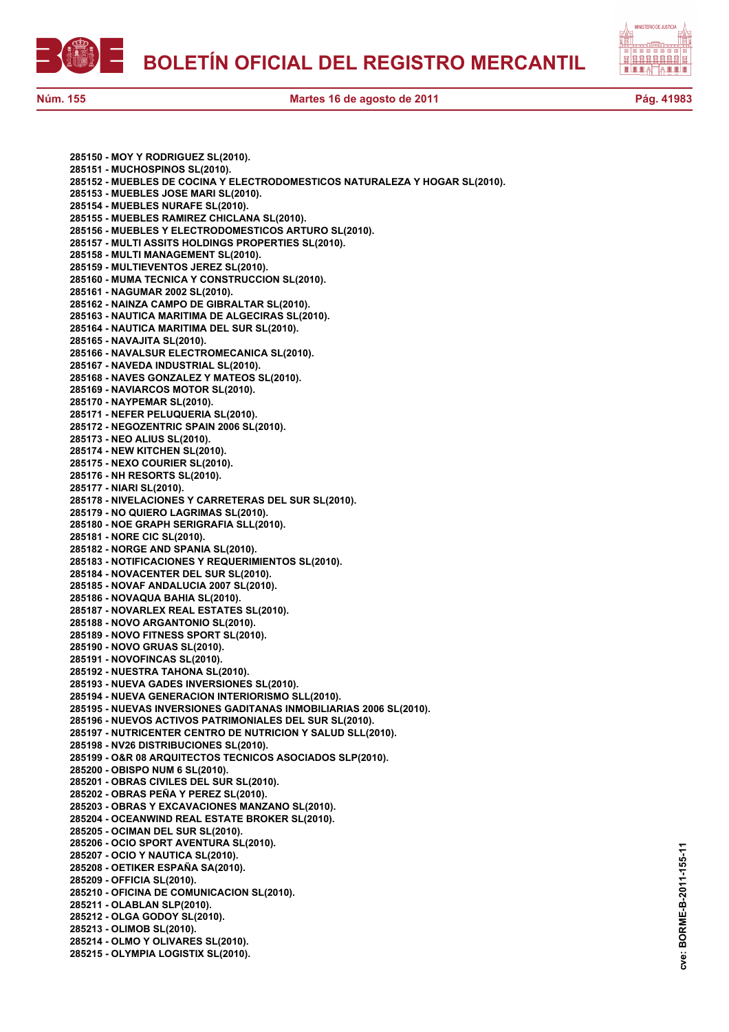**285150 - MOY Y RODRIGUEZ SL(2010).**
**285151 - MUCHOSPINOS SL(2010).**
**285152 - MUEBLES DE COCINA Y ELECTRODOMESTICOS NATURALEZA Y HOGAR SL(2010).**
**285153 - MUEBLES JOSE MARI SL(2010).**
**285154 - MUEBLES NURAFE SL(2010).**
**285155 - MUEBLES RAMIREZ CHICLANA SL(2010).**
**285156 - MUEBLES Y ELECTRODOMESTICOS ARTURO SL(2010).**
**285157 - MULTI ASSITS HOLDINGS PROPERTIES SL(2010).**
**285158 - MULTI MANAGEMENT SL(2010).**
**285159 - MULTIEVENTOS JEREZ SL(2010).**
**285160 - MUMA TECNICA Y CONSTRUCCION SL(2010).**
**285161 - NAGUMAR 2002 SL(2010).**
**285162 - NAINZA CAMPO DE GIBRALTAR SL(2010).**
**285163 - NAUTICA MARITIMA DE ALGECIRAS SL(2010).**
**285164 - NAUTICA MARITIMA DEL SUR SL(2010).**
**285165 - NAVAJITA SL(2010).**
**285166 - NAVALSUR ELECTROMECANICA SL(2010).**
**285167 - NAVEDA INDUSTRIAL SL(2010).**
**285168 - NAVES GONZALEZ Y MATEOS SL(2010).**
**285169 - NAVIARCOS MOTOR SL(2010).**
**285170 - NAYPEMAR SL(2010).**
**285171 - NEFER PELUQUERIA SL(2010).**
**285172 - NEGOZENTRIC SPAIN 2006 SL(2010).**
**285173 - NEO ALIUS SL(2010).**
**285174 - NEW KITCHEN SL(2010).**
**285175 - NEXO COURIER SL(2010).**
**285176 - NH RESORTS SL(2010).**
**285177 - NIARI SL(2010).**
**285178 - NIVELACIONES Y CARRETERAS DEL SUR SL(2010).**
**285179 - NO QUIERO LAGRIMAS SL(2010).**
**285180 - NOE GRAPH SERIGRAFIA SLL(2010).**
**285181 - NORE CIC SL(2010).**
**285182 - NORGE AND SPANIA SL(2010).**
**285183 - NOTIFICACIONES Y REQUERIMIENTOS SL(2010).**
**285184 - NOVACENTER DEL SUR SL(2010).**
**285185 - NOVAF ANDALUCIA 2007 SL(2010).**
**285186 - NOVAQUA BAHIA SL(2010).**
**285187 - NOVARLEX REAL ESTATES SL(2010).**
**285188 - NOVO ARGANTONIO SL(2010).**
**285189 - NOVO FITNESS SPORT SL(2010).**
**285190 - NOVO GRUAS SL(2010).**
**285191 - NOVOFINCAS SL(2010).**
**285192 - NUESTRA TAHONA SL(2010).**
**285193 - NUEVA GADES INVERSIONES SL(2010).**
**285194 - NUEVA GENERACION INTERIORISMO SLL(2010).**
**285195 - NUEVAS INVERSIONES GADITANAS INMOBILIARIAS 2006 SL(2010).**
**285196 - NUEVOS ACTIVOS PATRIMONIALES DEL SUR SL(2010).**
**285197 - NUTRICENTER CENTRO DE NUTRICION Y SALUD SLL(2010).**
**285198 - NV26 DISTRIBUCIONES SL(2010).**
**285199 - O&R 08 ARQUITECTOS TECNICOS ASOCIADOS SLP(2010).**
**285200 - OBISPO NUM 6 SL(2010).**
**285201 - OBRAS CIVILES DEL SUR SL(2010).**
**285202 - OBRAS PEÑA Y PEREZ SL(2010).**
**285203 - OBRAS Y EXCAVACIONES MANZANO SL(2010).**
**285204 - OCEANWIND REAL ESTATE BROKER SL(2010).**
**285205 - OCIMAN DEL SUR SL(2010).**
**285206 - OCIO SPORT AVENTURA SL(2010).**
**285207 - OCIO Y NAUTICA SL(2010).**
**285208 - OETIKER ESPAÑA SA(2010).**
**285209 - OFFICIA SL(2010).**
**285210 - OFICINA DE COMUNICACION SL(2010).**
**285211 - OLABLAN SLP(2010).**
**285212 - OLGA GODOY SL(2010).**
**285213 - OLIMOB SL(2010).**
**285214 - OLMO Y OLIVARES SL(2010).**
**285215 - OLYMPIA LOGISTIX SL(2010).**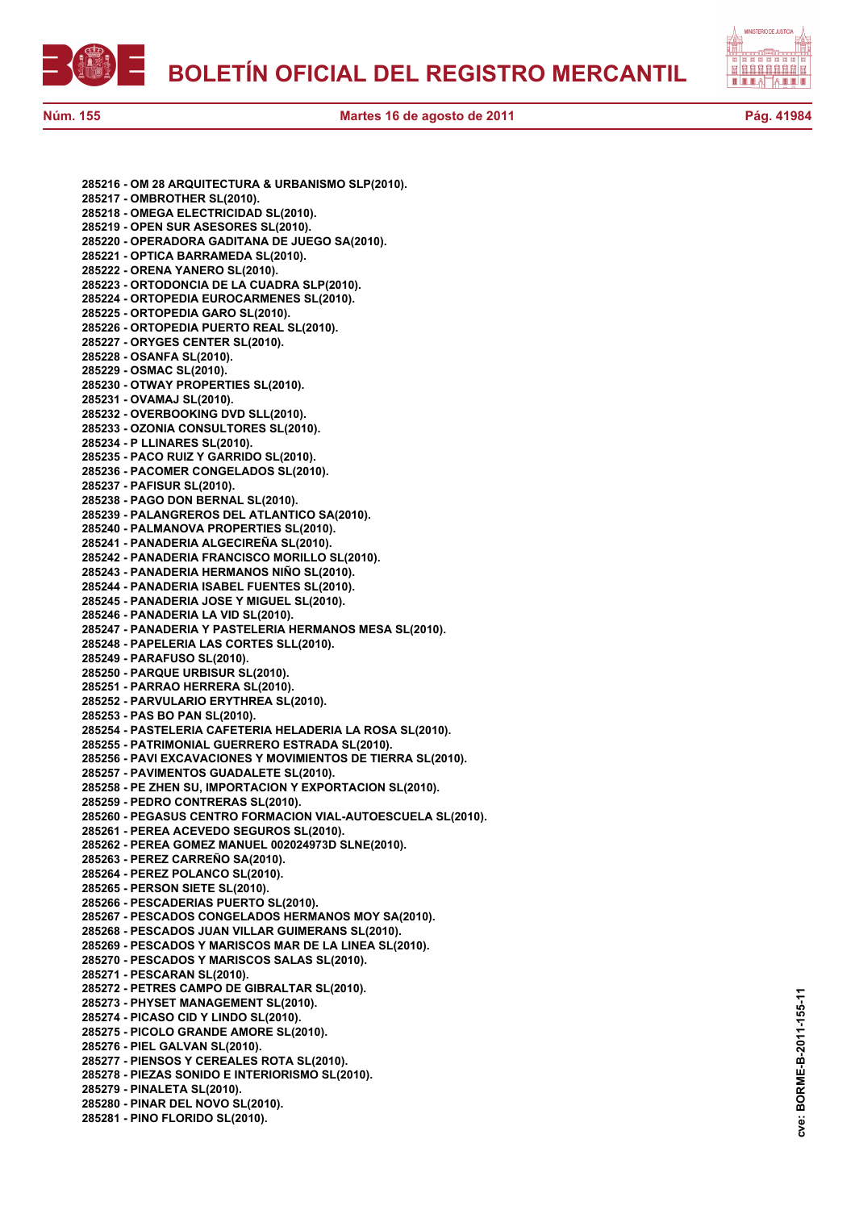**285216 - OM 28 ARQUITECTURA & URBANISMO SLP(2010).**
**285217 - OMBROTHER SL(2010).**
**285218 - OMEGA ELECTRICIDAD SL(2010).**
**285219 - OPEN SUR ASESORES SL(2010).**
**285220 - OPERADORA GADITANA DE JUEGO SA(2010).**
**285221 - OPTICA BARRAMEDA SL(2010).**
**285222 - ORENA YANERO SL(2010).**
**285223 - ORTODONCIA DE LA CUADRA SLP(2010).**
**285224 - ORTOPEDIA EUROCARMENES SL(2010).**
**285225 - ORTOPEDIA GARO SL(2010).**
**285226 - ORTOPEDIA PUERTO REAL SL(2010).**
**285227 - ORYGES CENTER SL(2010).**
**285228 - OSANFA SL(2010).**
**285229 - OSMAC SL(2010).**
**285230 - OTWAY PROPERTIES SL(2010).**
**285231 - OVAMAJ SL(2010).**
**285232 - OVERBOOKING DVD SLL(2010).**
**285233 - OZONIA CONSULTORES SL(2010).**
**285234 - P LLINARES SL(2010).**
**285235 - PACO RUIZ Y GARRIDO SL(2010).**
**285236 - PACOMER CONGELADOS SL(2010).**
**285237 - PAFISUR SL(2010).**
**285238 - PAGO DON BERNAL SL(2010).**
**285239 - PALANGREROS DEL ATLANTICO SA(2010).**
**285240 - PALMANOVA PROPERTIES SL(2010).**
**285241 - PANADERIA ALGECIREÑA SL(2010).**
**285242 - PANADERIA FRANCISCO MORILLO SL(2010).**
**285243 - PANADERIA HERMANOS NIÑO SL(2010).**
**285244 - PANADERIA ISABEL FUENTES SL(2010).**
**285245 - PANADERIA JOSE Y MIGUEL SL(2010).**
**285246 - PANADERIA LA VID SL(2010).**
**285247 - PANADERIA Y PASTELERIA HERMANOS MESA SL(2010).**
**285248 - PAPELERIA LAS CORTES SLL(2010).**
**285249 - PARAFUSO SL(2010).**
**285250 - PARQUE URBISUR SL(2010).**
**285251 - PARRAO HERRERA SL(2010).**
**285252 - PARVULARIO ERYTHREA SL(2010).**
**285253 - PAS BO PAN SL(2010).**
**285254 - PASTELERIA CAFETERIA HELADERIA LA ROSA SL(2010).**
**285255 - PATRIMONIAL GUERRERO ESTRADA SL(2010).**
**285256 - PAVI EXCAVACIONES Y MOVIMIENTOS DE TIERRA SL(2010).**
**285257 - PAVIMENTOS GUADALETE SL(2010).**
**285258 - PE ZHEN SU, IMPORTACION Y EXPORTACION SL(2010).**
**285259 - PEDRO CONTRERAS SL(2010).**
**285260 - PEGASUS CENTRO FORMACION VIAL-AUTOESCUELA SL(2010).**
**285261 - PEREA ACEVEDO SEGUROS SL(2010).**
**285262 - PEREA GOMEZ MANUEL 002024973D SLNE(2010).**
**285263 - PEREZ CARREÑO SA(2010).**
**285264 - PEREZ POLANCO SL(2010).**
**285265 - PERSON SIETE SL(2010).**
**285266 - PESCADERIAS PUERTO SL(2010).**
**285267 - PESCADOS CONGELADOS HERMANOS MOY SA(2010).**
**285268 - PESCADOS JUAN VILLAR GUIMERANS SL(2010).**
**285269 - PESCADOS Y MARISCOS MAR DE LA LINEA SL(2010).**
**285270 - PESCADOS Y MARISCOS SALAS SL(2010).**
**285271 - PESCARAN SL(2010).**
**285272 - PETRES CAMPO DE GIBRALTAR SL(2010).**
**285273 - PHYSET MANAGEMENT SL(2010).**
**285274 - PICASO CID Y LINDO SL(2010).**
**285275 - PICOLO GRANDE AMORE SL(2010).**
**285276 - PIEL GALVAN SL(2010).**
**285277 - PIENSOS Y CEREALES ROTA SL(2010).**
**285278 - PIEZAS SONIDO E INTERIORISMO SL(2010).**
**285279 - PINALETA SL(2010).**
**285280 - PINAR DEL NOVO SL(2010).**
**285281 - PINO FLORIDO SL(2010).**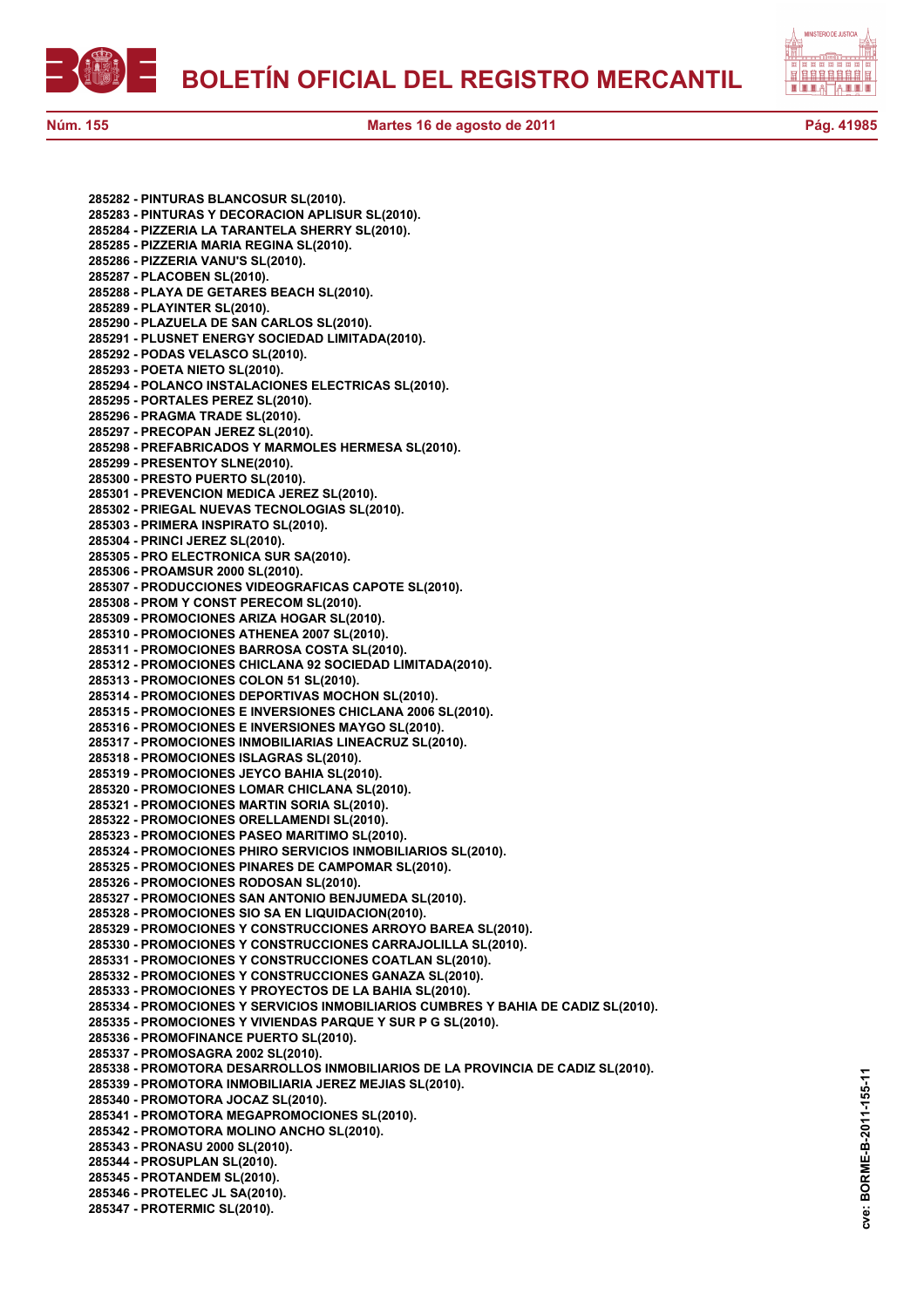**285282 - PINTURAS BLANCOSUR SL(2010).**
**285283 - PINTURAS Y DECORACION APLISUR SL(2010).**
**285284 - PIZZERIA LA TARANTELA SHERRY SL(2010).**
**285285 - PIZZERIA MARIA REGINA SL(2010).**
**285286 - PIZZERIA VANU'S SL(2010).**
**285287 - PLACOBEN SL(2010).**
**285288 - PLAYA DE GETARES BEACH SL(2010).**
**285289 - PLAYINTER SL(2010).**
**285290 - PLAZUELA DE SAN CARLOS SL(2010).**
**285291 - PLUSNET ENERGY SOCIEDAD LIMITADA(2010).**
**285292 - PODAS VELASCO SL(2010).**
**285293 - POETA NIETO SL(2010).**
**285294 - POLANCO INSTALACIONES ELECTRICAS SL(2010).**
**285295 - PORTALES PEREZ SL(2010).**
**285296 - PRAGMA TRADE SL(2010).**
**285297 - PRECOPAN JEREZ SL(2010).**
**285298 - PREFABRICADOS Y MARMOLES HERMESA SL(2010).**
**285299 - PRESENTOY SLNE(2010).**
**285300 - PRESTO PUERTO SL(2010).**
**285301 - PREVENCION MEDICA JEREZ SL(2010).**
**285302 - PRIEGAL NUEVAS TECNOLOGIAS SL(2010).**
**285303 - PRIMERA INSPIRATO SL(2010).**
**285304 - PRINCI JEREZ SL(2010).**
**285305 - PRO ELECTRONICA SUR SA(2010).**
**285306 - PROAMSUR 2000 SL(2010).**
**285307 - PRODUCCIONES VIDEOGRAFICAS CAPOTE SL(2010).**
**285308 - PROM Y CONST PERECOM SL(2010).**
**285309 - PROMOCIONES ARIZA HOGAR SL(2010).**
**285310 - PROMOCIONES ATHENEA 2007 SL(2010).**
**285311 - PROMOCIONES BARROSA COSTA SL(2010).**
**285312 - PROMOCIONES CHICLANA 92 SOCIEDAD LIMITADA(2010).**
**285313 - PROMOCIONES COLON 51 SL(2010).**
**285314 - PROMOCIONES DEPORTIVAS MOCHON SL(2010).**
**285315 - PROMOCIONES E INVERSIONES CHICLANA 2006 SL(2010).**
**285316 - PROMOCIONES E INVERSIONES MAYGO SL(2010).**
**285317 - PROMOCIONES INMOBILIARIAS LINEACRUZ SL(2010).**
**285318 - PROMOCIONES ISLAGRAS SL(2010).**
**285319 - PROMOCIONES JEYCO BAHIA SL(2010).**
**285320 - PROMOCIONES LOMAR CHICLANA SL(2010).**
**285321 - PROMOCIONES MARTIN SORIA SL(2010).**
**285322 - PROMOCIONES ORELLAMENDI SL(2010).**
**285323 - PROMOCIONES PASEO MARITIMO SL(2010).**
**285324 - PROMOCIONES PHIRO SERVICIOS INMOBILIARIOS SL(2010).**
**285325 - PROMOCIONES PINARES DE CAMPOMAR SL(2010).**
**285326 - PROMOCIONES RODOSAN SL(2010).**
**285327 - PROMOCIONES SAN ANTONIO BENJUMEDA SL(2010).**
**285328 - PROMOCIONES SIO SA EN LIQUIDACION(2010).**
**285329 - PROMOCIONES Y CONSTRUCCIONES ARROYO BAREA SL(2010).**
**285330 - PROMOCIONES Y CONSTRUCCIONES CARRAJOLILLA SL(2010).**
**285331 - PROMOCIONES Y CONSTRUCCIONES COATLAN SL(2010).**
**285332 - PROMOCIONES Y CONSTRUCCIONES GANAZA SL(2010).**
**285333 - PROMOCIONES Y PROYECTOS DE LA BAHIA SL(2010).**
**285334 - PROMOCIONES Y SERVICIOS INMOBILIARIOS CUMBRES Y BAHIA DE CADIZ SL(2010).**
**285335 - PROMOCIONES Y VIVIENDAS PARQUE Y SUR P G SL(2010).**
**285336 - PROMOFINANCE PUERTO SL(2010).**
**285337 - PROMOSAGRA 2002 SL(2010).**
**285338 - PROMOTORA DESARROLLOS INMOBILIARIOS DE LA PROVINCIA DE CADIZ SL(2010).**
**285339 - PROMOTORA INMOBILIARIA JEREZ MEJIAS SL(2010).**
**285340 - PROMOTORA JOCAZ SL(2010).**
**285341 - PROMOTORA MEGAPROMOCIONES SL(2010).**
**285342 - PROMOTORA MOLINO ANCHO SL(2010).**
**285343 - PRONASU 2000 SL(2010).**
**285344 - PROSUPLAN SL(2010).**
**285345 - PROTANDEM SL(2010).**
**285346 - PROTELEC JL SA(2010).**
**285347 - PROTERMIC SL(2010).**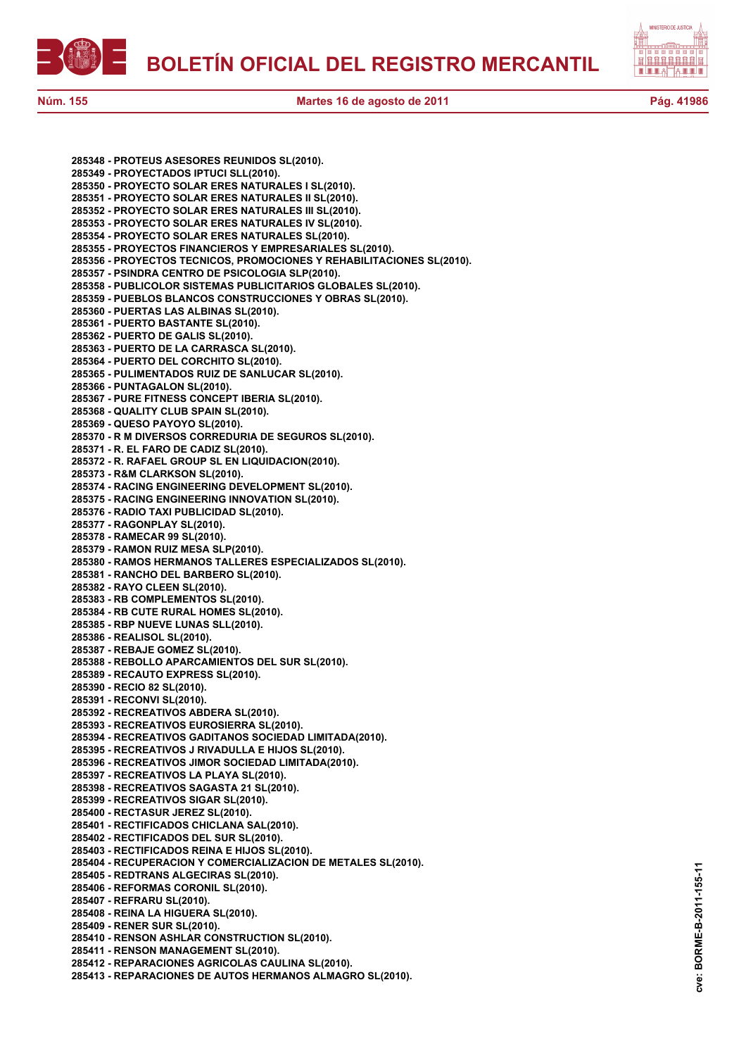**285348 - PROTEUS ASESORES REUNIDOS SL(2010).**
**285349 - PROYECTADOS IPTUCI SLL(2010).**
**285350 - PROYECTO SOLAR ERES NATURALES I SL(2010).**
**285351 - PROYECTO SOLAR ERES NATURALES II SL(2010).**
**285352 - PROYECTO SOLAR ERES NATURALES III SL(2010).**
**285353 - PROYECTO SOLAR ERES NATURALES IV SL(2010).**
**285354 - PROYECTO SOLAR ERES NATURALES SL(2010).**
**285355 - PROYECTOS FINANCIEROS Y EMPRESARIALES SL(2010).**
**285356 - PROYECTOS TECNICOS, PROMOCIONES Y REHABILITACIONES SL(2010).**
**285357 - PSINDRA CENTRO DE PSICOLOGIA SLP(2010).**
**285358 - PUBLICOLOR SISTEMAS PUBLICITARIOS GLOBALES SL(2010).**
**285359 - PUEBLOS BLANCOS CONSTRUCCIONES Y OBRAS SL(2010).**
**285360 - PUERTAS LAS ALBINAS SL(2010).**
**285361 - PUERTO BASTANTE SL(2010).**
**285362 - PUERTO DE GALIS SL(2010).**
**285363 - PUERTO DE LA CARRASCA SL(2010).**
**285364 - PUERTO DEL CORCHITO SL(2010).**
**285365 - PULIMENTADOS RUIZ DE SANLUCAR SL(2010).**
**285366 - PUNTAGALON SL(2010).**
**285367 - PURE FITNESS CONCEPT IBERIA SL(2010).**
**285368 - QUALITY CLUB SPAIN SL(2010).**
**285369 - QUESO PAYOYO SL(2010).**
**285370 - R M DIVERSOS CORREDURIA DE SEGUROS SL(2010).**
**285371 - R. EL FARO DE CADIZ SL(2010).**
**285372 - R. RAFAEL GROUP SL EN LIQUIDACION(2010).**
**285373 - R&M CLARKSON SL(2010).**
**285374 - RACING ENGINEERING DEVELOPMENT SL(2010).**
**285375 - RACING ENGINEERING INNOVATION SL(2010).**
**285376 - RADIO TAXI PUBLICIDAD SL(2010).**
**285377 - RAGONPLAY SL(2010).**
**285378 - RAMECAR 99 SL(2010).**
**285379 - RAMON RUIZ MESA SLP(2010).**
**285380 - RAMOS HERMANOS TALLERES ESPECIALIZADOS SL(2010).**
**285381 - RANCHO DEL BARBERO SL(2010).**
**285382 - RAYO CLEEN SL(2010).**
**285383 - RB COMPLEMENTOS SL(2010).**
**285384 - RB CUTE RURAL HOMES SL(2010).**
**285385 - RBP NUEVE LUNAS SLL(2010).**
**285386 - REALISOL SL(2010).**
**285387 - REBAJE GOMEZ SL(2010).**
**285388 - REBOLLO APARCAMIENTOS DEL SUR SL(2010).**
**285389 - RECAUTO EXPRESS SL(2010).**
**285390 - RECIO 82 SL(2010).**
**285391 - RECONVI SL(2010).**
**285392 - RECREATIVOS ABDERA SL(2010).**
**285393 - RECREATIVOS EUROSIERRA SL(2010).**
**285394 - RECREATIVOS GADITANOS SOCIEDAD LIMITADA(2010).**
**285395 - RECREATIVOS J RIVADULLA E HIJOS SL(2010).**
**285396 - RECREATIVOS JIMOR SOCIEDAD LIMITADA(2010).**
**285397 - RECREATIVOS LA PLAYA SL(2010).**
**285398 - RECREATIVOS SAGASTA 21 SL(2010).**
**285399 - RECREATIVOS SIGAR SL(2010).**
**285400 - RECTASUR JEREZ SL(2010).**
**285401 - RECTIFICADOS CHICLANA SAL(2010).**
**285402 - RECTIFICADOS DEL SUR SL(2010).**
**285403 - RECTIFICADOS REINA E HIJOS SL(2010).**
**285404 - RECUPERACION Y COMERCIALIZACION DE METALES SL(2010).**
**285405 - REDTRANS ALGECIRAS SL(2010).**
**285406 - REFORMAS CORONIL SL(2010).**
**285407 - REFRARU SL(2010).**
**285408 - REINA LA HIGUERA SL(2010).**
**285409 - RENER SUR SL(2010).**
**285410 - RENSON ASHLAR CONSTRUCTION SL(2010).**
**285411 - RENSON MANAGEMENT SL(2010).**
**285412 - REPARACIONES AGRICOLAS CAULINA SL(2010).**
**285413 - REPARACIONES DE AUTOS HERMANOS ALMAGRO SL(2010).**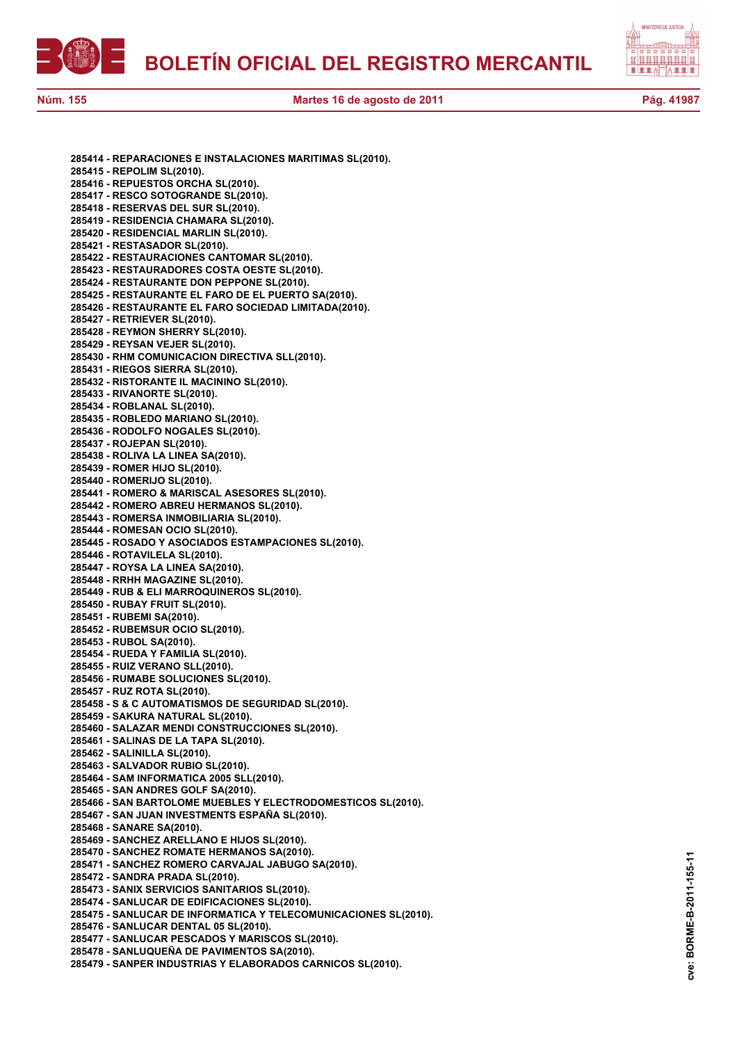**285414 - REPARACIONES E INSTALACIONES MARITIMAS SL(2010).**
**285415 - REPOLIM SL(2010).**
**285416 - REPUESTOS ORCHA SL(2010).**
**285417 - RESCO SOTOGRANDE SL(2010).**
**285418 - RESERVAS DEL SUR SL(2010).**
**285419 - RESIDENCIA CHAMARA SL(2010).**
**285420 - RESIDENCIAL MARLIN SL(2010).**
**285421 - RESTASADOR SL(2010).**
**285422 - RESTAURACIONES CANTOMAR SL(2010).**
**285423 - RESTAURADORES COSTA OESTE SL(2010).**
**285424 - RESTAURANTE DON PEPPONE SL(2010).**
**285425 - RESTAURANTE EL FARO DE EL PUERTO SA(2010).**
**285426 - RESTAURANTE EL FARO SOCIEDAD LIMITADA(2010).**
**285427 - RETRIEVER SL(2010).**
**285428 - REYMON SHERRY SL(2010).**
**285429 - REYSAN VEJER SL(2010).**
**285430 - RHM COMUNICACION DIRECTIVA SLL(2010).**
**285431 - RIEGOS SIERRA SL(2010).**
**285432 - RISTORANTE IL MACININO SL(2010).**
**285433 - RIVANORTE SL(2010).**
**285434 - ROBLANAL SL(2010).**
**285435 - ROBLEDO MARIANO SL(2010).**
**285436 - RODOLFO NOGALES SL(2010).**
**285437 - ROJEPAN SL(2010).**
**285438 - ROLIVA LA LINEA SA(2010).**
**285439 - ROMER HIJO SL(2010).**
**285440 - ROMERIJO SL(2010).**
**285441 - ROMERO & MARISCAL ASESORES SL(2010).**
**285442 - ROMERO ABREU HERMANOS SL(2010).**
**285443 - ROMERSA INMOBILIARIA SL(2010).**
**285444 - ROMESAN OCIO SL(2010).**
**285445 - ROSADO Y ASOCIADOS ESTAMPACIONES SL(2010).**
**285446 - ROTAVILELA SL(2010).**
**285447 - ROYSA LA LINEA SA(2010).**
**285448 - RRHH MAGAZINE SL(2010).**
**285449 - RUB & ELI MARROQUINEROS SL(2010).**
**285450 - RUBAY FRUIT SL(2010).**
**285451 - RUBEMI SA(2010).**
**285452 - RUBEMSUR OCIO SL(2010).**
**285453 - RUBOL SA(2010).**
**285454 - RUEDA Y FAMILIA SL(2010).**
**285455 - RUIZ VERANO SLL(2010).**
**285456 - RUMABE SOLUCIONES SL(2010).**
**285457 - RUZ ROTA SL(2010).**
**285458 - S & C AUTOMATISMOS DE SEGURIDAD SL(2010).**
**285459 - SAKURA NATURAL SL(2010).**
**285460 - SALAZAR MENDI CONSTRUCCIONES SL(2010).**
**285461 - SALINAS DE LA TAPA SL(2010).**
**285462 - SALINILLA SL(2010).**
**285463 - SALVADOR RUBIO SL(2010).**
**285464 - SAM INFORMATICA 2005 SLL(2010).**
**285465 - SAN ANDRES GOLF SA(2010).**
**285466 - SAN BARTOLOME MUEBLES Y ELECTRODOMESTICOS SL(2010).**
**285467 - SAN JUAN INVESTMENTS ESPAÑA SL(2010).**
**285468 - SANARE SA(2010).**
**285469 - SANCHEZ ARELLANO E HIJOS SL(2010).**
**285470 - SANCHEZ ROMATE HERMANOS SA(2010).**
**285471 - SANCHEZ ROMERO CARVAJAL JABUGO SA(2010).**
**285472 - SANDRA PRADA SL(2010).**
**285473 - SANIX SERVICIOS SANITARIOS SL(2010).**
**285474 - SANLUCAR DE EDIFICACIONES SL(2010).**
**285475 - SANLUCAR DE INFORMATICA Y TELECOMUNICACIONES SL(2010).**
**285476 - SANLUCAR DENTAL 05 SL(2010).**
**285477 - SANLUCAR PESCADOS Y MARISCOS SL(2010).**
**285478 - SANLUQUEÑA DE PAVIMENTOS SA(2010).**
**285479 - SANPER INDUSTRIAS Y ELABORADOS CARNICOS SL(2010).**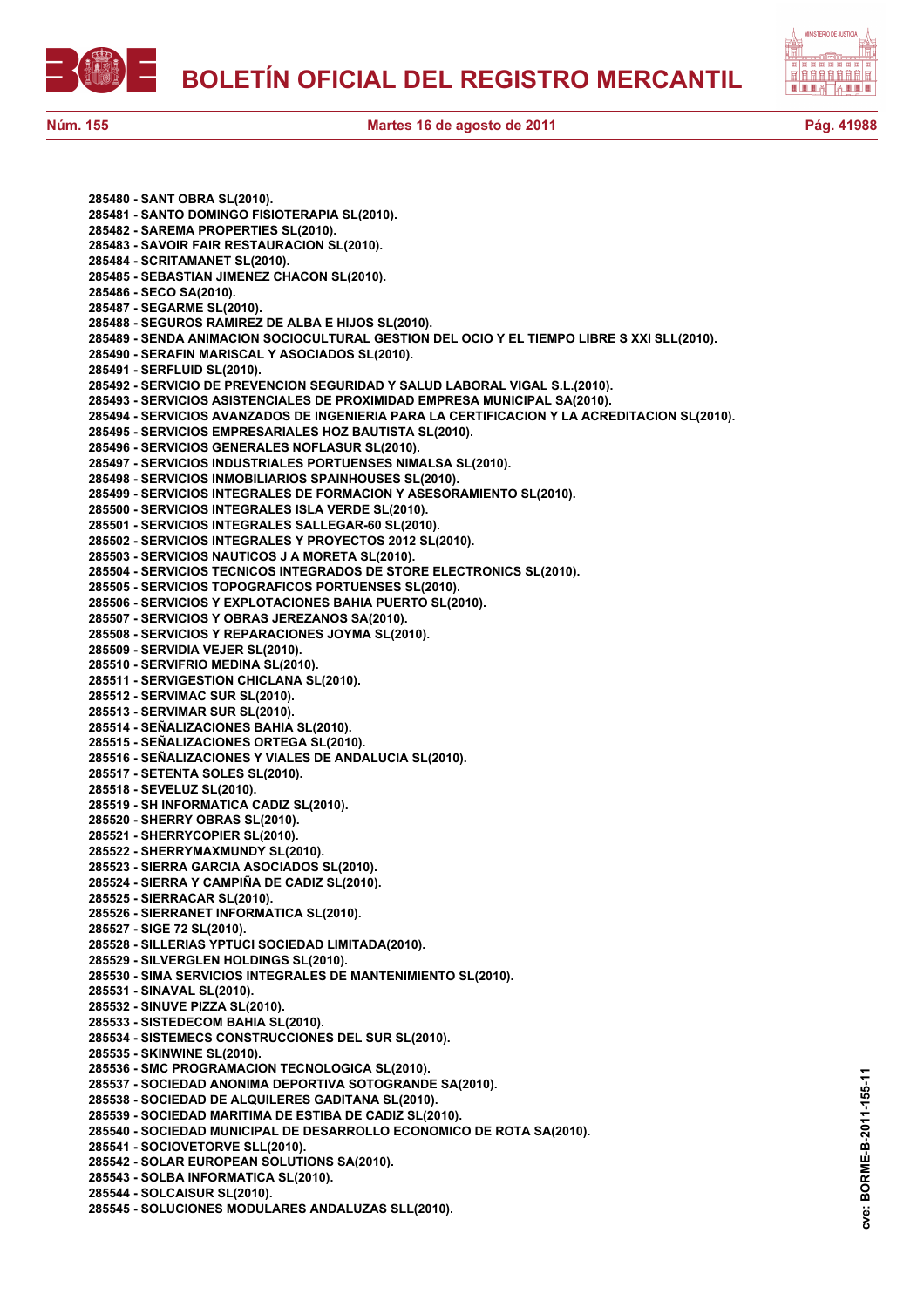**285480 - SANT OBRA SL(2010).**
**285481 - SANTO DOMINGO FISIOTERAPIA SL(2010).**
**285482 - SAREMA PROPERTIES SL(2010).**
**285483 - SAVOIR FAIR RESTAURACION SL(2010).**
**285484 - SCRITAMANET SL(2010).**
**285485 - SEBASTIAN JIMENEZ CHACON SL(2010).**
**285486 - SECO SA(2010).**
**285487 - SEGARME SL(2010).**
**285488 - SEGUROS RAMIREZ DE ALBA E HIJOS SL(2010).**
**285489 - SENDA ANIMACION SOCIOCULTURAL GESTION DEL OCIO Y EL TIEMPO LIBRE S XXI SLL(2010).**
**285490 - SERAFIN MARISCAL Y ASOCIADOS SL(2010).**
**285491 - SERFLUID SL(2010).**
**285492 - SERVICIO DE PREVENCION SEGURIDAD Y SALUD LABORAL VIGAL S.L.(2010).**
**285493 - SERVICIOS ASISTENCIALES DE PROXIMIDAD EMPRESA MUNICIPAL SA(2010).**
**285494 - SERVICIOS AVANZADOS DE INGENIERIA PARA LA CERTIFICACION Y LA ACREDITACION SL(2010).**
**285495 - SERVICIOS EMPRESARIALES HOZ BAUTISTA SL(2010).**
**285496 - SERVICIOS GENERALES NOFLASUR SL(2010).**
**285497 - SERVICIOS INDUSTRIALES PORTUENSES NIMALSA SL(2010).**
**285498 - SERVICIOS INMOBILIARIOS SPAINHOUSES SL(2010).**
**285499 - SERVICIOS INTEGRALES DE FORMACION Y ASESORAMIENTO SL(2010).**
**285500 - SERVICIOS INTEGRALES ISLA VERDE SL(2010).**
**285501 - SERVICIOS INTEGRALES SALLEGAR-60 SL(2010).**
**285502 - SERVICIOS INTEGRALES Y PROYECTOS 2012 SL(2010).**
**285503 - SERVICIOS NAUTICOS J A MORETA SL(2010).**
**285504 - SERVICIOS TECNICOS INTEGRADOS DE STORE ELECTRONICS SL(2010).**
**285505 - SERVICIOS TOPOGRAFICOS PORTUENSES SL(2010).**
**285506 - SERVICIOS Y EXPLOTACIONES BAHIA PUERTO SL(2010).**
**285507 - SERVICIOS Y OBRAS JEREZANOS SA(2010).**
**285508 - SERVICIOS Y REPARACIONES JOYMA SL(2010).**
**285509 - SERVIDIA VEJER SL(2010).**
**285510 - SERVIFRIO MEDINA SL(2010).**
**285511 - SERVIGESTION CHICLANA SL(2010).**
**285512 - SERVIMAC SUR SL(2010).**
**285513 - SERVIMAR SUR SL(2010).**
**285514 - SEÑALIZACIONES BAHIA SL(2010).**
**285515 - SEÑALIZACIONES ORTEGA SL(2010).**
**285516 - SEÑALIZACIONES Y VIALES DE ANDALUCIA SL(2010).**
**285517 - SETENTA SOLES SL(2010).**
**285518 - SEVELUZ SL(2010).**
**285519 - SH INFORMATICA CADIZ SL(2010).**
**285520 - SHERRY OBRAS SL(2010).**
**285521 - SHERRYCOPIER SL(2010).**
**285522 - SHERRYMAXMUNDY SL(2010).**
**285523 - SIERRA GARCIA ASOCIADOS SL(2010).**
**285524 - SIERRA Y CAMPIÑA DE CADIZ SL(2010).**
**285525 - SIERRACAR SL(2010).**
**285526 - SIERRANET INFORMATICA SL(2010).**
**285527 - SIGE 72 SL(2010).**
**285528 - SILLERIAS YPTUCI SOCIEDAD LIMITADA(2010).**
**285529 - SILVERGLEN HOLDINGS SL(2010).**
**285530 - SIMA SERVICIOS INTEGRALES DE MANTENIMIENTO SL(2010).**
**285531 - SINAVAL SL(2010).**
**285532 - SINUVE PIZZA SL(2010).**
**285533 - SISTEDECOM BAHIA SL(2010).**
**285534 - SISTEMECS CONSTRUCCIONES DEL SUR SL(2010).**
**285535 - SKINWINE SL(2010).**
**285536 - SMC PROGRAMACION TECNOLOGICA SL(2010).**
**285537 - SOCIEDAD ANONIMA DEPORTIVA SOTOGRANDE SA(2010).**
**285538 - SOCIEDAD DE ALQUILERES GADITANA SL(2010).**
**285539 - SOCIEDAD MARITIMA DE ESTIBA DE CADIZ SL(2010).**
**285540 - SOCIEDAD MUNICIPAL DE DESARROLLO ECONOMICO DE ROTA SA(2010).**
**285541 - SOCIOVETORVE SLL(2010).**
**285542 - SOLAR EUROPEAN SOLUTIONS SA(2010).**
**285543 - SOLBA INFORMATICA SL(2010).**
**285544 - SOLCAISUR SL(2010).**
**285545 - SOLUCIONES MODULARES ANDALUZAS SLL(2010).**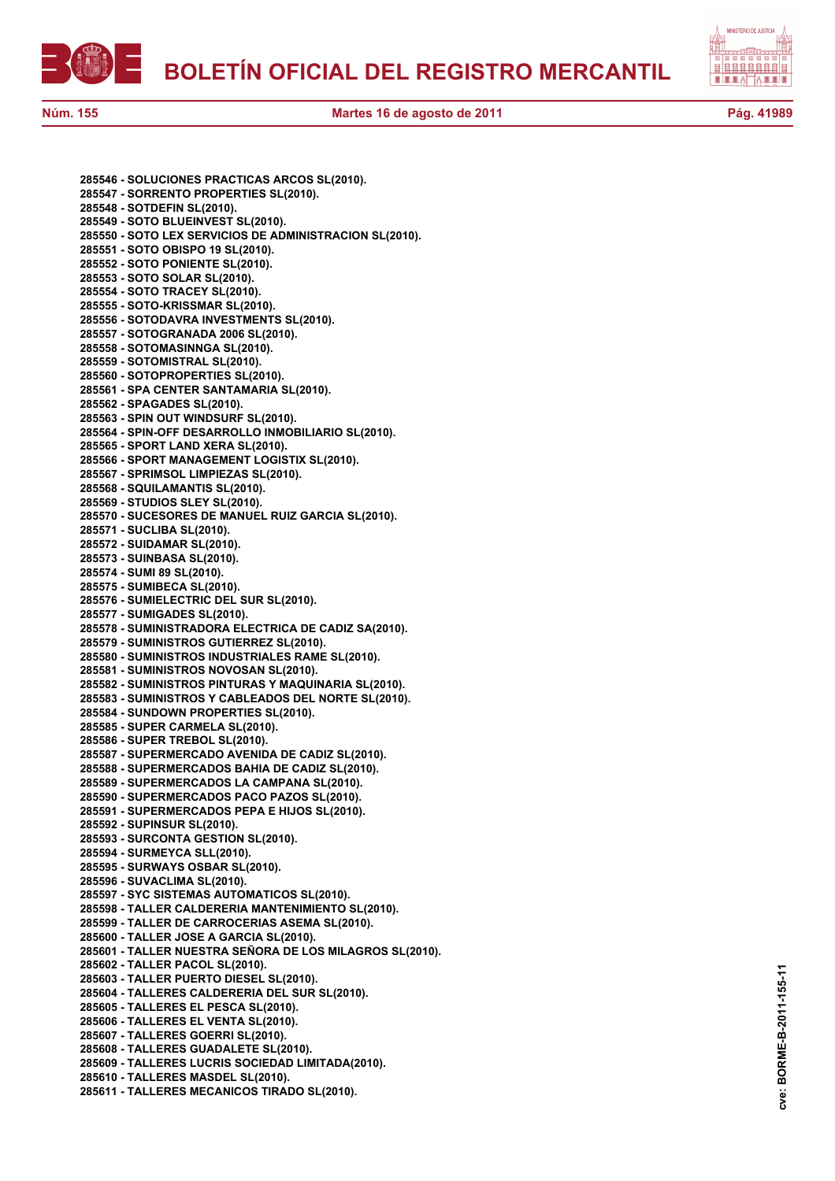**285546 - SOLUCIONES PRACTICAS ARCOS SL(2010).**
**285547 - SORRENTO PROPERTIES SL(2010).**
**285548 - SOTDEFIN SL(2010).**
**285549 - SOTO BLUEINVEST SL(2010).**
**285550 - SOTO LEX SERVICIOS DE ADMINISTRACION SL(2010).**
**285551 - SOTO OBISPO 19 SL(2010).**
**285552 - SOTO PONIENTE SL(2010).**
**285553 - SOTO SOLAR SL(2010).**
**285554 - SOTO TRACEY SL(2010).**
**285555 - SOTO-KRISSMAR SL(2010).**
**285556 - SOTODAVRA INVESTMENTS SL(2010).**
**285557 - SOTOGRANADA 2006 SL(2010).**
**285558 - SOTOMASINNGA SL(2010).**
**285559 - SOTOMISTRAL SL(2010).**
**285560 - SOTOPROPERTIES SL(2010).**
**285561 - SPA CENTER SANTAMARIA SL(2010).**
**285562 - SPAGADES SL(2010).**
**285563 - SPIN OUT WINDSURF SL(2010).**
**285564 - SPIN-OFF DESARROLLO INMOBILIARIO SL(2010).**
**285565 - SPORT LAND XERA SL(2010).**
**285566 - SPORT MANAGEMENT LOGISTIX SL(2010).**
**285567 - SPRIMSOL LIMPIEZAS SL(2010).**
**285568 - SQUILAMANTIS SL(2010).**
**285569 - STUDIOS SLEY SL(2010).**
**285570 - SUCESORES DE MANUEL RUIZ GARCIA SL(2010).**
**285571 - SUCLIBA SL(2010).**
**285572 - SUIDAMAR SL(2010).**
**285573 - SUINBASA SL(2010).**
**285574 - SUMI 89 SL(2010).**
**285575 - SUMIBECA SL(2010).**
**285576 - SUMIELECTRIC DEL SUR SL(2010).**
**285577 - SUMIGADES SL(2010).**
**285578 - SUMINISTRADORA ELECTRICA DE CADIZ SA(2010).**
**285579 - SUMINISTROS GUTIERREZ SL(2010).**
**285580 - SUMINISTROS INDUSTRIALES RAME SL(2010).**
**285581 - SUMINISTROS NOVOSAN SL(2010).**
**285582 - SUMINISTROS PINTURAS Y MAQUINARIA SL(2010).**
**285583 - SUMINISTROS Y CABLEADOS DEL NORTE SL(2010).**
**285584 - SUNDOWN PROPERTIES SL(2010).**
**285585 - SUPER CARMELA SL(2010).**
**285586 - SUPER TREBOL SL(2010).**
**285587 - SUPERMERCADO AVENIDA DE CADIZ SL(2010).**
**285588 - SUPERMERCADOS BAHIA DE CADIZ SL(2010).**
**285589 - SUPERMERCADOS LA CAMPANA SL(2010).**
**285590 - SUPERMERCADOS PACO PAZOS SL(2010).**
**285591 - SUPERMERCADOS PEPA E HIJOS SL(2010).**
**285592 - SUPINSUR SL(2010).**
**285593 - SURCONTA GESTION SL(2010).**
**285594 - SURMEYCA SLL(2010).**
**285595 - SURWAYS OSBAR SL(2010).**
**285596 - SUVACLIMA SL(2010).**
**285597 - SYC SISTEMAS AUTOMATICOS SL(2010).**
**285598 - TALLER CALDERERIA MANTENIMIENTO SL(2010).**
**285599 - TALLER DE CARROCERIAS ASEMA SL(2010).**
**285600 - TALLER JOSE A GARCIA SL(2010).**
**285601 - TALLER NUESTRA SEÑORA DE LOS MILAGROS SL(2010).**
**285602 - TALLER PACOL SL(2010).**
**285603 - TALLER PUERTO DIESEL SL(2010).**
**285604 - TALLERES CALDERERIA DEL SUR SL(2010).**
**285605 - TALLERES EL PESCA SL(2010).**
**285606 - TALLERES EL VENTA SL(2010).**
**285607 - TALLERES GOERRI SL(2010).**
**285608 - TALLERES GUADALETE SL(2010).**
**285609 - TALLERES LUCRIS SOCIEDAD LIMITADA(2010).**
**285610 - TALLERES MASDEL SL(2010).**
**285611 - TALLERES MECANICOS TIRADO SL(2010).**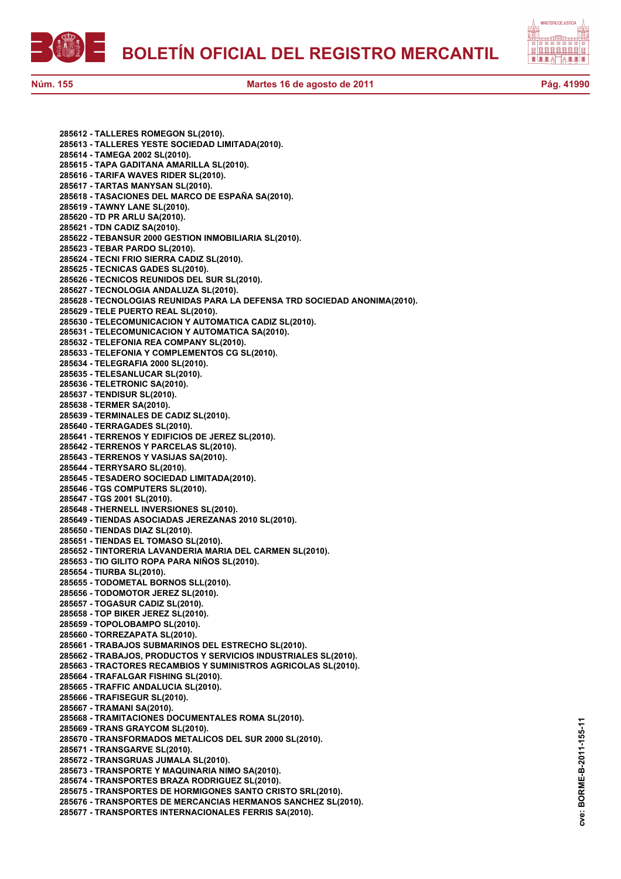**285612 - TALLERES ROMEGON SL(2010).**
**285613 - TALLERES YESTE SOCIEDAD LIMITADA(2010).**
**285614 - TAMEGA 2002 SL(2010).**
**285615 - TAPA GADITANA AMARILLA SL(2010).**
**285616 - TARIFA WAVES RIDER SL(2010).**
**285617 - TARTAS MANYSAN SL(2010).**
**285618 - TASACIONES DEL MARCO DE ESPAÑA SA(2010).**
**285619 - TAWNY LANE SL(2010).**
**285620 - TD PR ARLU SA(2010).**
**285621 - TDN CADIZ SA(2010).**
**285622 - TEBANSUR 2000 GESTION INMOBILIARIA SL(2010).**
**285623 - TEBAR PARDO SL(2010).**
**285624 - TECNI FRIO SIERRA CADIZ SL(2010).**
**285625 - TECNICAS GADES SL(2010).**
**285626 - TECNICOS REUNIDOS DEL SUR SL(2010).**
**285627 - TECNOLOGIA ANDALUZA SL(2010).**
**285628 - TECNOLOGIAS REUNIDAS PARA LA DEFENSA TRD SOCIEDAD ANONIMA(2010).**
**285629 - TELE PUERTO REAL SL(2010).**
**285630 - TELECOMUNICACION Y AUTOMATICA CADIZ SL(2010).**
**285631 - TELECOMUNICACION Y AUTOMATICA SA(2010).**
**285632 - TELEFONIA REA COMPANY SL(2010).**
**285633 - TELEFONIA Y COMPLEMENTOS CG SL(2010).**
**285634 - TELEGRAFIA 2000 SL(2010).**
**285635 - TELESANLUCAR SL(2010).**
**285636 - TELETRONIC SA(2010).**
**285637 - TENDISUR SL(2010).**
**285638 - TERMER SA(2010).**
**285639 - TERMINALES DE CADIZ SL(2010).**
**285640 - TERRAGADES SL(2010).**
**285641 - TERRENOS Y EDIFICIOS DE JEREZ SL(2010).**
**285642 - TERRENOS Y PARCELAS SL(2010).**
**285643 - TERRENOS Y VASIJAS SA(2010).**
**285644 - TERRYSARO SL(2010).**
**285645 - TESADERO SOCIEDAD LIMITADA(2010).**
**285646 - TGS COMPUTERS SL(2010).**
**285647 - TGS 2001 SL(2010).**
**285648 - THERNELL INVERSIONES SL(2010).**
**285649 - TIENDAS ASOCIADAS JEREZANAS 2010 SL(2010).**
**285650 - TIENDAS DIAZ SL(2010).**
**285651 - TIENDAS EL TOMASO SL(2010).**
**285652 - TINTORERIA LAVANDERIA MARIA DEL CARMEN SL(2010).**
**285653 - TIO GILITO ROPA PARA NIÑOS SL(2010).**
**285654 - TIURBA SL(2010).**
**285655 - TODOMETAL BORNOS SLL(2010).**
**285656 - TODOMOTOR JEREZ SL(2010).**
**285657 - TOGASUR CADIZ SL(2010).**
**285658 - TOP BIKER JEREZ SL(2010).**
**285659 - TOPOLOBAMPO SL(2010).**
**285660 - TORREZAPATA SL(2010).**
**285661 - TRABAJOS SUBMARINOS DEL ESTRECHO SL(2010).**
**285662 - TRABAJOS, PRODUCTOS Y SERVICIOS INDUSTRIALES SL(2010).**
**285663 - TRACTORES RECAMBIOS Y SUMINISTROS AGRICOLAS SL(2010).**
**285664 - TRAFALGAR FISHING SL(2010).**
**285665 - TRAFFIC ANDALUCIA SL(2010).**
**285666 - TRAFISEGUR SL(2010).**
**285667 - TRAMANI SA(2010).**
**285668 - TRAMITACIONES DOCUMENTALES ROMA SL(2010).**
**285669 - TRANS GRAYCOM SL(2010).**
**285670 - TRANSFORMADOS METALICOS DEL SUR 2000 SL(2010).**
**285671 - TRANSGARVE SL(2010).**
**285672 - TRANSGRUAS JUMALA SL(2010).**
**285673 - TRANSPORTE Y MAQUINARIA NIMO SA(2010).**
**285674 - TRANSPORTES BRAZA RODRIGUEZ SL(2010).**
**285675 - TRANSPORTES DE HORMIGONES SANTO CRISTO SRL(2010).**
**285676 - TRANSPORTES DE MERCANCIAS HERMANOS SANCHEZ SL(2010).**
**285677 - TRANSPORTES INTERNACIONALES FERRIS SA(2010).**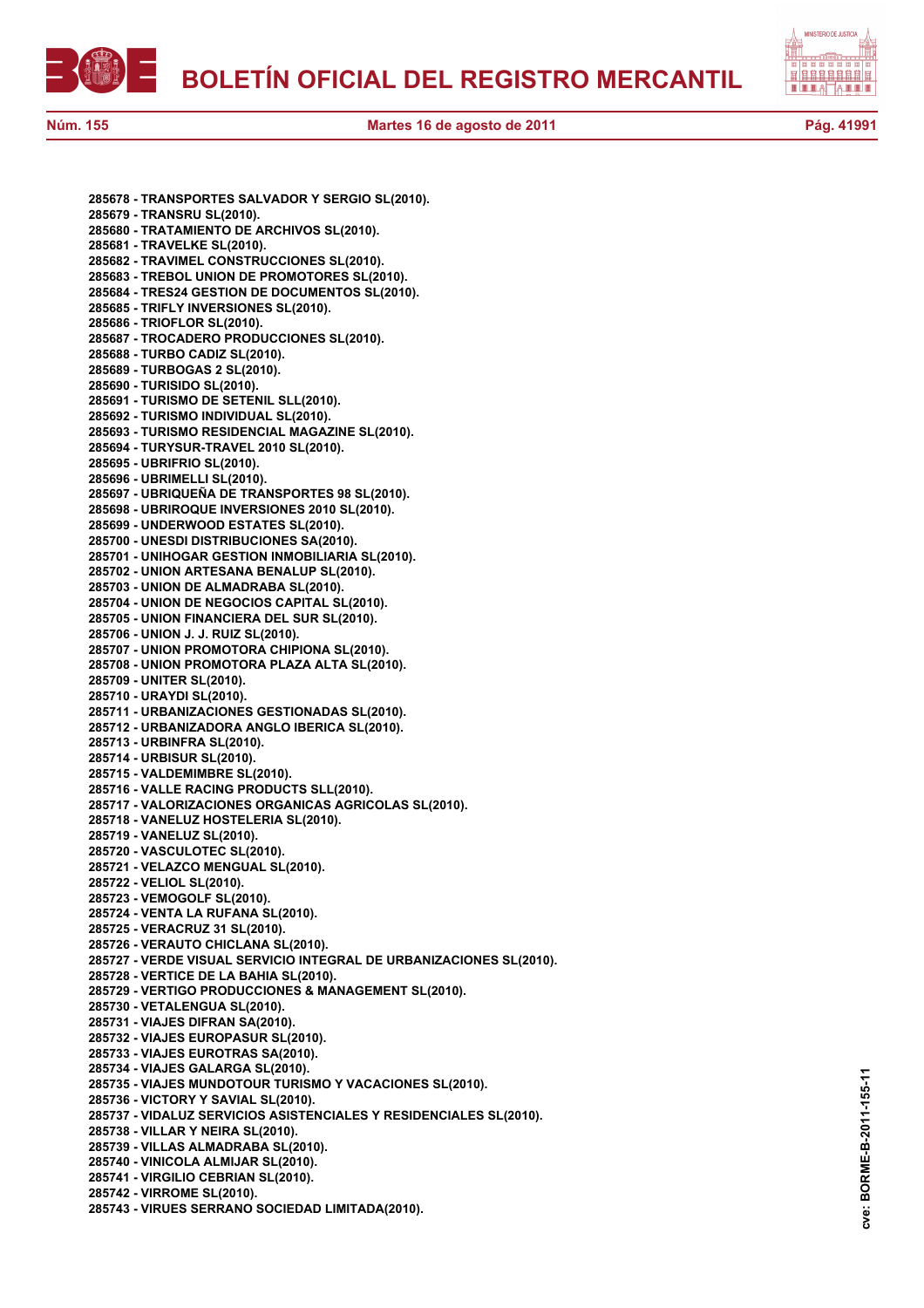**285678 - TRANSPORTES SALVADOR Y SERGIO SL(2010).**
**285679 - TRANSRU SL(2010).**
**285680 - TRATAMIENTO DE ARCHIVOS SL(2010).**
**285681 - TRAVELKE SL(2010).**
**285682 - TRAVIMEL CONSTRUCCIONES SL(2010).**
**285683 - TREBOL UNION DE PROMOTORES SL(2010).**
**285684 - TRES24 GESTION DE DOCUMENTOS SL(2010).**
**285685 - TRIFLY INVERSIONES SL(2010).**
**285686 - TRIOFLOR SL(2010).**
**285687 - TROCADERO PRODUCCIONES SL(2010).**
**285688 - TURBO CADIZ SL(2010).**
**285689 - TURBOGAS 2 SL(2010).**
**285690 - TURISIDO SL(2010).**
**285691 - TURISMO DE SETENIL SLL(2010).**
**285692 - TURISMO INDIVIDUAL SL(2010).**
**285693 - TURISMO RESIDENCIAL MAGAZINE SL(2010).**
**285694 - TURYSUR-TRAVEL 2010 SL(2010).**
**285695 - UBRIFRIO SL(2010).**
**285696 - UBRIMELLI SL(2010).**
**285697 - UBRIQUEÑA DE TRANSPORTES 98 SL(2010).**
**285698 - UBRIROQUE INVERSIONES 2010 SL(2010).**
**285699 - UNDERWOOD ESTATES SL(2010).**
**285700 - UNESDI DISTRIBUCIONES SA(2010).**
**285701 - UNIHOGAR GESTION INMOBILIARIA SL(2010).**
**285702 - UNION ARTESANA BENALUP SL(2010).**
**285703 - UNION DE ALMADRABA SL(2010).**
**285704 - UNION DE NEGOCIOS CAPITAL SL(2010).**
**285705 - UNION FINANCIERA DEL SUR SL(2010).**
**285706 - UNION J. J. RUIZ SL(2010).**
**285707 - UNION PROMOTORA CHIPIONA SL(2010).**
**285708 - UNION PROMOTORA PLAZA ALTA SL(2010).**
**285709 - UNITER SL(2010).**
**285710 - URAYDI SL(2010).**
**285711 - URBANIZACIONES GESTIONADAS SL(2010).**
**285712 - URBANIZADORA ANGLO IBERICA SL(2010).**
**285713 - URBINFRA SL(2010).**
**285714 - URBISUR SL(2010).**
**285715 - VALDEMIMBRE SL(2010).**
**285716 - VALLE RACING PRODUCTS SLL(2010).**
**285717 - VALORIZACIONES ORGANICAS AGRICOLAS SL(2010).**
**285718 - VANELUZ HOSTELERIA SL(2010).**
**285719 - VANELUZ SL(2010).**
**285720 - VASCULOTEC SL(2010).**
**285721 - VELAZCO MENGUAL SL(2010).**
**285722 - VELIOL SL(2010).**
**285723 - VEMOGOLF SL(2010).**
**285724 - VENTA LA RUFANA SL(2010).**
**285725 - VERACRUZ 31 SL(2010).**
**285726 - VERAUTO CHICLANA SL(2010).**
**285727 - VERDE VISUAL SERVICIO INTEGRAL DE URBANIZACIONES SL(2010).**
**285728 - VERTICE DE LA BAHIA SL(2010).**
**285729 - VERTIGO PRODUCCIONES & MANAGEMENT SL(2010).**
**285730 - VETALENGUA SL(2010).**
**285731 - VIAJES DIFRAN SA(2010).**
**285732 - VIAJES EUROPASUR SL(2010).**
**285733 - VIAJES EUROTRAS SA(2010).**
**285734 - VIAJES GALARGA SL(2010).**
**285735 - VIAJES MUNDOTOUR TURISMO Y VACACIONES SL(2010).**
**285736 - VICTORY Y SAVIAL SL(2010).**
**285737 - VIDALUZ SERVICIOS ASISTENCIALES Y RESIDENCIALES SL(2010).**
**285738 - VILLAR Y NEIRA SL(2010).**
**285739 - VILLAS ALMADRABA SL(2010).**
**285740 - VINICOLA ALMIJAR SL(2010).**
**285741 - VIRGILIO CEBRIAN SL(2010).**
**285742 - VIRROME SL(2010).**
**285743 - VIRUES SERRANO SOCIEDAD LIMITADA(2010).**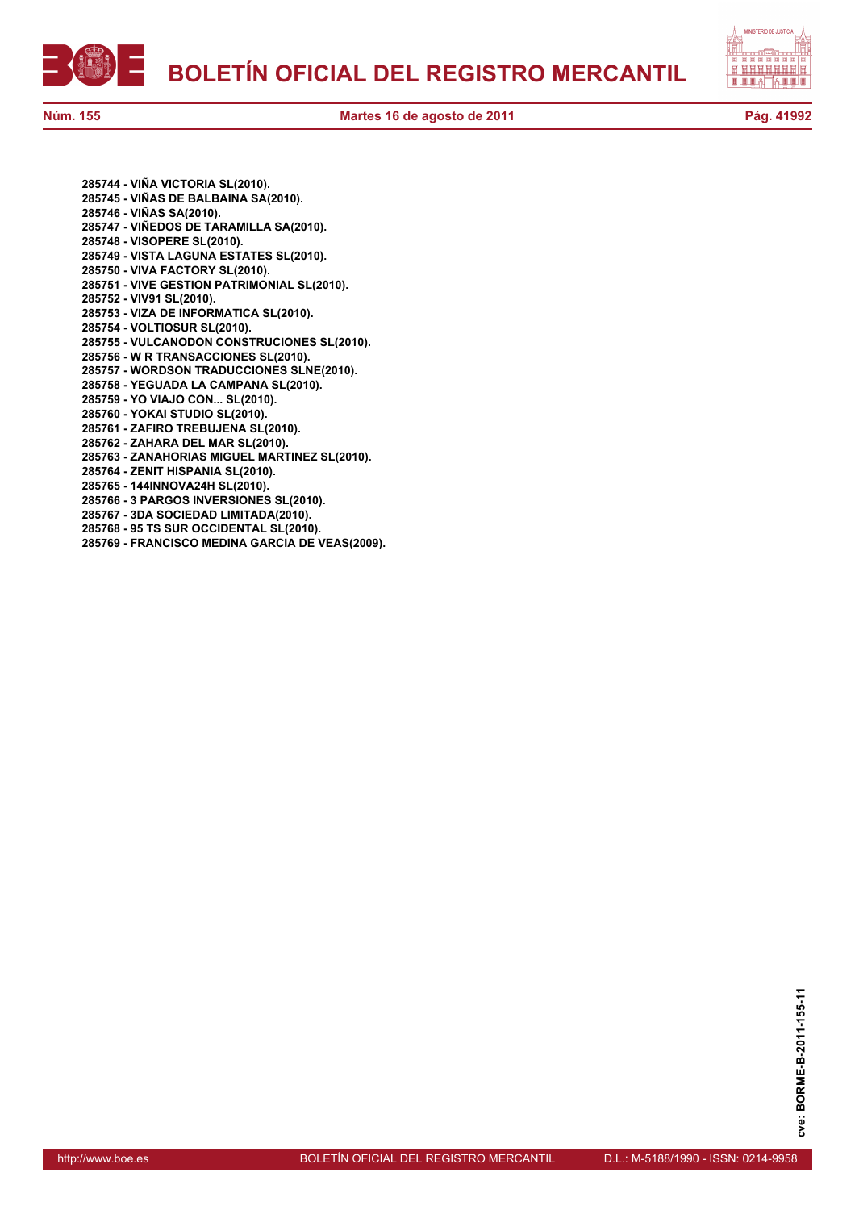**285744 - VIÑA VICTORIA SL(2010).**
**285745 - VIÑAS DE BALBAINA SA(2010).**
**285746 - VIÑAS SA(2010).**
**285747 - VIÑEDOS DE TARAMILLA SA(2010).**
**285748 - VISOPERE SL(2010).**
**285749 - VISTA LAGUNA ESTATES SL(2010).**
**285750 - VIVA FACTORY SL(2010).**
**285751 - VIVE GESTION PATRIMONIAL SL(2010).**
**285752 - VIV91 SL(2010).**
**285753 - VIZA DE INFORMATICA SL(2010).**
**285754 - VOLTIOSUR SL(2010).**
**285755 - VULCANODON CONSTRUCIONES SL(2010).**
**285756 - W R TRANSACCIONES SL(2010).**
**285757 - WORDSON TRADUCCIONES SLNE(2010).**
**285758 - YEGUADA LA CAMPANA SL(2010).**
**285759 - YO VIAJO CON... SL(2010).**
**285760 - YOKAI STUDIO SL(2010).**
**285761 - ZAFIRO TREBUJENA SL(2010).**
**285762 - ZAHARA DEL MAR SL(2010).**
**285763 - ZANAHORIAS MIGUEL MARTINEZ SL(2010).**
**285764 - ZENIT HISPANIA SL(2010).**
**285765 - 144INNOVA24H SL(2010).**
**285766 - 3 PARGOS INVERSIONES SL(2010).**
**285767 - 3DA SOCIEDAD LIMITADA(2010).**
**285768 - 95 TS SUR OCCIDENTAL SL(2010).**
**285769 - FRANCISCO MEDINA GARCIA DE VEAS(2009).**